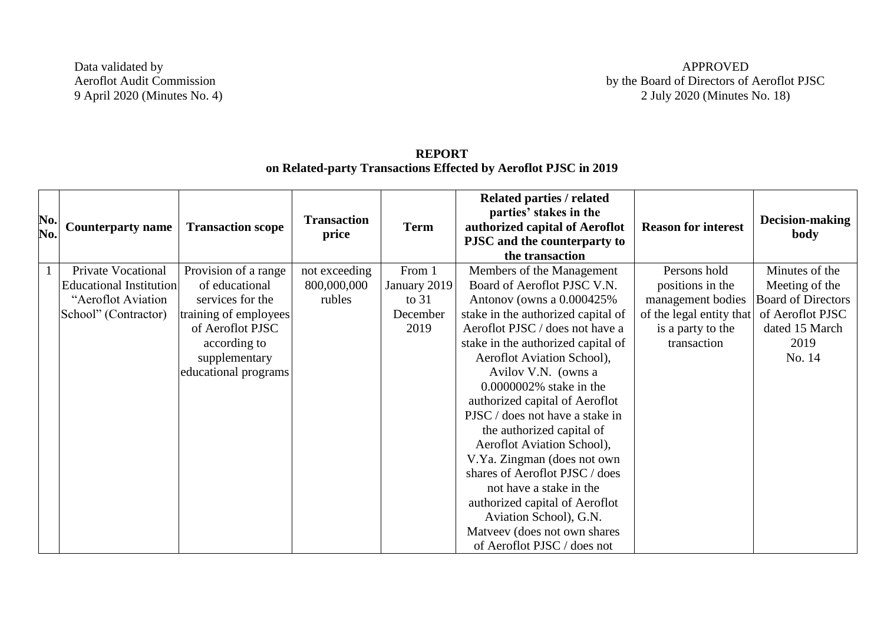Data validated by
Aeroflot Audit Commission
9 April 2020 (Minutes No. 4)

APPROVED
by the Board of Directors of Aeroflot PJSC
2 July 2020 (Minutes No. 18)

**REPORT**
**on Related-party Transactions Effected by Aeroflot PJSC in 2019**

| No. No. | Counterparty name | Transaction scope | Transaction price | Term | Related parties / related parties' stakes in the authorized capital of Aeroflot PJSC and the counterparty to the transaction | Reason for interest | Decision-making body |
|---|---|---|---|---|---|---|---|
| 1 | Private Vocational Educational Institution "Aeroflot Aviation School" (Contractor) | Provision of a range of educational services for the training of employees of Aeroflot PJSC according to supplementary educational programs | not exceeding 800,000,000 rubles | From 1 January 2019 to 31 December 2019 | Members of the Management Board of Aeroflot PJSC V.N. Antonov (owns a 0.000425% stake in the authorized capital of Aeroflot PJSC / does not have a stake in the authorized capital of Aeroflot Aviation School), Avilov V.N. (owns a 0.0000002% stake in the authorized capital of Aeroflot PJSC / does not have a stake in the authorized capital of Aeroflot Aviation School), V.Ya. Zingman (does not own shares of Aeroflot PJSC / does not have a stake in the authorized capital of Aeroflot Aviation School), G.N. Matveev (does not own shares of Aeroflot PJSC / does not | Persons hold positions in the management bodies of the legal entity that is a party to the transaction | Minutes of the Meeting of the Board of Directors of Aeroflot PJSC dated 15 March 2019 No. 14 |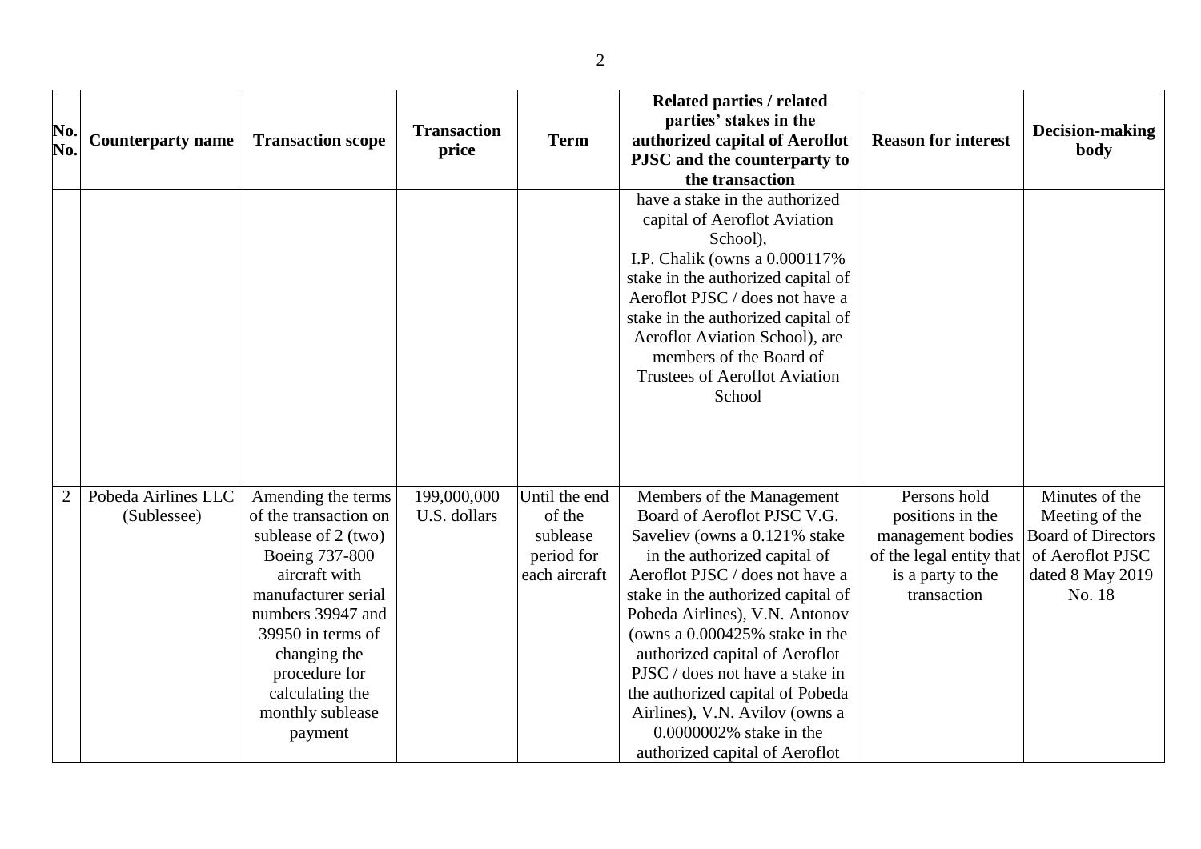| No. No. | Counterparty name | Transaction scope | Transaction price | Term | Related parties / related parties' stakes in the authorized capital of Aeroflot PJSC and the counterparty to the transaction | Reason for interest | Decision-making body |
|---|---|---|---|---|---|---|---|
| | | | | | have a stake in the authorized capital of Aeroflot Aviation School), I.P. Chalik (owns a 0.000117% stake in the authorized capital of Aeroflot PJSC / does not have a stake in the authorized capital of Aeroflot Aviation School), are members of the Board of Trustees of Aeroflot Aviation School | | |
| 2 | Pobeda Airlines LLC (Sublessee) | Amending the terms of the transaction on sublease of 2 (two) Boeing 737-800 aircraft with manufacturer serial numbers 39947 and 39950 in terms of changing the procedure for calculating the monthly sublease payment | 199,000,000 U.S. dollars | Until the end of the sublease period for each aircraft | Members of the Management Board of Aeroflot PJSC V.G. Saveliev (owns a 0.121% stake in the authorized capital of Aeroflot PJSC / does not have a stake in the authorized capital of Pobeda Airlines), V.N. Antonov (owns a 0.000425% stake in the authorized capital of Aeroflot PJSC / does not have a stake in the authorized capital of Pobeda Airlines), V.N. Avilov (owns a 0.0000002% stake in the authorized capital of Aeroflot | Persons hold positions in the management bodies of the legal entity that is a party to the transaction | Minutes of the Meeting of the Board of Directors of Aeroflot PJSC dated 8 May 2019 No. 18 |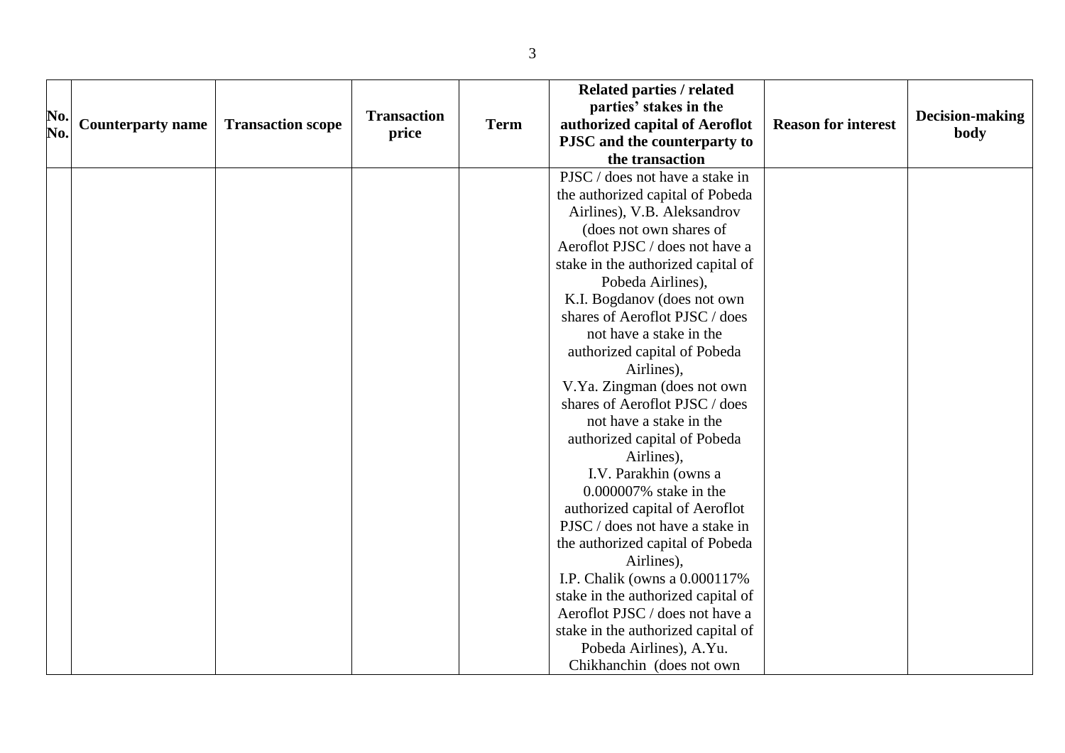| No. No. | Counterparty name | Transaction scope | Transaction price | Term | Related parties / related parties' stakes in the authorized capital of Aeroflot PJSC and the counterparty to the transaction | Reason for interest | Decision-making body |
|---|---|---|---|---|---|---|---|
| | | | | | PJSC / does not have a stake in the authorized capital of Pobeda Airlines), V.B. Aleksandrov (does not own shares of Aeroflot PJSC / does not have a stake in the authorized capital of Pobeda Airlines), K.I. Bogdanov (does not own shares of Aeroflot PJSC / does not have a stake in the authorized capital of Pobeda Airlines), V.Ya. Zingman (does not own shares of Aeroflot PJSC / does not have a stake in the authorized capital of Pobeda Airlines), I.V. Parakhin (owns a 0.000007% stake in the authorized capital of Aeroflot PJSC / does not have a stake in the authorized capital of Pobeda Airlines), I.P. Chalik (owns a 0.000117% stake in the authorized capital of Aeroflot PJSC / does not have a stake in the authorized capital of Pobeda Airlines), A.Yu. Chikhanchin (does not own | | |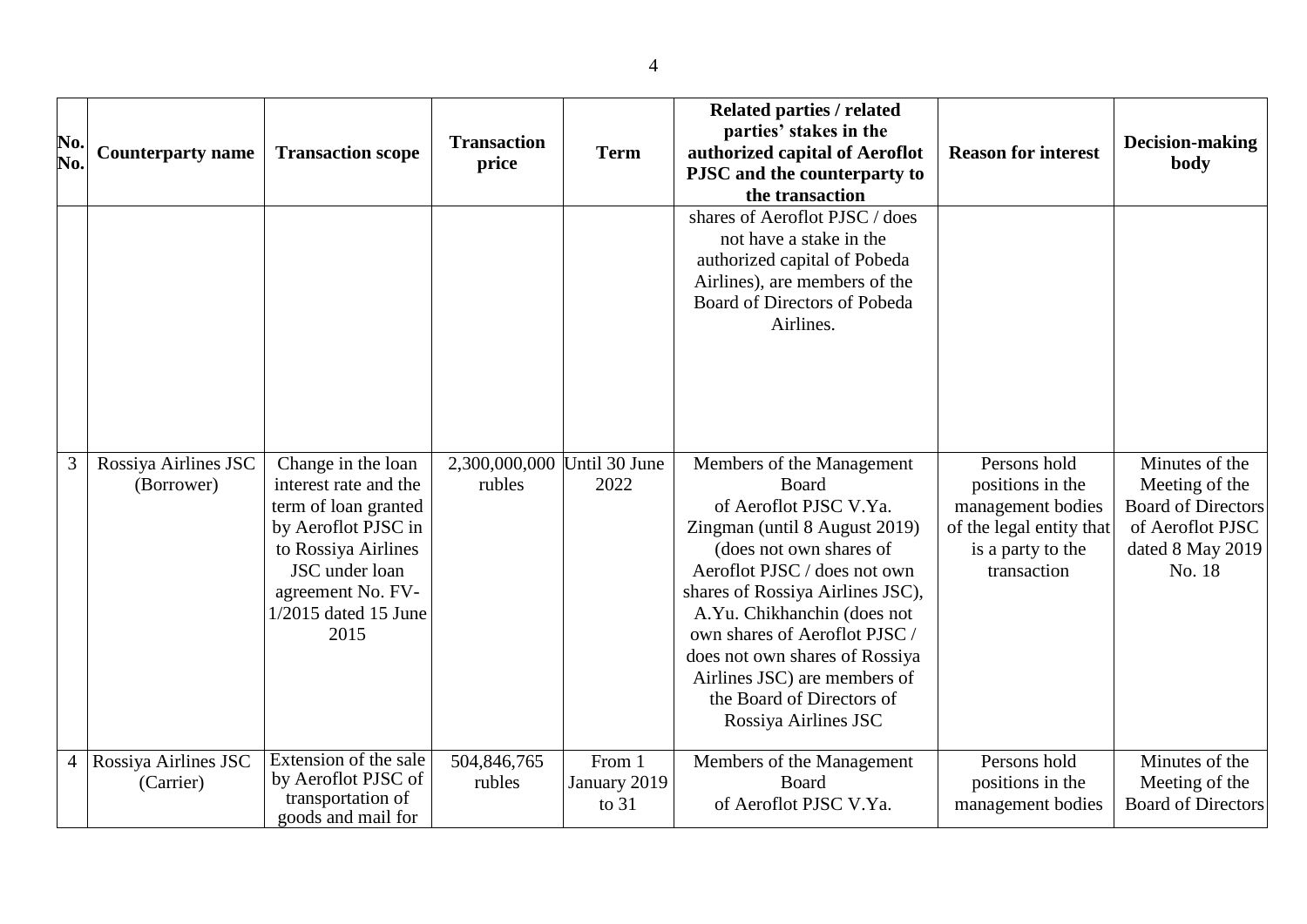| No. No. | Counterparty name | Transaction scope | Transaction price | Term | Related parties / related parties' stakes in the authorized capital of Aeroflot PJSC and the counterparty to the transaction | Reason for interest | Decision-making body |
|---|---|---|---|---|---|---|---|
| | | | | | shares of Aeroflot PJSC / does not have a stake in the authorized capital of Pobeda Airlines), are members of the Board of Directors of Pobeda Airlines. | | |
| 3 | Rossiya Airlines JSC (Borrower) | Change in the loan interest rate and the term of loan granted by Aeroflot PJSC in to Rossiya Airlines JSC under loan agreement No. FV-1/2015 dated 15 June 2015 | 2,300,000,000 rubles | Until 30 June 2022 | Members of the Management Board of Aeroflot PJSC V.Ya. Zingman (until 8 August 2019) (does not own shares of Aeroflot PJSC / does not own shares of Rossiya Airlines JSC), A.Yu. Chikhanchin (does not own shares of Aeroflot PJSC / does not own shares of Rossiya Airlines JSC) are members of the Board of Directors of Rossiya Airlines JSC | Persons hold positions in the management bodies of the legal entity that is a party to the transaction | Minutes of the Meeting of the Board of Directors of Aeroflot PJSC dated 8 May 2019 No. 18 |
| 4 | Rossiya Airlines JSC (Carrier) | Extension of the sale by Aeroflot PJSC of transportation of goods and mail for | 504,846,765 rubles | From 1 January 2019 to 31 | Members of the Management Board of Aeroflot PJSC V.Ya. | Persons hold positions in the management bodies | Minutes of the Meeting of the Board of Directors |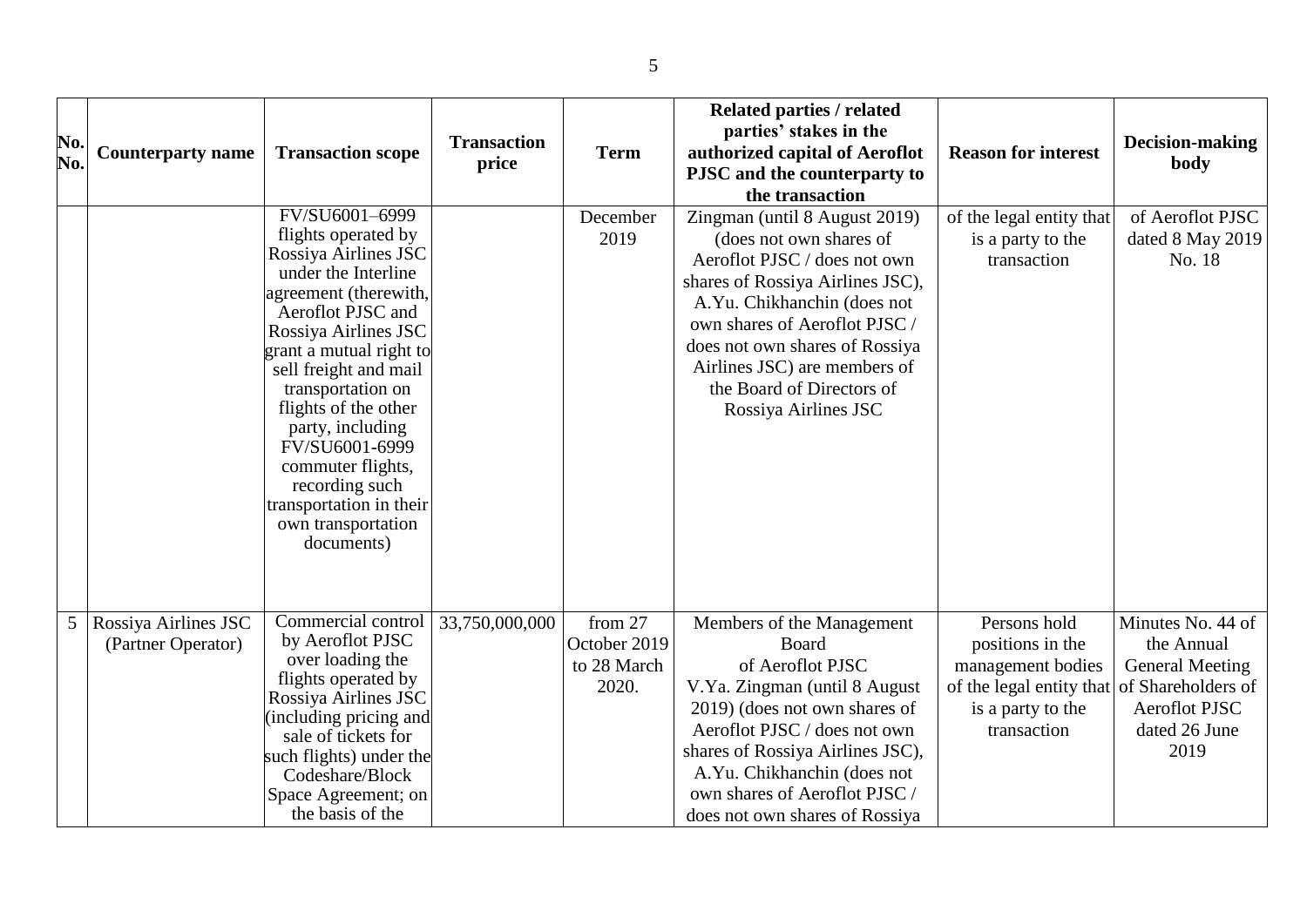| No. No. | Counterparty name | Transaction scope | Transaction price | Term | Related parties / related parties' stakes in the authorized capital of Aeroflot PJSC and the counterparty to the transaction | Reason for interest | Decision-making body |
|---|---|---|---|---|---|---|---|
| | | FV/SU6001–6999 flights operated by Rossiya Airlines JSC under the Interline agreement (therewith, Aeroflot PJSC and Rossiya Airlines JSC grant a mutual right to sell freight and mail transportation on flights of the other party, including FV/SU6001-6999 commuter flights, recording such transportation in their own transportation documents) | | December 2019 | Zingman (until 8 August 2019) (does not own shares of Aeroflot PJSC / does not own shares of Rossiya Airlines JSC), A.Yu. Chikhanchin (does not own shares of Aeroflot PJSC / does not own shares of Rossiya Airlines JSC) are members of the Board of Directors of Rossiya Airlines JSC | of the legal entity that is a party to the transaction | of Aeroflot PJSC dated 8 May 2019 No. 18 |
| 5 | Rossiya Airlines JSC (Partner Operator) | Commercial control by Aeroflot PJSC over loading the flights operated by Rossiya Airlines JSC (including pricing and sale of tickets for such flights) under the Codeshare/Block Space Agreement; on the basis of the | 33,750,000,000 | from 27 October 2019 to 28 March 2020. | Members of the Management Board of Aeroflot PJSC V.Ya. Zingman (until 8 August 2019) (does not own shares of Aeroflot PJSC / does not own shares of Rossiya Airlines JSC), A.Yu. Chikhanchin (does not own shares of Aeroflot PJSC / does not own shares of Rossiya | Persons hold positions in the management bodies of the legal entity that is a party to the transaction | Minutes No. 44 of the Annual General Meeting of Shareholders of Aeroflot PJSC dated 26 June 2019 |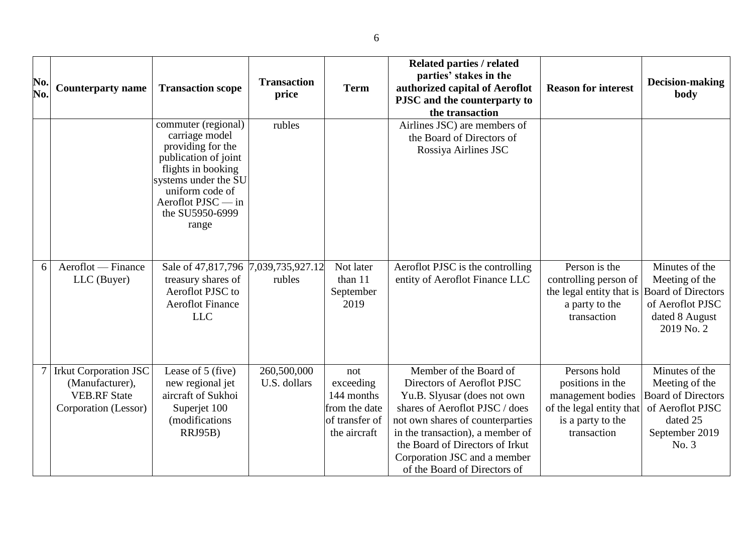| No. No. | Counterparty name | Transaction scope | Transaction price | Term | Related parties / related parties' stakes in the authorized capital of Aeroflot PJSC and the counterparty to the transaction | Reason for interest | Decision-making body |
|---|---|---|---|---|---|---|---|
| | | commuter (regional) carriage model providing for the publication of joint flights in booking systems under the SU uniform code of Aeroflot PJSC — in the SU5950-6999 range | rubles | | Airlines JSC) are members of the Board of Directors of Rossiya Airlines JSC | | |
| 6 | Aeroflot — Finance LLC (Buyer) | Sale of 47,817,796 treasury shares of Aeroflot PJSC to Aeroflot Finance LLC | 7,039,735,927.12 rubles | Not later than 11 September 2019 | Aeroflot PJSC is the controlling entity of Aeroflot Finance LLC | Person is the controlling person of the legal entity that is a party to the transaction | Minutes of the Meeting of the Board of Directors of Aeroflot PJSC dated 8 August 2019 No. 2 |
| 7 | Irkut Corporation JSC (Manufacturer), VEB.RF State Corporation (Lessor) | Lease of 5 (five) new regional jet aircraft of Sukhoi Superjet 100 (modifications RRJ95B) | 260,500,000 U.S. dollars | not exceeding 144 months from the date of transfer of the aircraft | Member of the Board of Directors of Aeroflot PJSC Yu.B. Slyusar (does not own shares of Aeroflot PJSC / does not own shares of counterparties in the transaction), a member of the Board of Directors of Irkut Corporation JSC and a member of the Board of Directors of | Persons hold positions in the management bodies of the legal entity that is a party to the transaction | Minutes of the Meeting of the Board of Directors of Aeroflot PJSC dated 25 September 2019 No. 3 |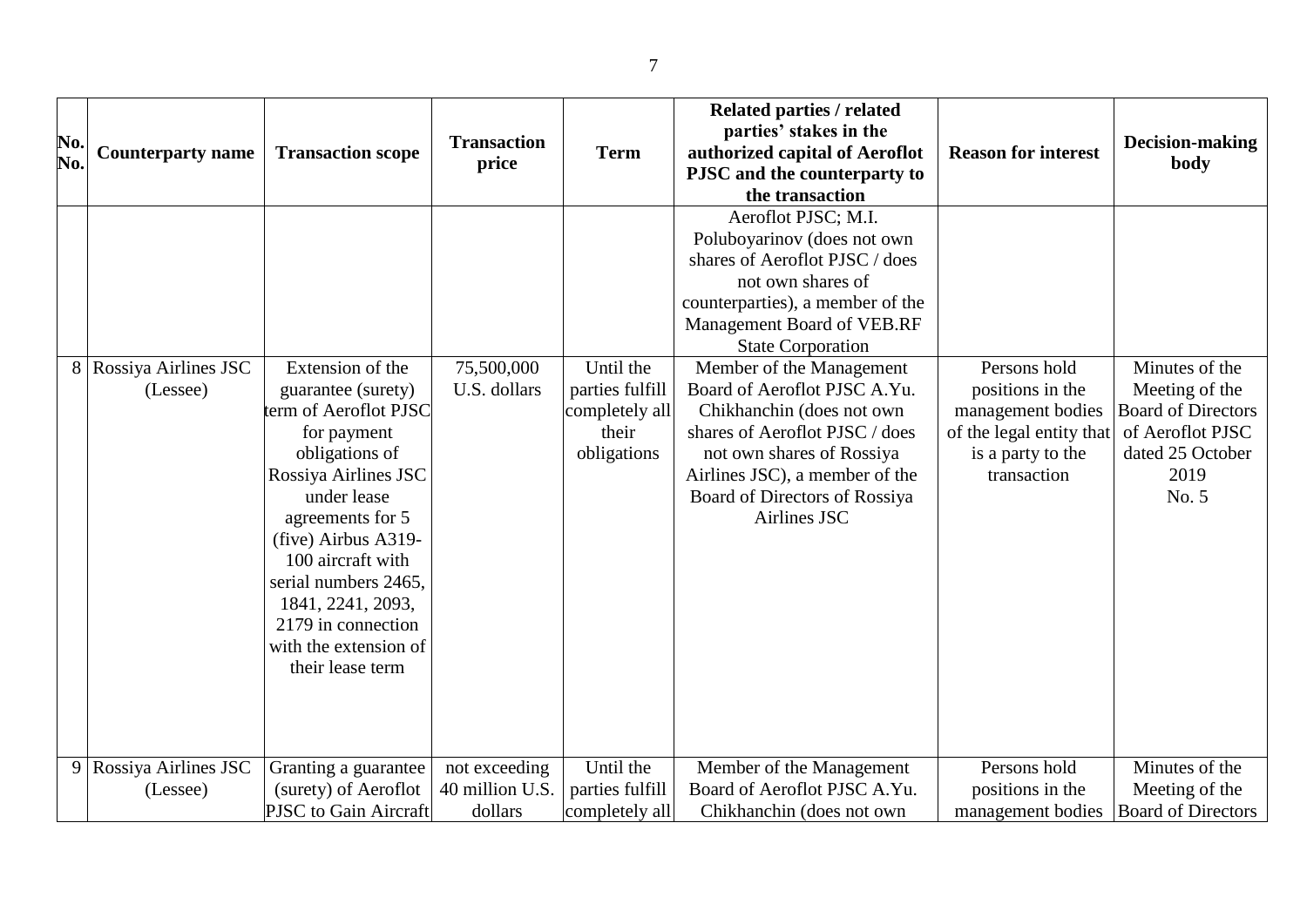| No. No. | Counterparty name | Transaction scope | Transaction price | Term | Related parties / related parties' stakes in the authorized capital of Aeroflot PJSC and the counterparty to the transaction | Reason for interest | Decision-making body |
|---|---|---|---|---|---|---|---|
| | | | | | Aeroflot PJSC; M.I. Poluboyarinov (does not own shares of Aeroflot PJSC / does not own shares of counterparties), a member of the Management Board of VEB.RF State Corporation | | |
| 8 | Rossiya Airlines JSC (Lessee) | Extension of the guarantee (surety) term of Aeroflot PJSC for payment obligations of Rossiya Airlines JSC under lease agreements for 5 (five) Airbus A319-100 aircraft with serial numbers 2465, 1841, 2241, 2093, 2179 in connection with the extension of their lease term | 75,500,000 U.S. dollars | Until the parties fulfill completely all their obligations | Member of the Management Board of Aeroflot PJSC A.Yu. Chikhanchin (does not own shares of Aeroflot PJSC / does not own shares of Rossiya Airlines JSC), a member of the Board of Directors of Rossiya Airlines JSC | Persons hold positions in the management bodies of the legal entity that is a party to the transaction | Minutes of the Meeting of the Board of Directors of Aeroflot PJSC dated 25 October 2019 No. 5 |
| 9 | Rossiya Airlines JSC (Lessee) | Granting a guarantee (surety) of Aeroflot PJSC to Gain Aircraft | not exceeding 40 million U.S. dollars | Until the parties fulfill completely all | Member of the Management Board of Aeroflot PJSC A.Yu. Chikhanchin (does not own | Persons hold positions in the management bodies | Minutes of the Meeting of the Board of Directors |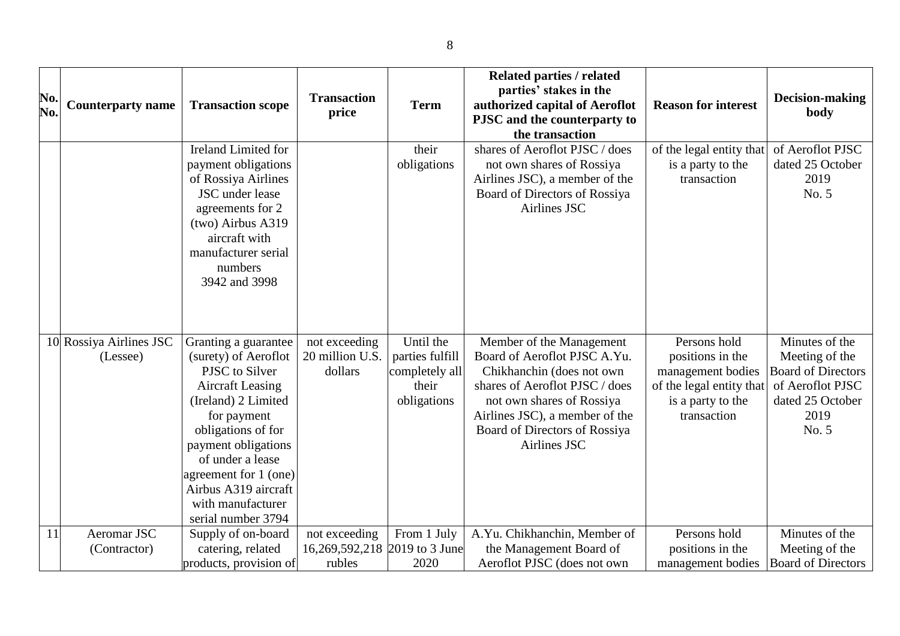| No. No. | Counterparty name | Transaction scope | Transaction price | Term | Related parties / related parties' stakes in the authorized capital of Aeroflot PJSC and the counterparty to the transaction | Reason for interest | Decision-making body |
|---|---|---|---|---|---|---|---|
| | | Ireland Limited for payment obligations of Rossiya Airlines JSC under lease agreements for 2 (two) Airbus A319 aircraft with manufacturer serial numbers 3942 and 3998 | | their obligations | shares of Aeroflot PJSC / does not own shares of Rossiya Airlines JSC), a member of the Board of Directors of Rossiya Airlines JSC | of the legal entity that is a party to the transaction | of Aeroflot PJSC dated 25 October 2019 No. 5 |
| 10 | Rossiya Airlines JSC (Lessee) | Granting a guarantee (surety) of Aeroflot PJSC to Silver Aircraft Leasing (Ireland) 2 Limited for payment obligations of for payment obligations of under a lease agreement for 1 (one) Airbus A319 aircraft with manufacturer serial number 3794 | not exceeding 20 million U.S. dollars | Until the parties fulfill completely all their obligations | Member of the Management Board of Aeroflot PJSC A.Yu. Chikhanchin (does not own shares of Aeroflot PJSC / does not own shares of Rossiya Airlines JSC), a member of the Board of Directors of Rossiya Airlines JSC | Persons hold positions in the management bodies of the legal entity that is a party to the transaction | Minutes of the Meeting of the Board of Directors of Aeroflot PJSC dated 25 October 2019 No. 5 |
| 11 | Aeromar JSC (Contractor) | Supply of on-board catering, related products, provision of | not exceeding 16,269,592,218 rubles | From 1 July 2019 to 3 June 2020 | A.Yu. Chikhanchin, Member of the Management Board of Aeroflot PJSC (does not own | Persons hold positions in the management bodies | Minutes of the Meeting of the Board of Directors |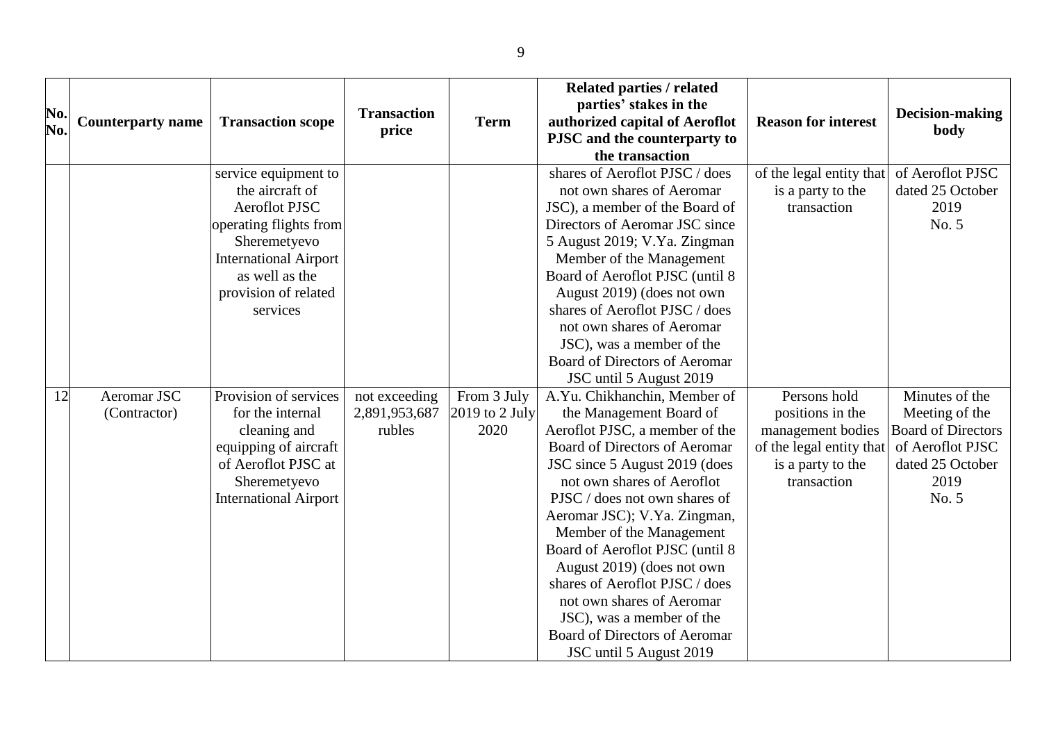| No. No. | Counterparty name | Transaction scope | Transaction price | Term | Related parties / related parties' stakes in the authorized capital of Aeroflot PJSC and the counterparty to the transaction | Reason for interest | Decision-making body |
|---|---|---|---|---|---|---|---|
| | | service equipment to the aircraft of Aeroflot PJSC operating flights from Sheremetyevo International Airport as well as the provision of related services | | | shares of Aeroflot PJSC / does not own shares of Aeromar JSC), a member of the Board of Directors of Aeromar JSC since 5 August 2019; V.Ya. Zingman Member of the Management Board of Aeroflot PJSC (until 8 August 2019) (does not own shares of Aeroflot PJSC / does not own shares of Aeromar JSC), was a member of the Board of Directors of Aeromar JSC until 5 August 2019 | of the legal entity that is a party to the transaction | of Aeroflot PJSC dated 25 October 2019 No. 5 |
| 12 | Aeromar JSC (Contractor) | Provision of services for the internal cleaning and equipping of aircraft of Aeroflot PJSC at Sheremetyevo International Airport | not exceeding 2,891,953,687 rubles | From 3 July 2019 to 2 July 2020 | A.Yu. Chikhanchin, Member of the Management Board of Aeroflot PJSC, a member of the Board of Directors of Aeromar JSC since 5 August 2019 (does not own shares of Aeroflot PJSC / does not own shares of Aeromar JSC); V.Ya. Zingman, Member of the Management Board of Aeroflot PJSC (until 8 August 2019) (does not own shares of Aeroflot PJSC / does not own shares of Aeromar JSC), was a member of the Board of Directors of Aeromar JSC until 5 August 2019 | Persons hold positions in the management bodies of the legal entity that is a party to the transaction | Minutes of the Meeting of the Board of Directors of Aeroflot PJSC dated 25 October 2019 No. 5 |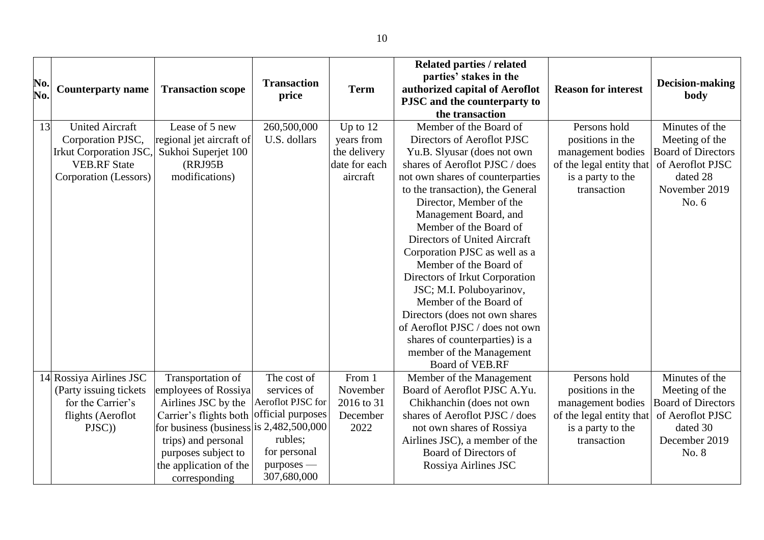| No. No. | Counterparty name | Transaction scope | Transaction price | Term | Related parties / related parties' stakes in the authorized capital of Aeroflot PJSC and the counterparty to the transaction | Reason for interest | Decision-making body |
|---|---|---|---|---|---|---|---|
| 13 | United Aircraft Corporation PJSC, Irkut Corporation JSC, VEB.RF State Corporation (Lessors) | Lease of 5 new regional jet aircraft of Sukhoi Superjet 100 (RRJ95B modifications) | 260,500,000 U.S. dollars | Up to 12 years from the delivery date for each aircraft | Member of the Board of Directors of Aeroflot PJSC Yu.B. Slyusar (does not own shares of Aeroflot PJSC / does not own shares of counterparties to the transaction), the General Director, Member of the Management Board, and Member of the Board of Directors of United Aircraft Corporation PJSC as well as a Member of the Board of Directors of Irkut Corporation JSC; M.I. Poluboyarinov, Member of the Board of Directors (does not own shares of Aeroflot PJSC / does not own shares of counterparties) is a member of the Management Board of VEB.RF | Persons hold positions in the management bodies of the legal entity that is a party to the transaction | Minutes of the Meeting of the Board of Directors of Aeroflot PJSC dated 28 November 2019 No. 6 |
| 14 | Rossiya Airlines JSC (Party issuing tickets for the Carrier's flights (Aeroflot PJSC)) | Transportation of employees of Rossiya Airlines JSC by the Carrier's flights both for business (business trips) and personal purposes subject to the application of the corresponding | The cost of services of Aeroflot PJSC for official purposes is 2,482,500,000 rubles; for personal purposes — 307,680,000 | From 1 November 2016 to 31 December 2022 | Member of the Management Board of Aeroflot PJSC A.Yu. Chikhanchin (does not own shares of Aeroflot PJSC / does not own shares of Rossiya Airlines JSC), a member of the Board of Directors of Rossiya Airlines JSC | Persons hold positions in the management bodies of the legal entity that is a party to the transaction | Minutes of the Meeting of the Board of Directors of Aeroflot PJSC dated 30 December 2019 No. 8 |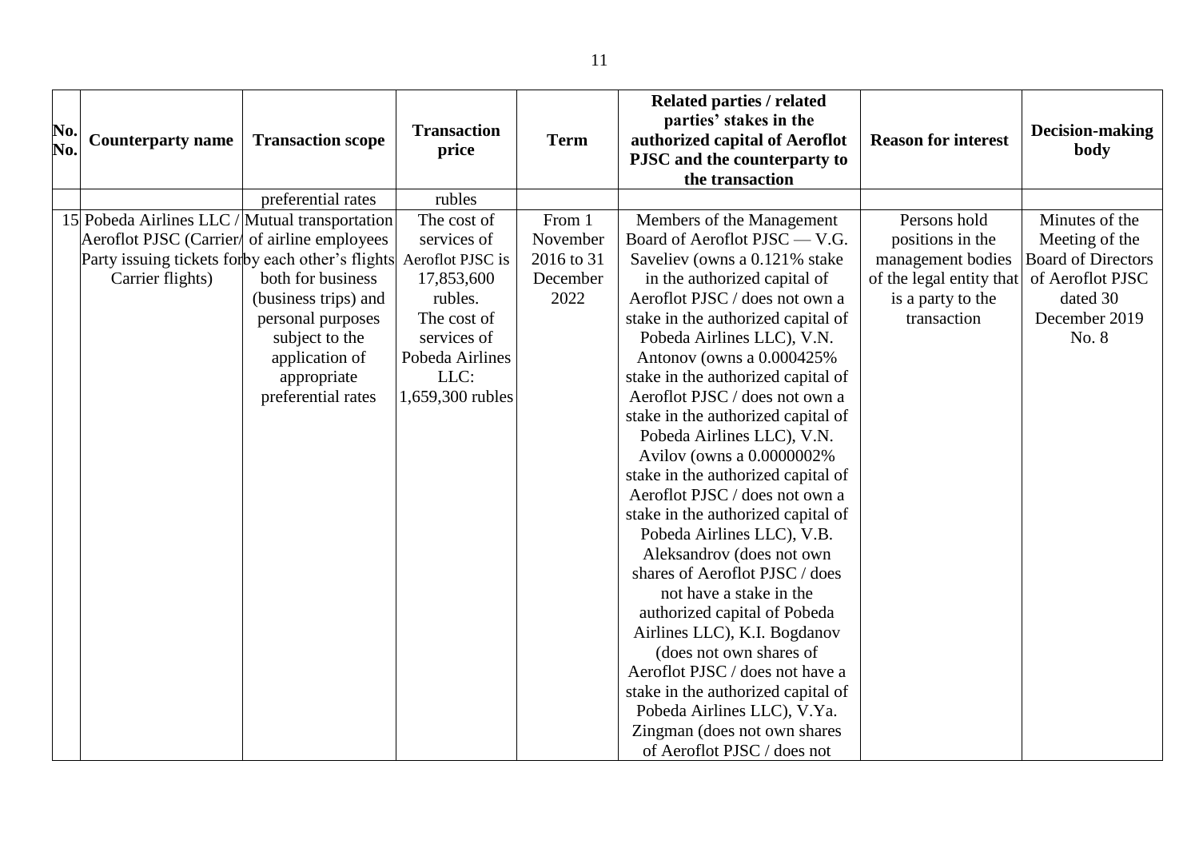| No. No. | Counterparty name | Transaction scope | Transaction price | Term | Related parties / related parties' stakes in the authorized capital of Aeroflot PJSC and the counterparty to the transaction | Reason for interest | Decision-making body |
|---|---|---|---|---|---|---|---|
| | | preferential rates | rubles | | | | |
| 15 | Pobeda Airlines LLC / Aeroflot PJSC (Carrier/ Party issuing tickets for Carrier flights) | Mutual transportation of airline employees by each other's flights both for business (business trips) and personal purposes subject to the application of appropriate preferential rates | The cost of services of Aeroflot PJSC is 17,853,600 rubles. The cost of services of Pobeda Airlines LLC: 1,659,300 rubles | From 1 November 2016 to 31 December 2022 | Members of the Management Board of Aeroflot PJSC — V.G. Saveliev (owns a 0.121% stake in the authorized capital of Aeroflot PJSC / does not own a stake in the authorized capital of Pobeda Airlines LLC), V.N. Antonov (owns a 0.000425% stake in the authorized capital of Aeroflot PJSC / does not own a stake in the authorized capital of Pobeda Airlines LLC), V.N. Avilov (owns a 0.0000002% stake in the authorized capital of Aeroflot PJSC / does not own a stake in the authorized capital of Pobeda Airlines LLC), V.B. Aleksandrov (does not own shares of Aeroflot PJSC / does not have a stake in the authorized capital of Pobeda Airlines LLC), K.I. Bogdanov (does not own shares of Aeroflot PJSC / does not have a stake in the authorized capital of Pobeda Airlines LLC), V.Ya. Zingman (does not own shares of Aeroflot PJSC / does not | Persons hold positions in the management bodies of the legal entity that is a party to the transaction | Minutes of the Meeting of the Board of Directors of Aeroflot PJSC dated 30 December 2019 No. 8 |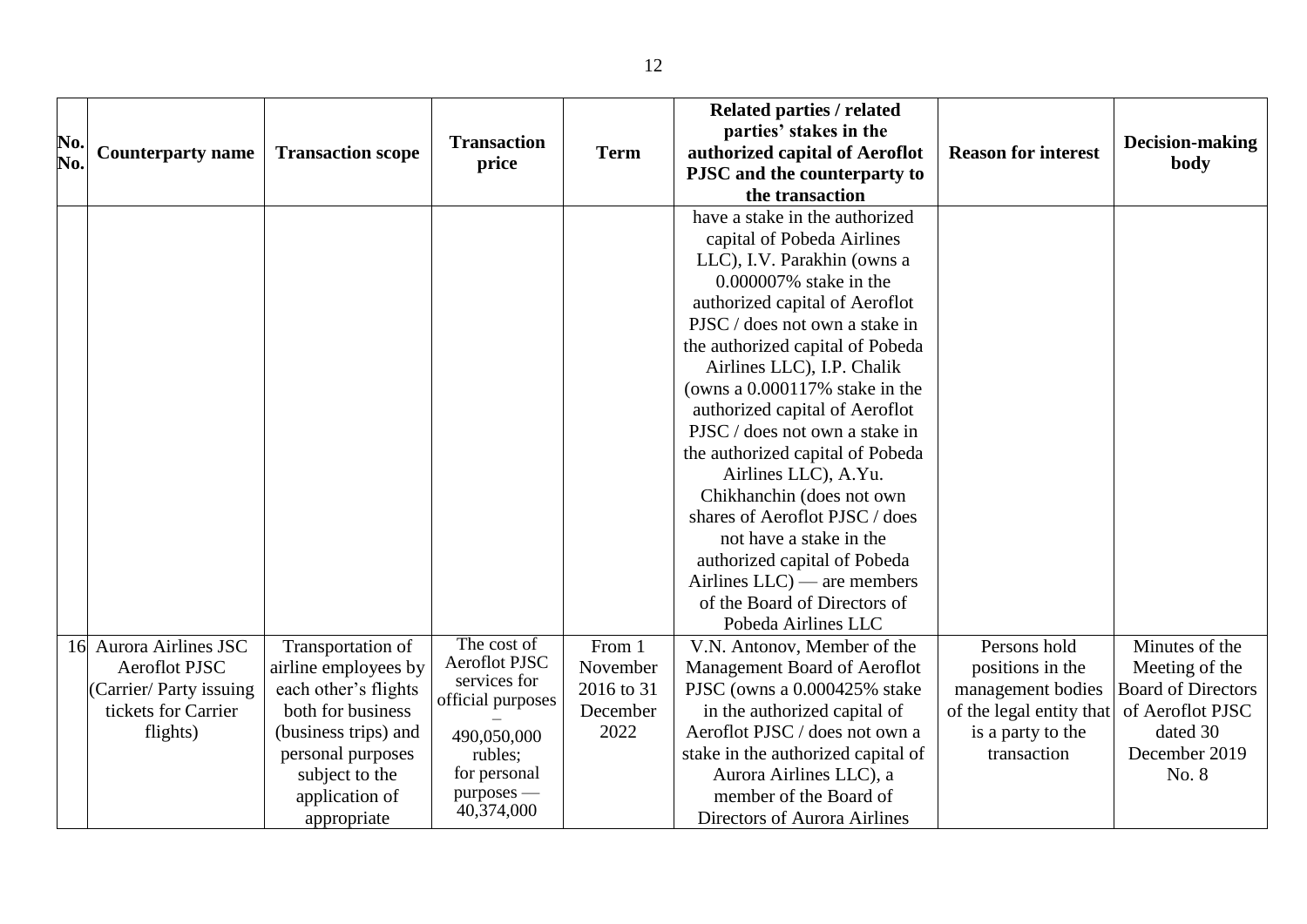| No. No. | Counterparty name | Transaction scope | Transaction price | Term | Related parties / related parties' stakes in the authorized capital of Aeroflot PJSC and the counterparty to the transaction | Reason for interest | Decision-making body |
|---|---|---|---|---|---|---|---|
| | | | | | have a stake in the authorized capital of Pobeda Airlines LLC), I.V. Parakhin (owns a 0.000007% stake in the authorized capital of Aeroflot PJSC / does not own a stake in the authorized capital of Pobeda Airlines LLC), I.P. Chalik (owns a 0.000117% stake in the authorized capital of Aeroflot PJSC / does not own a stake in the authorized capital of Pobeda Airlines LLC), A.Yu. Chikhanchin (does not own shares of Aeroflot PJSC / does not have a stake in the authorized capital of Pobeda Airlines LLC) — are members of the Board of Directors of Pobeda Airlines LLC | | |
| 16 | Aurora Airlines JSC Aeroflot PJSC (Carrier/ Party issuing tickets for Carrier flights) | Transportation of airline employees by each other's flights both for business (business trips) and personal purposes subject to the application of appropriate | The cost of Aeroflot PJSC services for official purposes – 490,050,000 rubles; for personal purposes — 40,374,000 | From 1 November 2016 to 31 December 2022 | V.N. Antonov, Member of the Management Board of Aeroflot PJSC (owns a 0.000425% stake in the authorized capital of Aeroflot PJSC / does not own a stake in the authorized capital of Aurora Airlines LLC), a member of the Board of Directors of Aurora Airlines | Persons hold positions in the management bodies of the legal entity that is a party to the transaction | Minutes of the Meeting of the Board of Directors of Aeroflot PJSC dated 30 December 2019 No. 8 |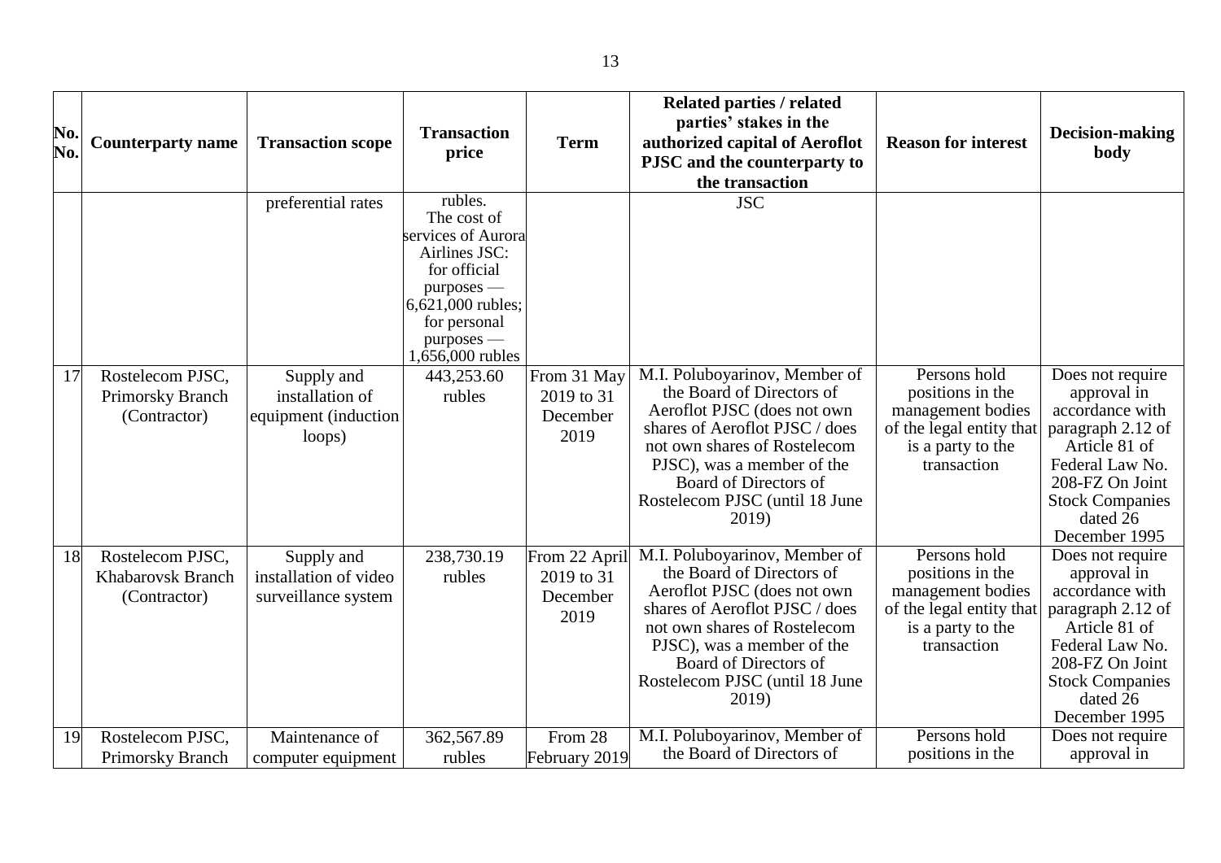| No. No. | Counterparty name | Transaction scope | Transaction price | Term | Related parties / related parties' stakes in the authorized capital of Aeroflot PJSC and the counterparty to the transaction | Reason for interest | Decision-making body |
|---|---|---|---|---|---|---|---|
| | | preferential rates | rubles. The cost of services of Aurora Airlines JSC: for official purposes — 6,621,000 rubles; for personal purposes — 1,656,000 rubles | | JSC | | |
| 17 | Rostelecom PJSC, Primorsky Branch (Contractor) | Supply and installation of equipment (induction loops) | 443,253.60 rubles | From 31 May 2019 to 31 December 2019 | M.I. Poluboyarinov, Member of the Board of Directors of Aeroflot PJSC (does not own shares of Aeroflot PJSC / does not own shares of Rostelecom PJSC), was a member of the Board of Directors of Rostelecom PJSC (until 18 June 2019) | Persons hold positions in the management bodies of the legal entity that is a party to the transaction | Does not require approval in accordance with paragraph 2.12 of Article 81 of Federal Law No. 208-FZ On Joint Stock Companies dated 26 December 1995 |
| 18 | Rostelecom PJSC, Khabarovsk Branch (Contractor) | Supply and installation of video surveillance system | 238,730.19 rubles | From 22 April 2019 to 31 December 2019 | M.I. Poluboyarinov, Member of the Board of Directors of Aeroflot PJSC (does not own shares of Aeroflot PJSC / does not own shares of Rostelecom PJSC), was a member of the Board of Directors of Rostelecom PJSC (until 18 June 2019) | Persons hold positions in the management bodies of the legal entity that is a party to the transaction | Does not require approval in accordance with paragraph 2.12 of Article 81 of Federal Law No. 208-FZ On Joint Stock Companies dated 26 December 1995 |
| 19 | Rostelecom PJSC, Primorsky Branch | Maintenance of computer equipment | 362,567.89 rubles | From 28 February 2019 | M.I. Poluboyarinov, Member of the Board of Directors of | Persons hold positions in the | Does not require approval in |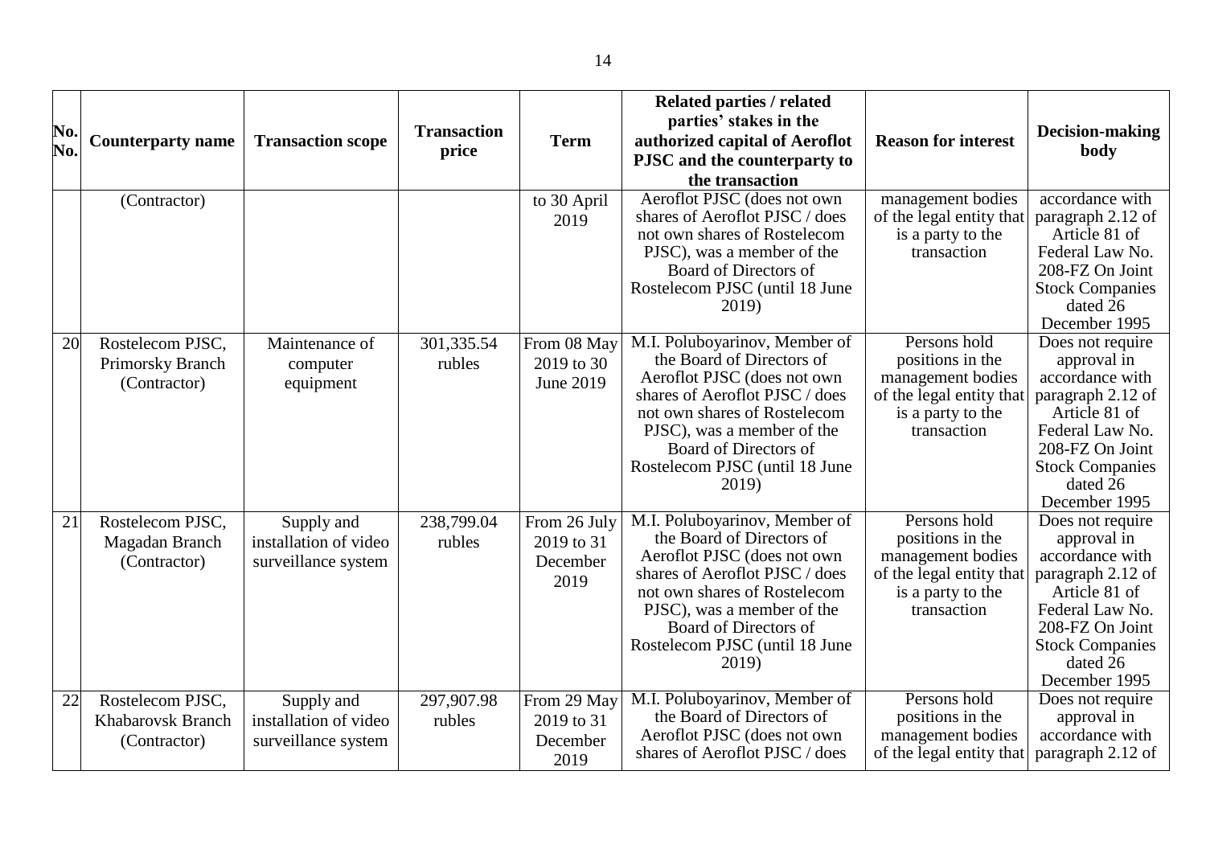| No. No. | Counterparty name | Transaction scope | Transaction price | Term | Related parties / related parties' stakes in the authorized capital of Aeroflot PJSC and the counterparty to the transaction | Reason for interest | Decision-making body |
|---|---|---|---|---|---|---|---|
| | (Contractor) | | | to 30 April 2019 | Aeroflot PJSC (does not own shares of Aeroflot PJSC / does not own shares of Rostelecom PJSC), was a member of the Board of Directors of Rostelecom PJSC (until 18 June 2019) | management bodies of the legal entity that is a party to the transaction | accordance with paragraph 2.12 of Article 81 of Federal Law No. 208-FZ On Joint Stock Companies dated 26 December 1995 |
| 20 | Rostelecom PJSC, Primorsky Branch (Contractor) | Maintenance of computer equipment | 301,335.54 rubles | From 08 May 2019 to 30 June 2019 | M.I. Poluboyarinov, Member of the Board of Directors of Aeroflot PJSC (does not own shares of Aeroflot PJSC / does not own shares of Rostelecom PJSC), was a member of the Board of Directors of Rostelecom PJSC (until 18 June 2019) | Persons hold positions in the management bodies of the legal entity that is a party to the transaction | Does not require approval in accordance with paragraph 2.12 of Article 81 of Federal Law No. 208-FZ On Joint Stock Companies dated 26 December 1995 |
| 21 | Rostelecom PJSC, Magadan Branch (Contractor) | Supply and installation of video surveillance system | 238,799.04 rubles | From 26 July 2019 to 31 December 2019 | M.I. Poluboyarinov, Member of the Board of Directors of Aeroflot PJSC (does not own shares of Aeroflot PJSC / does not own shares of Rostelecom PJSC), was a member of the Board of Directors of Rostelecom PJSC (until 18 June 2019) | Persons hold positions in the management bodies of the legal entity that is a party to the transaction | Does not require approval in accordance with paragraph 2.12 of Article 81 of Federal Law No. 208-FZ On Joint Stock Companies dated 26 December 1995 |
| 22 | Rostelecom PJSC, Khabarovsk Branch (Contractor) | Supply and installation of video surveillance system | 297,907.98 rubles | From 29 May 2019 to 31 December 2019 | M.I. Poluboyarinov, Member of the Board of Directors of Aeroflot PJSC (does not own shares of Aeroflot PJSC / does | Persons hold positions in the management bodies of the legal entity that | Does not require approval in accordance with paragraph 2.12 of |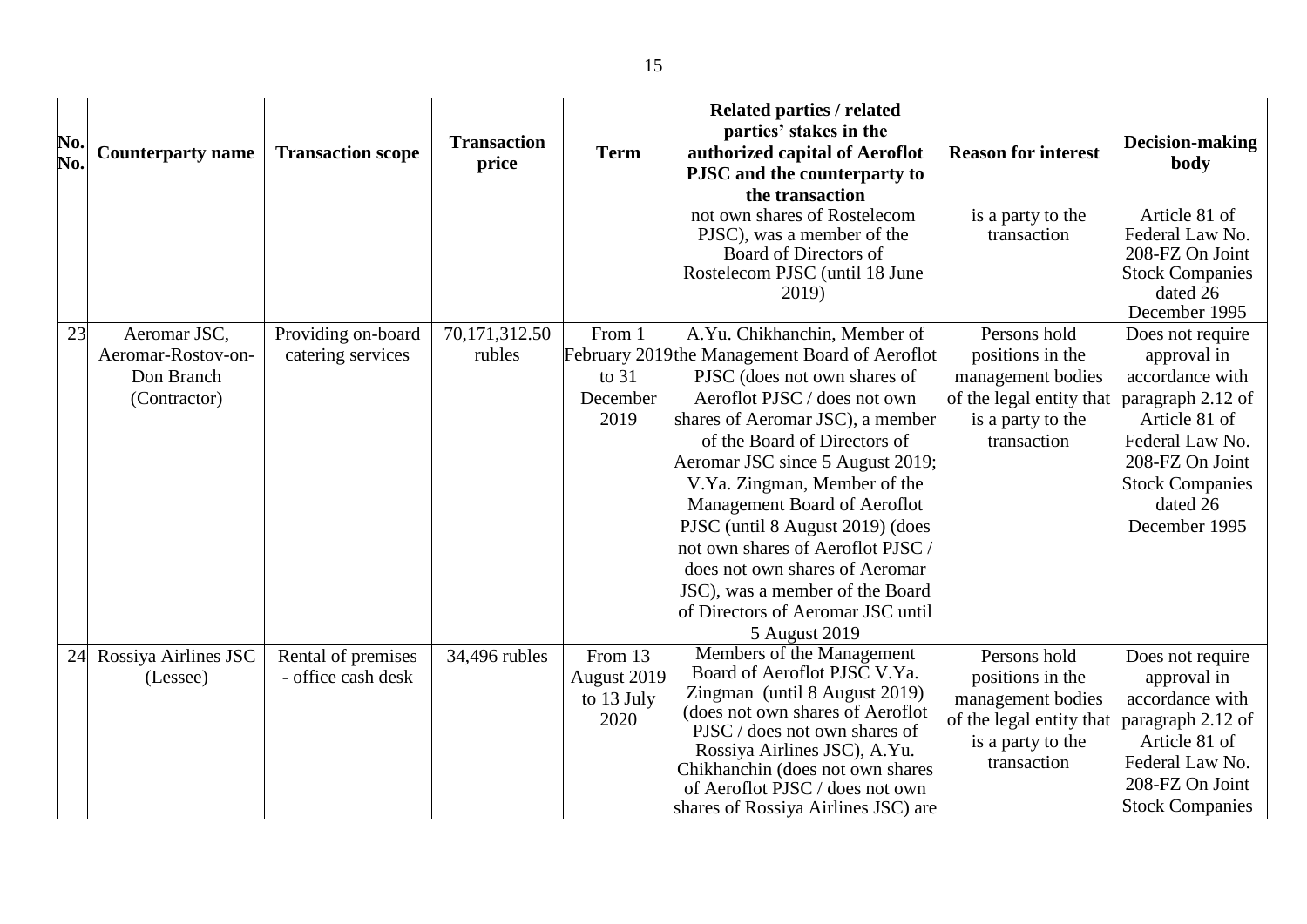| No. No. | Counterparty name | Transaction scope | Transaction price | Term | Related parties / related parties' stakes in the authorized capital of Aeroflot PJSC and the counterparty to the transaction | Reason for interest | Decision-making body |
|---|---|---|---|---|---|---|---|
| | | | | | not own shares of Rostelecom PJSC), was a member of the Board of Directors of Rostelecom PJSC (until 18 June 2019) | is a party to the transaction | Article 81 of Federal Law No. 208-FZ On Joint Stock Companies dated 26 December 1995 |
| 23 | Aeromar JSC, Aeromar-Rostov-on-Don Branch (Contractor) | Providing on-board catering services | 70,171,312.50 rubles | From 1 February 2019 to 31 December 2019 | A.Yu. Chikhanchin, Member of the Management Board of Aeroflot PJSC (does not own shares of Aeroflot PJSC / does not own shares of Aeromar JSC), a member of the Board of Directors of Aeromar JSC since 5 August 2019; V.Ya. Zingman, Member of the Management Board of Aeroflot PJSC (until 8 August 2019) (does not own shares of Aeroflot PJSC / does not own shares of Aeromar JSC), was a member of the Board of Directors of Aeromar JSC until 5 August 2019 | Persons hold positions in the management bodies of the legal entity that is a party to the transaction | Does not require approval in accordance with paragraph 2.12 of Article 81 of Federal Law No. 208-FZ On Joint Stock Companies dated 26 December 1995 |
| 24 | Rossiya Airlines JSC (Lessee) | Rental of premises - office cash desk | 34,496 rubles | From 13 August 2019 to 13 July 2020 | Members of the Management Board of Aeroflot PJSC V.Ya. Zingman (until 8 August 2019) (does not own shares of Aeroflot PJSC / does not own shares of Rossiya Airlines JSC), A.Yu. Chikhanchin (does not own shares of Aeroflot PJSC / does not own shares of Rossiya Airlines JSC) are | Persons hold positions in the management bodies of the legal entity that is a party to the transaction | Does not require approval in accordance with paragraph 2.12 of Article 81 of Federal Law No. 208-FZ On Joint Stock Companies |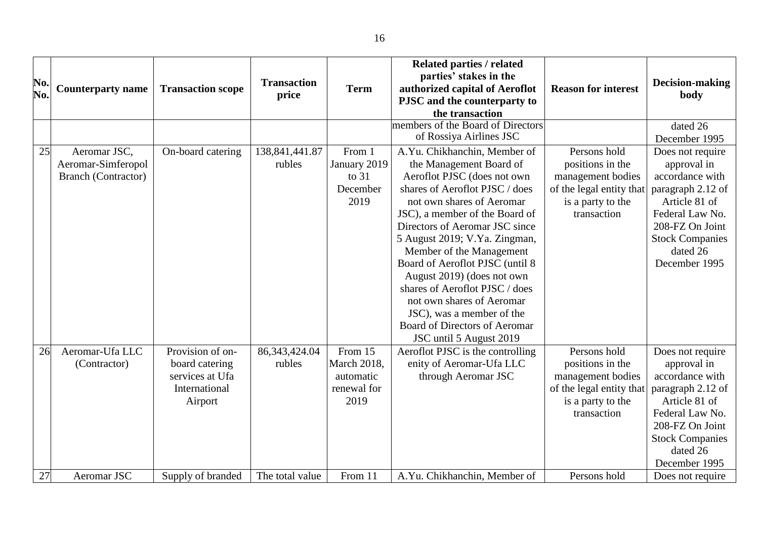| No. No. | Counterparty name | Transaction scope | Transaction price | Term | Related parties / related parties' stakes in the authorized capital of Aeroflot PJSC and the counterparty to the transaction | Reason for interest | Decision-making body |
|---|---|---|---|---|---|---|---|
| | | | | | members of the Board of Directors of Rossiya Airlines JSC | | dated 26 December 1995 |
| 25 | Aeromar JSC, Aeromar-Simferopol Branch (Contractor) | On-board catering | 138,841,441.87 rubles | From 1 January 2019 to 31 December 2019 | A.Yu. Chikhanchin, Member of the Management Board of Aeroflot PJSC (does not own shares of Aeroflot PJSC / does not own shares of Aeromar JSC), a member of the Board of Directors of Aeromar JSC since 5 August 2019; V.Ya. Zingman, Member of the Management Board of Aeroflot PJSC (until 8 August 2019) (does not own shares of Aeroflot PJSC / does not own shares of Aeromar JSC), was a member of the Board of Directors of Aeromar JSC until 5 August 2019 | Persons hold positions in the management bodies of the legal entity that is a party to the transaction | Does not require approval in accordance with paragraph 2.12 of Article 81 of Federal Law No. 208-FZ On Joint Stock Companies dated 26 December 1995 |
| 26 | Aeromar-Ufa LLC (Contractor) | Provision of on-board catering services at Ufa International Airport | 86,343,424.04 rubles | From 15 March 2018, automatic renewal for 2019 | Aeroflot PJSC is the controlling enity of Aeromar-Ufa LLC through Aeromar JSC | Persons hold positions in the management bodies of the legal entity that is a party to the transaction | Does not require approval in accordance with paragraph 2.12 of Article 81 of Federal Law No. 208-FZ On Joint Stock Companies dated 26 December 1995 |
| 27 | Aeromar JSC | Supply of branded | The total value | From 11 | A.Yu. Chikhanchin, Member of | Persons hold | Does not require |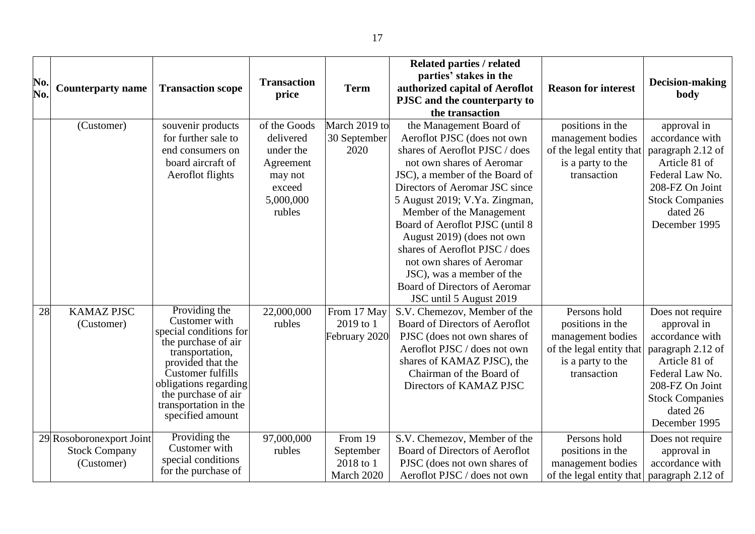| No. No. | Counterparty name | Transaction scope | Transaction price | Term | Related parties / related parties' stakes in the authorized capital of Aeroflot PJSC and the counterparty to the transaction | Reason for interest | Decision-making body |
|---|---|---|---|---|---|---|---|
| | (Customer) | souvenir products for further sale to end consumers on board aircraft of Aeroflot flights | of the Goods delivered under the Agreement may not exceed 5,000,000 rubles | March 2019 to 30 September 2020 | the Management Board of Aeroflot PJSC (does not own shares of Aeroflot PJSC / does not own shares of Aeromar JSC), a member of the Board of Directors of Aeromar JSC since 5 August 2019; V.Ya. Zingman, Member of the Management Board of Aeroflot PJSC (until 8 August 2019) (does not own shares of Aeroflot PJSC / does not own shares of Aeromar JSC), was a member of the Board of Directors of Aeromar JSC until 5 August 2019 | positions in the management bodies of the legal entity that is a party to the transaction | approval in accordance with paragraph 2.12 of Article 81 of Federal Law No. 208-FZ On Joint Stock Companies dated 26 December 1995 |
| 28 | KAMAZ PJSC (Customer) | Providing the Customer with special conditions for the purchase of air transportation, provided that the Customer fulfills obligations regarding the purchase of air transportation in the specified amount | 22,000,000 rubles | From 17 May 2019 to 1 February 2020 | S.V. Chemezov, Member of the Board of Directors of Aeroflot PJSC (does not own shares of Aeroflot PJSC / does not own shares of KAMAZ PJSC), the Chairman of the Board of Directors of KAMAZ PJSC | Persons hold positions in the management bodies of the legal entity that is a party to the transaction | Does not require approval in accordance with paragraph 2.12 of Article 81 of Federal Law No. 208-FZ On Joint Stock Companies dated 26 December 1995 |
| 29 | Rosoboronexport Joint Stock Company (Customer) | Providing the Customer with special conditions for the purchase of | 97,000,000 rubles | From 19 September 2018 to 1 March 2020 | S.V. Chemezov, Member of the Board of Directors of Aeroflot PJSC (does not own shares of Aeroflot PJSC / does not own | Persons hold positions in the management bodies of the legal entity that | Does not require approval in accordance with paragraph 2.12 of |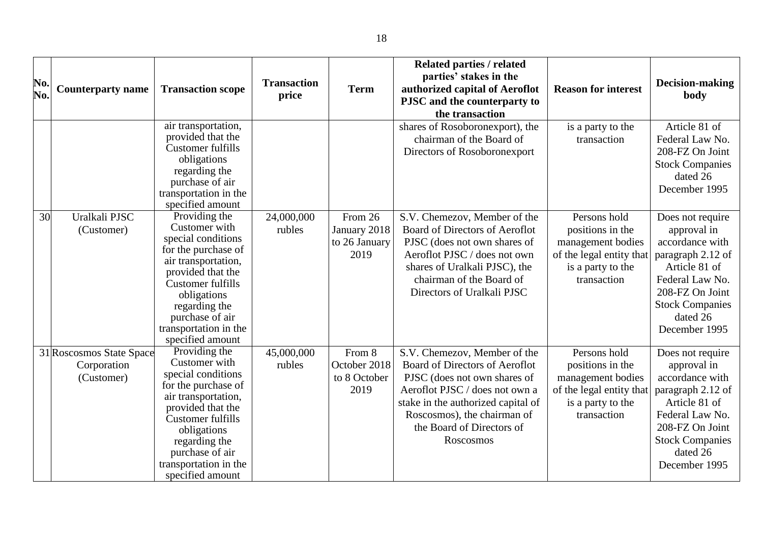| No. No. | Counterparty name | Transaction scope | Transaction price | Term | Related parties / related parties' stakes in the authorized capital of Aeroflot PJSC and the counterparty to the transaction | Reason for interest | Decision-making body |
|---|---|---|---|---|---|---|---|
| | | air transportation, provided that the Customer fulfills obligations regarding the purchase of air transportation in the specified amount | | | shares of Rosoboronexport), the chairman of the Board of Directors of Rosoboronexport | is a party to the transaction | Article 81 of Federal Law No. 208-FZ On Joint Stock Companies dated 26 December 1995 |
| 30 | Uralkali PJSC (Customer) | Providing the Customer with special conditions for the purchase of air transportation, provided that the Customer fulfills obligations regarding the purchase of air transportation in the specified amount | 24,000,000 rubles | From 26 January 2018 to 26 January 2019 | S.V. Chemezov, Member of the Board of Directors of Aeroflot PJSC (does not own shares of Aeroflot PJSC / does not own shares of Uralkali PJSC), the chairman of the Board of Directors of Uralkali PJSC | Persons hold positions in the management bodies of the legal entity that is a party to the transaction | Does not require approval in accordance with paragraph 2.12 of Article 81 of Federal Law No. 208-FZ On Joint Stock Companies dated 26 December 1995 |
| 31 | Roscosmos State Space Corporation (Customer) | Providing the Customer with special conditions for the purchase of air transportation, provided that the Customer fulfills obligations regarding the purchase of air transportation in the specified amount | 45,000,000 rubles | From 8 October 2018 to 8 October 2019 | S.V. Chemezov, Member of the Board of Directors of Aeroflot PJSC (does not own shares of Aeroflot PJSC / does not own a stake in the authorized capital of Roscosmos), the chairman of the Board of Directors of Roscosmos | Persons hold positions in the management bodies of the legal entity that is a party to the transaction | Does not require approval in accordance with paragraph 2.12 of Article 81 of Federal Law No. 208-FZ On Joint Stock Companies dated 26 December 1995 |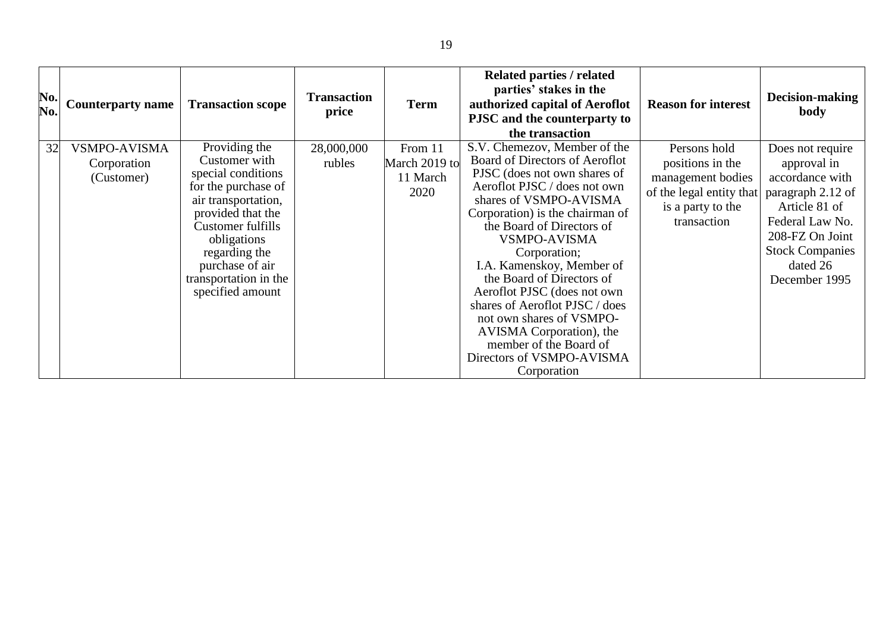| No. No. | Counterparty name | Transaction scope | Transaction price | Term | Related parties / related parties' stakes in the authorized capital of Aeroflot PJSC and the counterparty to the transaction | Reason for interest | Decision-making body |
|---|---|---|---|---|---|---|---|
| 32 | VSMPO-AVISMA Corporation (Customer) | Providing the Customer with special conditions for the purchase of air transportation, provided that the Customer fulfills obligations regarding the purchase of air transportation in the specified amount | 28,000,000 rubles | From 11 March 2019 to 11 March 2020 | S.V. Chemezov, Member of the Board of Directors of Aeroflot PJSC (does not own shares of Aeroflot PJSC / does not own shares of VSMPO-AVISMA Corporation) is the chairman of the Board of Directors of VSMPO-AVISMA Corporation; I.A. Kamenskoy, Member of the Board of Directors of Aeroflot PJSC (does not own shares of Aeroflot PJSC / does not own shares of VSMPO-AVISMA Corporation), the member of the Board of Directors of VSMPO-AVISMA Corporation | Persons hold positions in the management bodies of the legal entity that is a party to the transaction | Does not require approval in accordance with paragraph 2.12 of Article 81 of Federal Law No. 208-FZ On Joint Stock Companies dated 26 December 1995 |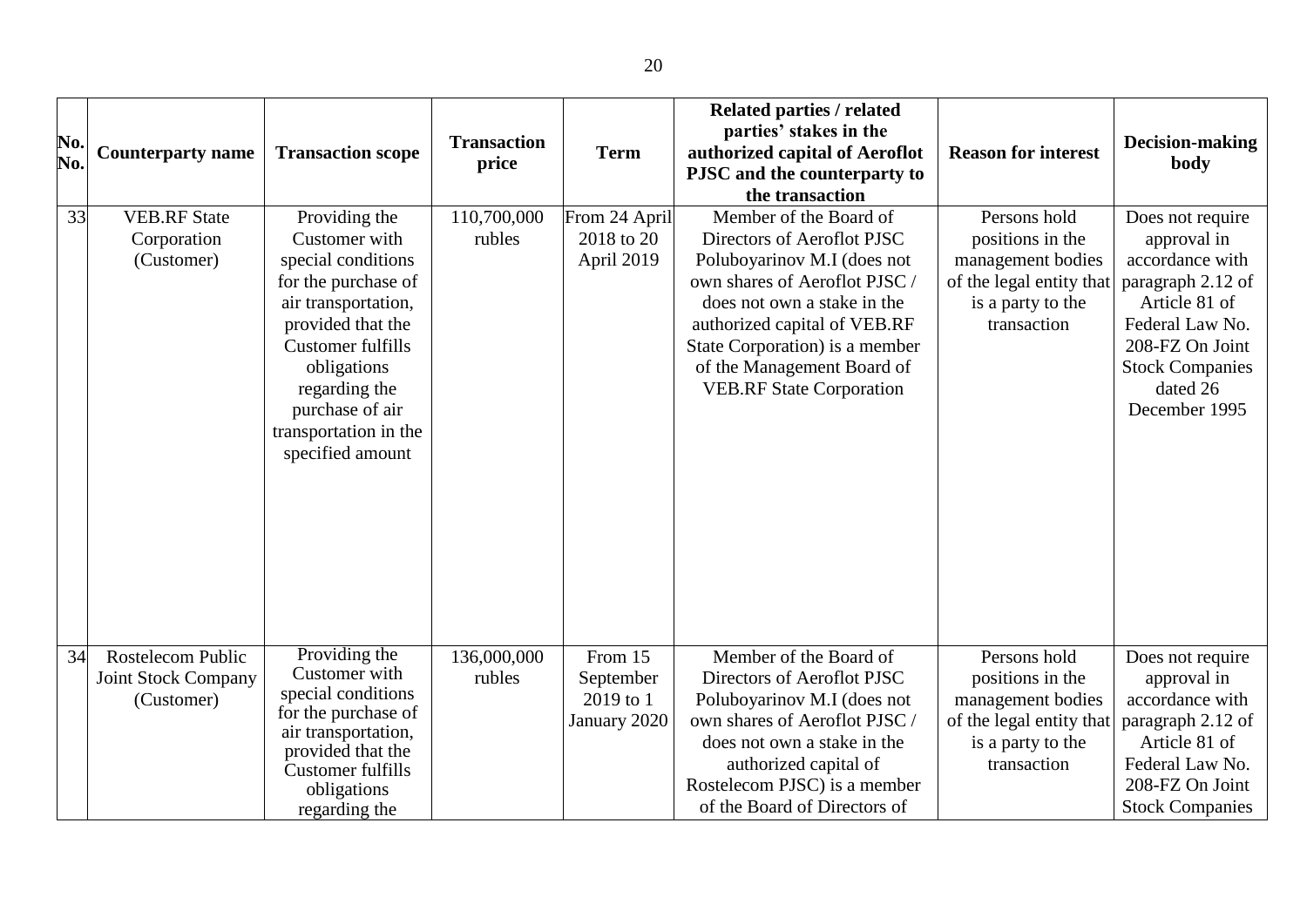| No. No. | Counterparty name | Transaction scope | Transaction price | Term | Related parties / related parties' stakes in the authorized capital of Aeroflot PJSC and the counterparty to the transaction | Reason for interest | Decision-making body |
|---|---|---|---|---|---|---|---|
| 33 | VEB.RF State Corporation (Customer) | Providing the Customer with special conditions for the purchase of air transportation, provided that the Customer fulfills obligations regarding the purchase of air transportation in the specified amount | 110,700,000 rubles | From 24 April 2018 to 20 April 2019 | Member of the Board of Directors of Aeroflot PJSC Poluboyarinov M.I (does not own shares of Aeroflot PJSC / does not own a stake in the authorized capital of VEB.RF State Corporation) is a member of the Management Board of VEB.RF State Corporation | Persons hold positions in the management bodies of the legal entity that is a party to the transaction | Does not require approval in accordance with paragraph 2.12 of Article 81 of Federal Law No. 208-FZ On Joint Stock Companies dated 26 December 1995 |
| 34 | Rostelecom Public Joint Stock Company (Customer) | Providing the Customer with special conditions for the purchase of air transportation, provided that the Customer fulfills obligations regarding the | 136,000,000 rubles | From 15 September 2019 to 1 January 2020 | Member of the Board of Directors of Aeroflot PJSC Poluboyarinov M.I (does not own shares of Aeroflot PJSC / does not own a stake in the authorized capital of Rostelecom PJSC) is a member of the Board of Directors of | Persons hold positions in the management bodies of the legal entity that is a party to the transaction | Does not require approval in accordance with paragraph 2.12 of Article 81 of Federal Law No. 208-FZ On Joint Stock Companies |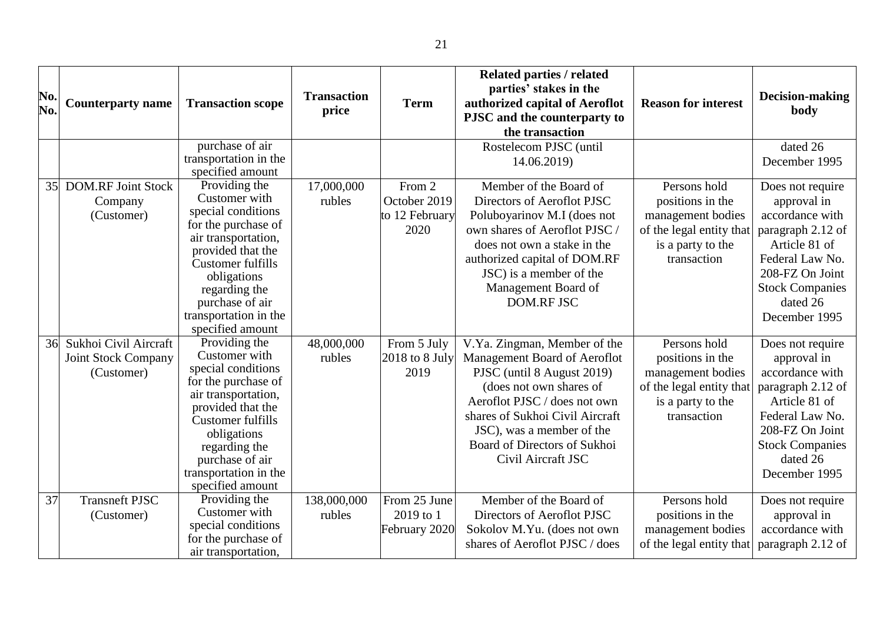| No. No. | Counterparty name | Transaction scope | Transaction price | Term | Related parties / related parties' stakes in the authorized capital of Aeroflot PJSC and the counterparty to the transaction | Reason for interest | Decision-making body |
|---|---|---|---|---|---|---|---|
| | | purchase of air transportation in the specified amount | | | Rostelecom PJSC (until 14.06.2019) | | dated 26 December 1995 |
| 35 | DOM.RF Joint Stock Company (Customer) | Providing the Customer with special conditions for the purchase of air transportation, provided that the Customer fulfills obligations regarding the purchase of air transportation in the specified amount | 17,000,000 rubles | From 2 October 2019 to 12 February 2020 | Member of the Board of Directors of Aeroflot PJSC Poluboyarinov M.I (does not own shares of Aeroflot PJSC / does not own a stake in the authorized capital of DOM.RF JSC) is a member of the Management Board of DOM.RF JSC | Persons hold positions in the management bodies of the legal entity that is a party to the transaction | Does not require approval in accordance with paragraph 2.12 of Article 81 of Federal Law No. 208-FZ On Joint Stock Companies dated 26 December 1995 |
| 36 | Sukhoi Civil Aircraft Joint Stock Company (Customer) | Providing the Customer with special conditions for the purchase of air transportation, provided that the Customer fulfills obligations regarding the purchase of air transportation in the specified amount | 48,000,000 rubles | From 5 July 2018 to 8 July 2019 | V.Ya. Zingman, Member of the Management Board of Aeroflot PJSC (until 8 August 2019) (does not own shares of Aeroflot PJSC / does not own shares of Sukhoi Civil Aircraft JSC), was a member of the Board of Directors of Sukhoi Civil Aircraft JSC | Persons hold positions in the management bodies of the legal entity that is a party to the transaction | Does not require approval in accordance with paragraph 2.12 of Article 81 of Federal Law No. 208-FZ On Joint Stock Companies dated 26 December 1995 |
| 37 | Transneft PJSC (Customer) | Providing the Customer with special conditions for the purchase of air transportation, | 138,000,000 rubles | From 25 June 2019 to 1 February 2020 | Member of the Board of Directors of Aeroflot PJSC Sokolov M.Yu. (does not own shares of Aeroflot PJSC / does | Persons hold positions in the management bodies of the legal entity that | Does not require approval in accordance with paragraph 2.12 of |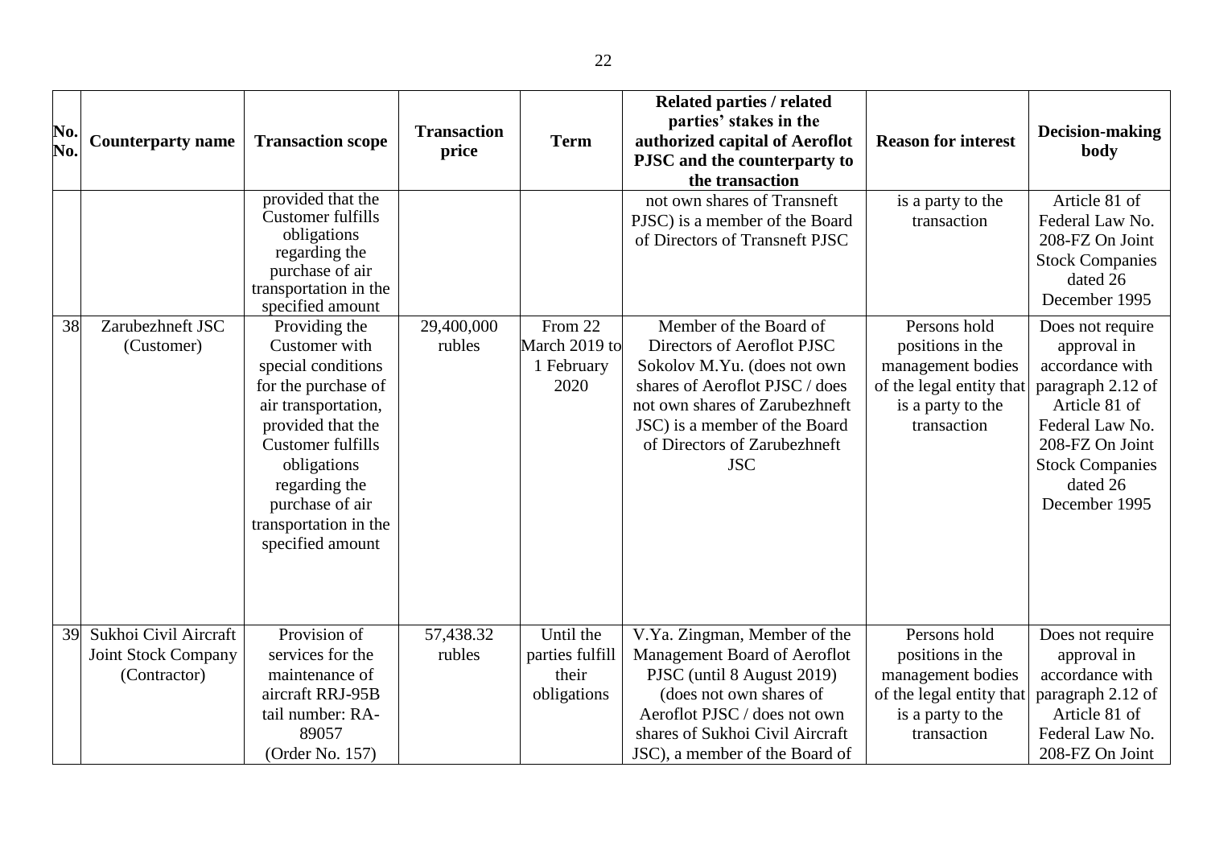| No. No. | Counterparty name | Transaction scope | Transaction price | Term | Related parties / related parties' stakes in the authorized capital of Aeroflot PJSC and the counterparty to the transaction | Reason for interest | Decision-making body |
|---|---|---|---|---|---|---|---|
| | | provided that the Customer fulfills obligations regarding the purchase of air transportation in the specified amount | | | not own shares of Transneft PJSC) is a member of the Board of Directors of Transneft PJSC | is a party to the transaction | Article 81 of Federal Law No. 208-FZ On Joint Stock Companies dated 26 December 1995 |
| 38 | Zarubezhneft JSC (Customer) | Providing the Customer with special conditions for the purchase of air transportation, provided that the Customer fulfills obligations regarding the purchase of air transportation in the specified amount | 29,400,000 rubles | From 22 March 2019 to 1 February 2020 | Member of the Board of Directors of Aeroflot PJSC Sokolov M.Yu. (does not own shares of Aeroflot PJSC / does not own shares of Zarubezhneft JSC) is a member of the Board of Directors of Zarubezhneft JSC | Persons hold positions in the management bodies of the legal entity that is a party to the transaction | Does not require approval in accordance with paragraph 2.12 of Article 81 of Federal Law No. 208-FZ On Joint Stock Companies dated 26 December 1995 |
| 39 | Sukhoi Civil Aircraft Joint Stock Company (Contractor) | Provision of services for the maintenance of aircraft RRJ-95B tail number: RA-89057 (Order No. 157) | 57,438.32 rubles | Until the parties fulfill their obligations | V.Ya. Zingman, Member of the Management Board of Aeroflot PJSC (until 8 August 2019) (does not own shares of Aeroflot PJSC / does not own shares of Sukhoi Civil Aircraft JSC), a member of the Board of | Persons hold positions in the management bodies of the legal entity that is a party to the transaction | Does not require approval in accordance with paragraph 2.12 of Article 81 of Federal Law No. 208-FZ On Joint |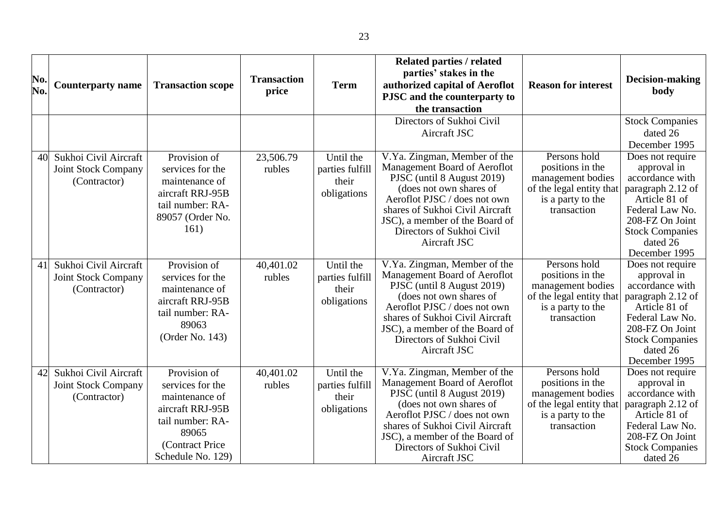| No. No. | Counterparty name | Transaction scope | Transaction price | Term | Related parties / related parties' stakes in the authorized capital of Aeroflot PJSC and the counterparty to the transaction | Reason for interest | Decision-making body |
|---|---|---|---|---|---|---|---|
| | | | | | Directors of Sukhoi Civil Aircraft JSC | | Stock Companies dated 26 December 1995 |
| 40 | Sukhoi Civil Aircraft Joint Stock Company (Contractor) | Provision of services for the maintenance of aircraft RRJ-95B tail number: RA-89057 (Order No. 161) | 23,506.79 rubles | Until the parties fulfill their obligations | V.Ya. Zingman, Member of the Management Board of Aeroflot PJSC (until 8 August 2019) (does not own shares of Aeroflot PJSC / does not own shares of Sukhoi Civil Aircraft JSC), a member of the Board of Directors of Sukhoi Civil Aircraft JSC | Persons hold positions in the management bodies of the legal entity that is a party to the transaction | Does not require approval in accordance with paragraph 2.12 of Article 81 of Federal Law No. 208-FZ On Joint Stock Companies dated 26 December 1995 |
| 41 | Sukhoi Civil Aircraft Joint Stock Company (Contractor) | Provision of services for the maintenance of aircraft RRJ-95B tail number: RA-89063 (Order No. 143) | 40,401.02 rubles | Until the parties fulfill their obligations | V.Ya. Zingman, Member of the Management Board of Aeroflot PJSC (until 8 August 2019) (does not own shares of Aeroflot PJSC / does not own shares of Sukhoi Civil Aircraft JSC), a member of the Board of Directors of Sukhoi Civil Aircraft JSC | Persons hold positions in the management bodies of the legal entity that is a party to the transaction | Does not require approval in accordance with paragraph 2.12 of Article 81 of Federal Law No. 208-FZ On Joint Stock Companies dated 26 December 1995 |
| 42 | Sukhoi Civil Aircraft Joint Stock Company (Contractor) | Provision of services for the maintenance of aircraft RRJ-95B tail number: RA-89065 (Contract Price Schedule No. 129) | 40,401.02 rubles | Until the parties fulfill their obligations | V.Ya. Zingman, Member of the Management Board of Aeroflot PJSC (until 8 August 2019) (does not own shares of Aeroflot PJSC / does not own shares of Sukhoi Civil Aircraft JSC), a member of the Board of Directors of Sukhoi Civil Aircraft JSC | Persons hold positions in the management bodies of the legal entity that is a party to the transaction | Does not require approval in accordance with paragraph 2.12 of Article 81 of Federal Law No. 208-FZ On Joint Stock Companies dated 26 |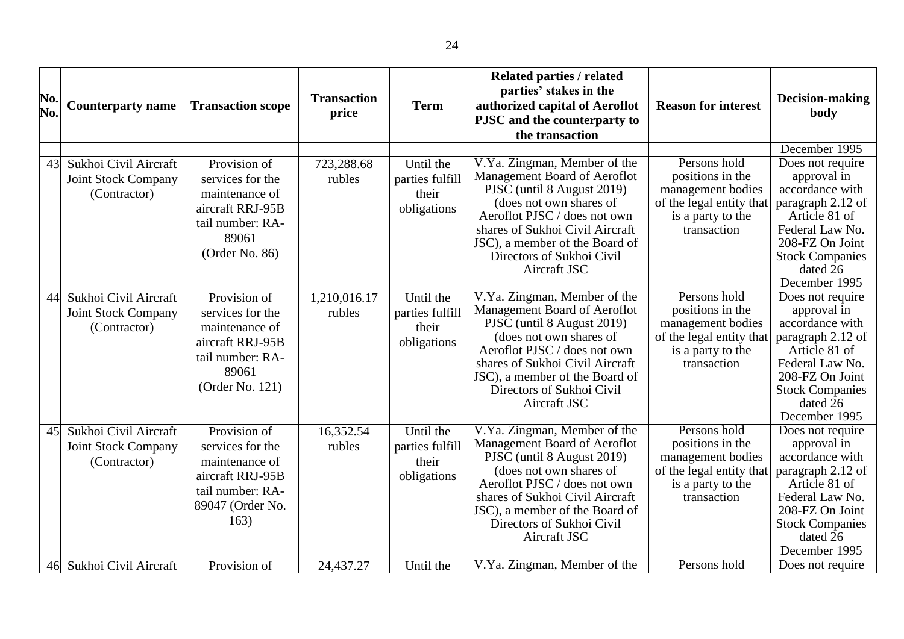| No. No. | Counterparty name | Transaction scope | Transaction price | Term | Related parties / related parties' stakes in the authorized capital of Aeroflot PJSC and the counterparty to the transaction | Reason for interest | Decision-making body |
|---|---|---|---|---|---|---|---|
| | | | | | | | December 1995 |
| 43 | Sukhoi Civil Aircraft Joint Stock Company (Contractor) | Provision of services for the maintenance of aircraft RRJ-95B tail number: RA-89061 (Order No. 86) | 723,288.68 rubles | Until the parties fulfill their obligations | V.Ya. Zingman, Member of the Management Board of Aeroflot PJSC (until 8 August 2019) (does not own shares of Aeroflot PJSC / does not own shares of Sukhoi Civil Aircraft JSC), a member of the Board of Directors of Sukhoi Civil Aircraft JSC | Persons hold positions in the management bodies of the legal entity that is a party to the transaction | Does not require approval in accordance with paragraph 2.12 of Article 81 of Federal Law No. 208-FZ On Joint Stock Companies dated 26 December 1995 |
| 44 | Sukhoi Civil Aircraft Joint Stock Company (Contractor) | Provision of services for the maintenance of aircraft RRJ-95B tail number: RA-89061 (Order No. 121) | 1,210,016.17 rubles | Until the parties fulfill their obligations | V.Ya. Zingman, Member of the Management Board of Aeroflot PJSC (until 8 August 2019) (does not own shares of Aeroflot PJSC / does not own shares of Sukhoi Civil Aircraft JSC), a member of the Board of Directors of Sukhoi Civil Aircraft JSC | Persons hold positions in the management bodies of the legal entity that is a party to the transaction | Does not require approval in accordance with paragraph 2.12 of Article 81 of Federal Law No. 208-FZ On Joint Stock Companies dated 26 December 1995 |
| 45 | Sukhoi Civil Aircraft Joint Stock Company (Contractor) | Provision of services for the maintenance of aircraft RRJ-95B tail number: RA-89047 (Order No. 163) | 16,352.54 rubles | Until the parties fulfill their obligations | V.Ya. Zingman, Member of the Management Board of Aeroflot PJSC (until 8 August 2019) (does not own shares of Aeroflot PJSC / does not own shares of Sukhoi Civil Aircraft JSC), a member of the Board of Directors of Sukhoi Civil Aircraft JSC | Persons hold positions in the management bodies of the legal entity that is a party to the transaction | Does not require approval in accordance with paragraph 2.12 of Article 81 of Federal Law No. 208-FZ On Joint Stock Companies dated 26 December 1995 |
| 46 | Sukhoi Civil Aircraft | Provision of | 24,437.27 | Until the | V.Ya. Zingman, Member of the | Persons hold | Does not require |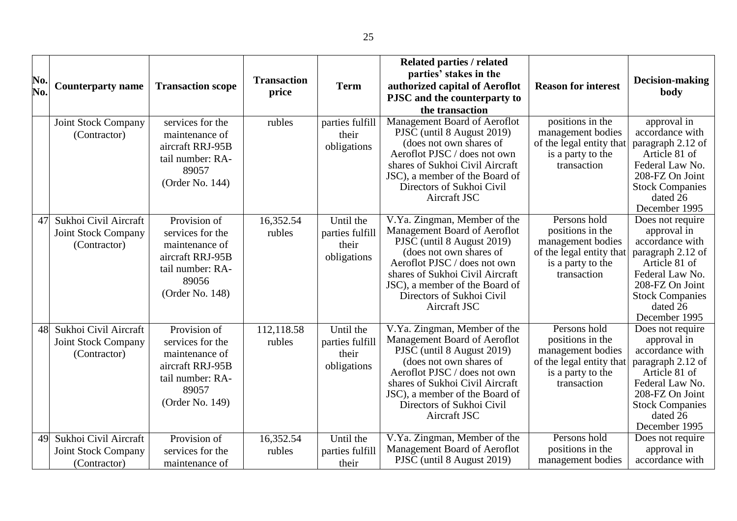| No. No. | Counterparty name | Transaction scope | Transaction price | Term | Related parties / related parties' stakes in the authorized capital of Aeroflot PJSC and the counterparty to the transaction | Reason for interest | Decision-making body |
|---|---|---|---|---|---|---|---|
| | Joint Stock Company (Contractor) | services for the maintenance of aircraft RRJ-95B tail number: RA-89057 (Order No. 144) | rubles | parties fulfill their obligations | Management Board of Aeroflot PJSC (until 8 August 2019) (does not own shares of Aeroflot PJSC / does not own shares of Sukhoi Civil Aircraft JSC), a member of the Board of Directors of Sukhoi Civil Aircraft JSC | positions in the management bodies of the legal entity that is a party to the transaction | approval in accordance with paragraph 2.12 of Article 81 of Federal Law No. 208-FZ On Joint Stock Companies dated 26 December 1995 |
| 47 | Sukhoi Civil Aircraft Joint Stock Company (Contractor) | Provision of services for the maintenance of aircraft RRJ-95B tail number: RA-89056 (Order No. 148) | 16,352.54 rubles | Until the parties fulfill their obligations | V.Ya. Zingman, Member of the Management Board of Aeroflot PJSC (until 8 August 2019) (does not own shares of Aeroflot PJSC / does not own shares of Sukhoi Civil Aircraft JSC), a member of the Board of Directors of Sukhoi Civil Aircraft JSC | Persons hold positions in the management bodies of the legal entity that is a party to the transaction | Does not require approval in accordance with paragraph 2.12 of Article 81 of Federal Law No. 208-FZ On Joint Stock Companies dated 26 December 1995 |
| 48 | Sukhoi Civil Aircraft Joint Stock Company (Contractor) | Provision of services for the maintenance of aircraft RRJ-95B tail number: RA-89057 (Order No. 149) | 112,118.58 rubles | Until the parties fulfill their obligations | V.Ya. Zingman, Member of the Management Board of Aeroflot PJSC (until 8 August 2019) (does not own shares of Aeroflot PJSC / does not own shares of Sukhoi Civil Aircraft JSC), a member of the Board of Directors of Sukhoi Civil Aircraft JSC | Persons hold positions in the management bodies of the legal entity that is a party to the transaction | Does not require approval in accordance with paragraph 2.12 of Article 81 of Federal Law No. 208-FZ On Joint Stock Companies dated 26 December 1995 |
| 49 | Sukhoi Civil Aircraft Joint Stock Company (Contractor) | Provision of services for the maintenance of | 16,352.54 rubles | Until the parties fulfill their | V.Ya. Zingman, Member of the Management Board of Aeroflot PJSC (until 8 August 2019) | Persons hold positions in the management bodies | Does not require approval in accordance with |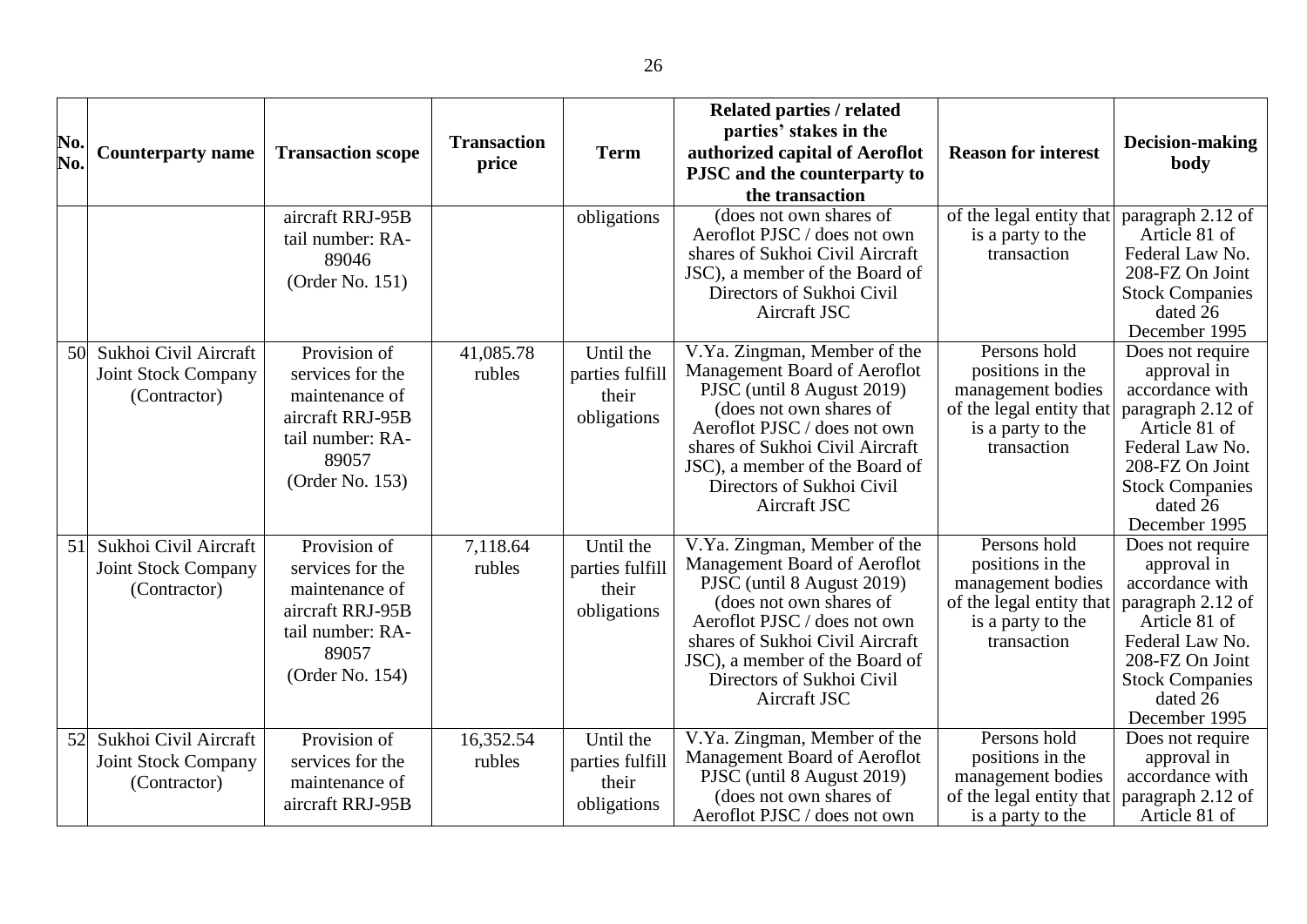| No. No. | Counterparty name | Transaction scope | Transaction price | Term | Related parties / related parties' stakes in the authorized capital of Aeroflot PJSC and the counterparty to the transaction | Reason for interest | Decision-making body |
|---|---|---|---|---|---|---|---|
| | | aircraft RRJ-95B tail number: RA-89046 (Order No. 151) | | obligations | (does not own shares of Aeroflot PJSC / does not own shares of Sukhoi Civil Aircraft JSC), a member of the Board of Directors of Sukhoi Civil Aircraft JSC | of the legal entity that is a party to the transaction | paragraph 2.12 of Article 81 of Federal Law No. 208-FZ On Joint Stock Companies dated 26 December 1995 |
| 50 | Sukhoi Civil Aircraft Joint Stock Company (Contractor) | Provision of services for the maintenance of aircraft RRJ-95B tail number: RA-89057 (Order No. 153) | 41,085.78 rubles | Until the parties fulfill their obligations | V.Ya. Zingman, Member of the Management Board of Aeroflot PJSC (until 8 August 2019) (does not own shares of Aeroflot PJSC / does not own shares of Sukhoi Civil Aircraft JSC), a member of the Board of Directors of Sukhoi Civil Aircraft JSC | Persons hold positions in the management bodies of the legal entity that is a party to the transaction | Does not require approval in accordance with paragraph 2.12 of Article 81 of Federal Law No. 208-FZ On Joint Stock Companies dated 26 December 1995 |
| 51 | Sukhoi Civil Aircraft Joint Stock Company (Contractor) | Provision of services for the maintenance of aircraft RRJ-95B tail number: RA-89057 (Order No. 154) | 7,118.64 rubles | Until the parties fulfill their obligations | V.Ya. Zingman, Member of the Management Board of Aeroflot PJSC (until 8 August 2019) (does not own shares of Aeroflot PJSC / does not own shares of Sukhoi Civil Aircraft JSC), a member of the Board of Directors of Sukhoi Civil Aircraft JSC | Persons hold positions in the management bodies of the legal entity that is a party to the transaction | Does not require approval in accordance with paragraph 2.12 of Article 81 of Federal Law No. 208-FZ On Joint Stock Companies dated 26 December 1995 |
| 52 | Sukhoi Civil Aircraft Joint Stock Company (Contractor) | Provision of services for the maintenance of aircraft RRJ-95B | 16,352.54 rubles | Until the parties fulfill their obligations | V.Ya. Zingman, Member of the Management Board of Aeroflot PJSC (until 8 August 2019) (does not own shares of Aeroflot PJSC / does not own | Persons hold positions in the management bodies of the legal entity that is a party to the | Does not require approval in accordance with paragraph 2.12 of Article 81 of |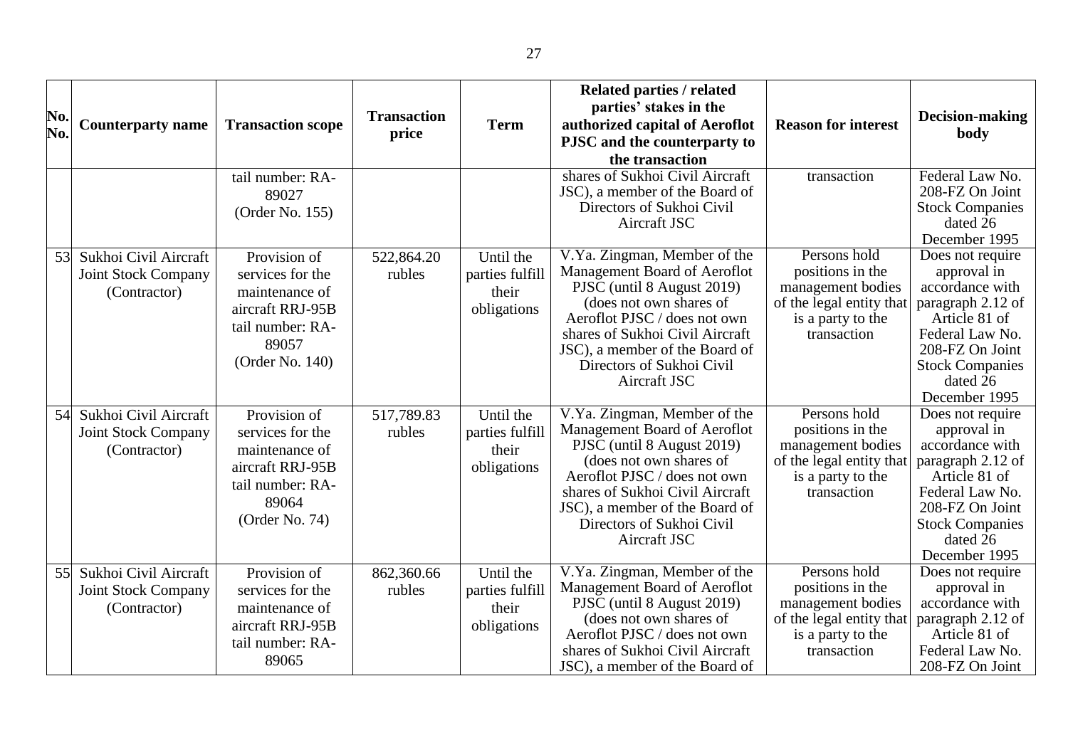| No. No. | Counterparty name | Transaction scope | Transaction price | Term | Related parties / related parties' stakes in the authorized capital of Aeroflot PJSC and the counterparty to the transaction | Reason for interest | Decision-making body |
|---|---|---|---|---|---|---|---|
| | | tail number: RA-89027 (Order No. 155) | | | shares of Sukhoi Civil Aircraft JSC), a member of the Board of Directors of Sukhoi Civil Aircraft JSC | transaction | Federal Law No. 208-FZ On Joint Stock Companies dated 26 December 1995 |
| 53 | Sukhoi Civil Aircraft Joint Stock Company (Contractor) | Provision of services for the maintenance of aircraft RRJ-95B tail number: RA-89057 (Order No. 140) | 522,864.20 rubles | Until the parties fulfill their obligations | V.Ya. Zingman, Member of the Management Board of Aeroflot PJSC (until 8 August 2019) (does not own shares of Aeroflot PJSC / does not own shares of Sukhoi Civil Aircraft JSC), a member of the Board of Directors of Sukhoi Civil Aircraft JSC | Persons hold positions in the management bodies of the legal entity that is a party to the transaction | Does not require approval in accordance with paragraph 2.12 of Article 81 of Federal Law No. 208-FZ On Joint Stock Companies dated 26 December 1995 |
| 54 | Sukhoi Civil Aircraft Joint Stock Company (Contractor) | Provision of services for the maintenance of aircraft RRJ-95B tail number: RA-89064 (Order No. 74) | 517,789.83 rubles | Until the parties fulfill their obligations | V.Ya. Zingman, Member of the Management Board of Aeroflot PJSC (until 8 August 2019) (does not own shares of Aeroflot PJSC / does not own shares of Sukhoi Civil Aircraft JSC), a member of the Board of Directors of Sukhoi Civil Aircraft JSC | Persons hold positions in the management bodies of the legal entity that is a party to the transaction | Does not require approval in accordance with paragraph 2.12 of Article 81 of Federal Law No. 208-FZ On Joint Stock Companies dated 26 December 1995 |
| 55 | Sukhoi Civil Aircraft Joint Stock Company (Contractor) | Provision of services for the maintenance of aircraft RRJ-95B tail number: RA-89065 | 862,360.66 rubles | Until the parties fulfill their obligations | V.Ya. Zingman, Member of the Management Board of Aeroflot PJSC (until 8 August 2019) (does not own shares of Aeroflot PJSC / does not own shares of Sukhoi Civil Aircraft JSC), a member of the Board of | Persons hold positions in the management bodies of the legal entity that is a party to the transaction | Does not require approval in accordance with paragraph 2.12 of Article 81 of Federal Law No. 208-FZ On Joint |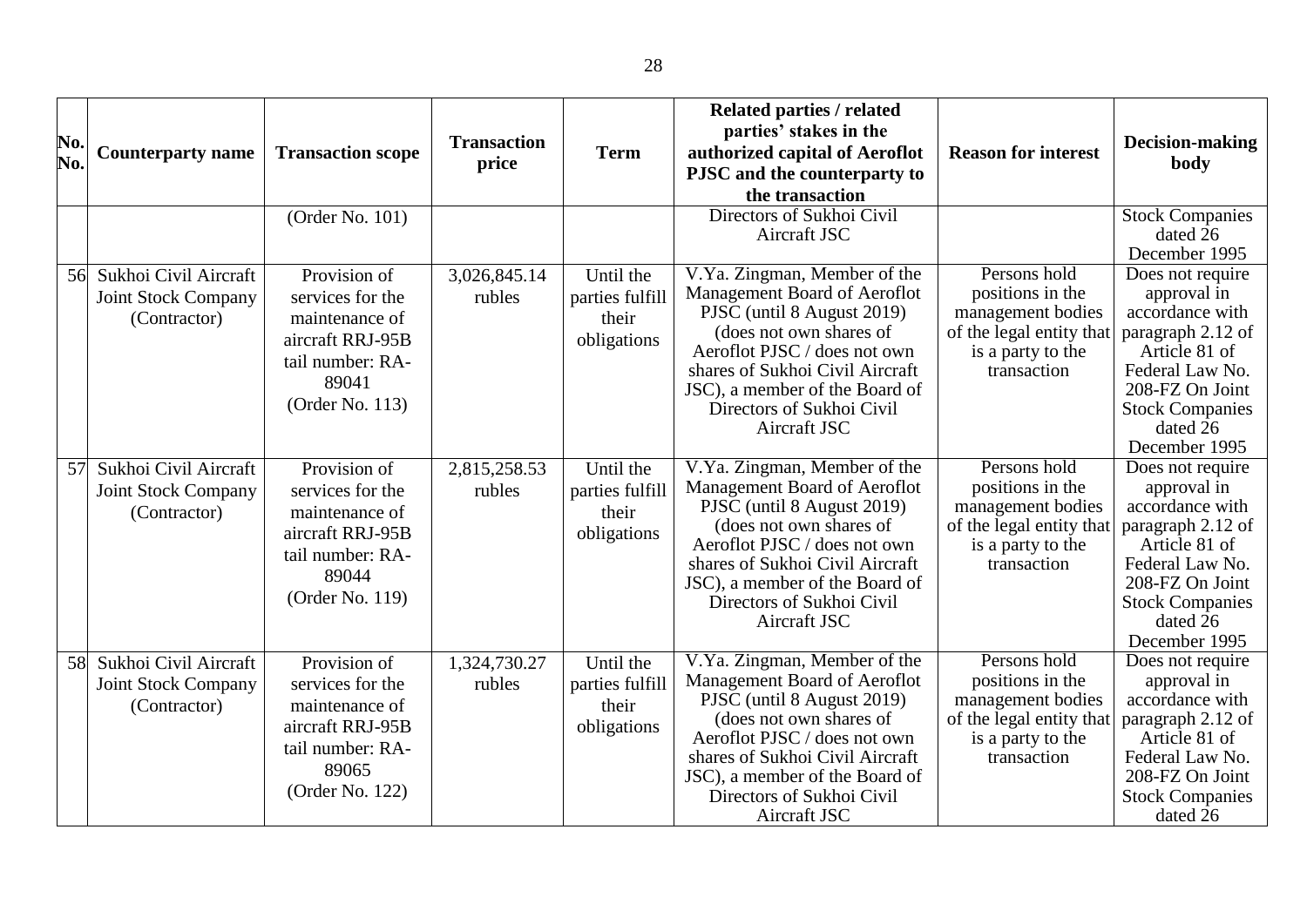| No. No. | Counterparty name | Transaction scope | Transaction price | Term | Related parties / related parties' stakes in the authorized capital of Aeroflot PJSC and the counterparty to the transaction | Reason for interest | Decision-making body |
|---|---|---|---|---|---|---|---|
| | | (Order No. 101) | | | Directors of Sukhoi Civil Aircraft JSC | | Stock Companies dated 26 December 1995 |
| 56 | Sukhoi Civil Aircraft Joint Stock Company (Contractor) | Provision of services for the maintenance of aircraft RRJ-95B tail number: RA-89041 (Order No. 113) | 3,026,845.14 rubles | Until the parties fulfill their obligations | V.Ya. Zingman, Member of the Management Board of Aeroflot PJSC (until 8 August 2019) (does not own shares of Aeroflot PJSC / does not own shares of Sukhoi Civil Aircraft JSC), a member of the Board of Directors of Sukhoi Civil Aircraft JSC | Persons hold positions in the management bodies of the legal entity that is a party to the transaction | Does not require approval in accordance with paragraph 2.12 of Article 81 of Federal Law No. 208-FZ On Joint Stock Companies dated 26 December 1995 |
| 57 | Sukhoi Civil Aircraft Joint Stock Company (Contractor) | Provision of services for the maintenance of aircraft RRJ-95B tail number: RA-89044 (Order No. 119) | 2,815,258.53 rubles | Until the parties fulfill their obligations | V.Ya. Zingman, Member of the Management Board of Aeroflot PJSC (until 8 August 2019) (does not own shares of Aeroflot PJSC / does not own shares of Sukhoi Civil Aircraft JSC), a member of the Board of Directors of Sukhoi Civil Aircraft JSC | Persons hold positions in the management bodies of the legal entity that is a party to the transaction | Does not require approval in accordance with paragraph 2.12 of Article 81 of Federal Law No. 208-FZ On Joint Stock Companies dated 26 December 1995 |
| 58 | Sukhoi Civil Aircraft Joint Stock Company (Contractor) | Provision of services for the maintenance of aircraft RRJ-95B tail number: RA-89065 (Order No. 122) | 1,324,730.27 rubles | Until the parties fulfill their obligations | V.Ya. Zingman, Member of the Management Board of Aeroflot PJSC (until 8 August 2019) (does not own shares of Aeroflot PJSC / does not own shares of Sukhoi Civil Aircraft JSC), a member of the Board of Directors of Sukhoi Civil Aircraft JSC | Persons hold positions in the management bodies of the legal entity that is a party to the transaction | Does not require approval in accordance with paragraph 2.12 of Article 81 of Federal Law No. 208-FZ On Joint Stock Companies dated 26 |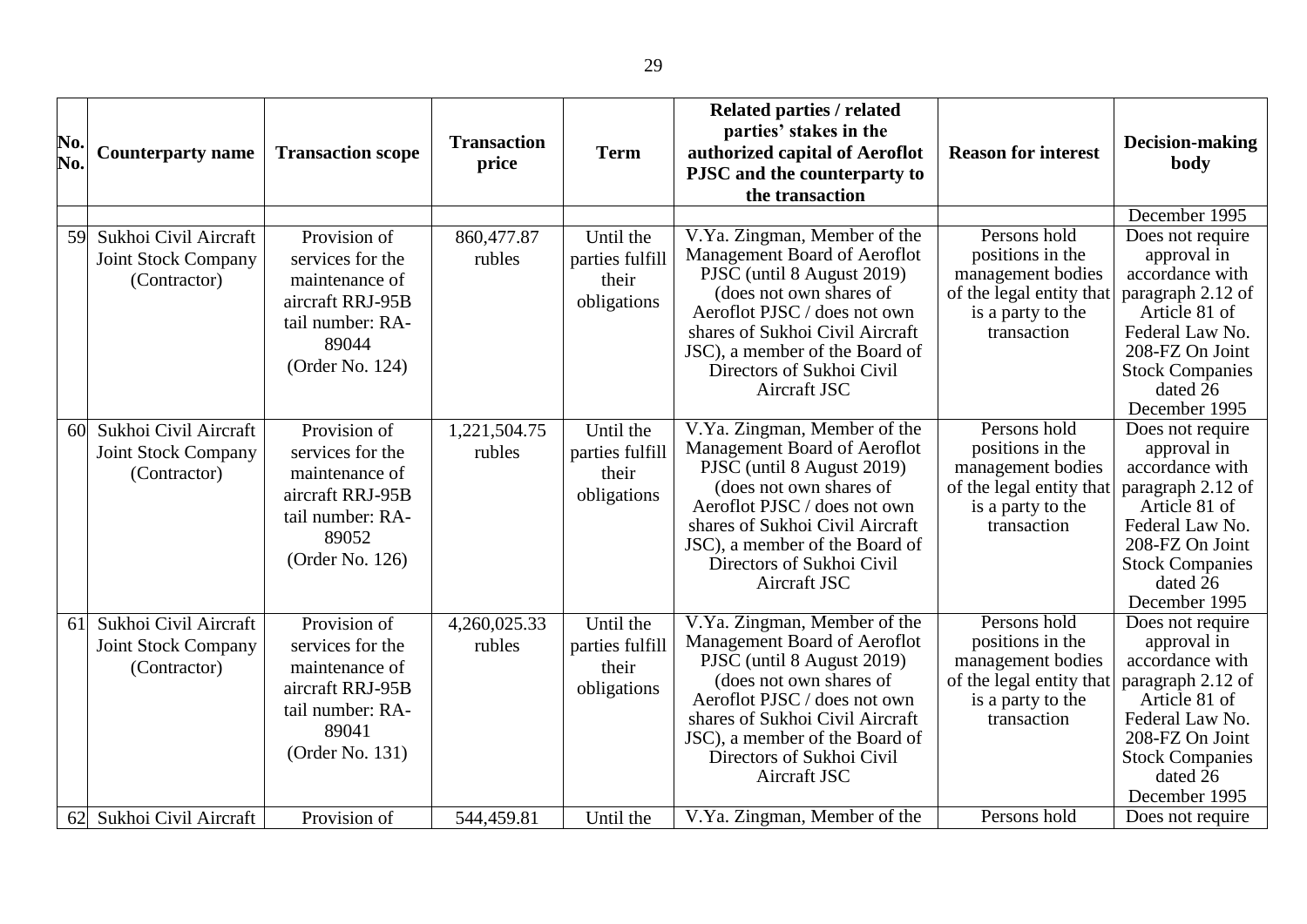| No. No. | Counterparty name | Transaction scope | Transaction price | Term | Related parties / related parties' stakes in the authorized capital of Aeroflot PJSC and the counterparty to the transaction | Reason for interest | Decision-making body |
|---|---|---|---|---|---|---|---|
| | | | | | | | December 1995 |
| 59 | Sukhoi Civil Aircraft Joint Stock Company (Contractor) | Provision of services for the maintenance of aircraft RRJ-95B tail number: RA-89044 (Order No. 124) | 860,477.87 rubles | Until the parties fulfill their obligations | V.Ya. Zingman, Member of the Management Board of Aeroflot PJSC (until 8 August 2019) (does not own shares of Aeroflot PJSC / does not own shares of Sukhoi Civil Aircraft JSC), a member of the Board of Directors of Sukhoi Civil Aircraft JSC | Persons hold positions in the management bodies of the legal entity that is a party to the transaction | Does not require approval in accordance with paragraph 2.12 of Article 81 of Federal Law No. 208-FZ On Joint Stock Companies dated 26 December 1995 |
| 60 | Sukhoi Civil Aircraft Joint Stock Company (Contractor) | Provision of services for the maintenance of aircraft RRJ-95B tail number: RA-89052 (Order No. 126) | 1,221,504.75 rubles | Until the parties fulfill their obligations | V.Ya. Zingman, Member of the Management Board of Aeroflot PJSC (until 8 August 2019) (does not own shares of Aeroflot PJSC / does not own shares of Sukhoi Civil Aircraft JSC), a member of the Board of Directors of Sukhoi Civil Aircraft JSC | Persons hold positions in the management bodies of the legal entity that is a party to the transaction | Does not require approval in accordance with paragraph 2.12 of Article 81 of Federal Law No. 208-FZ On Joint Stock Companies dated 26 December 1995 |
| 61 | Sukhoi Civil Aircraft Joint Stock Company (Contractor) | Provision of services for the maintenance of aircraft RRJ-95B tail number: RA-89041 (Order No. 131) | 4,260,025.33 rubles | Until the parties fulfill their obligations | V.Ya. Zingman, Member of the Management Board of Aeroflot PJSC (until 8 August 2019) (does not own shares of Aeroflot PJSC / does not own shares of Sukhoi Civil Aircraft JSC), a member of the Board of Directors of Sukhoi Civil Aircraft JSC | Persons hold positions in the management bodies of the legal entity that is a party to the transaction | Does not require approval in accordance with paragraph 2.12 of Article 81 of Federal Law No. 208-FZ On Joint Stock Companies dated 26 December 1995 |
| 62 | Sukhoi Civil Aircraft | Provision of | 544,459.81 | Until the | V.Ya. Zingman, Member of the | Persons hold | Does not require |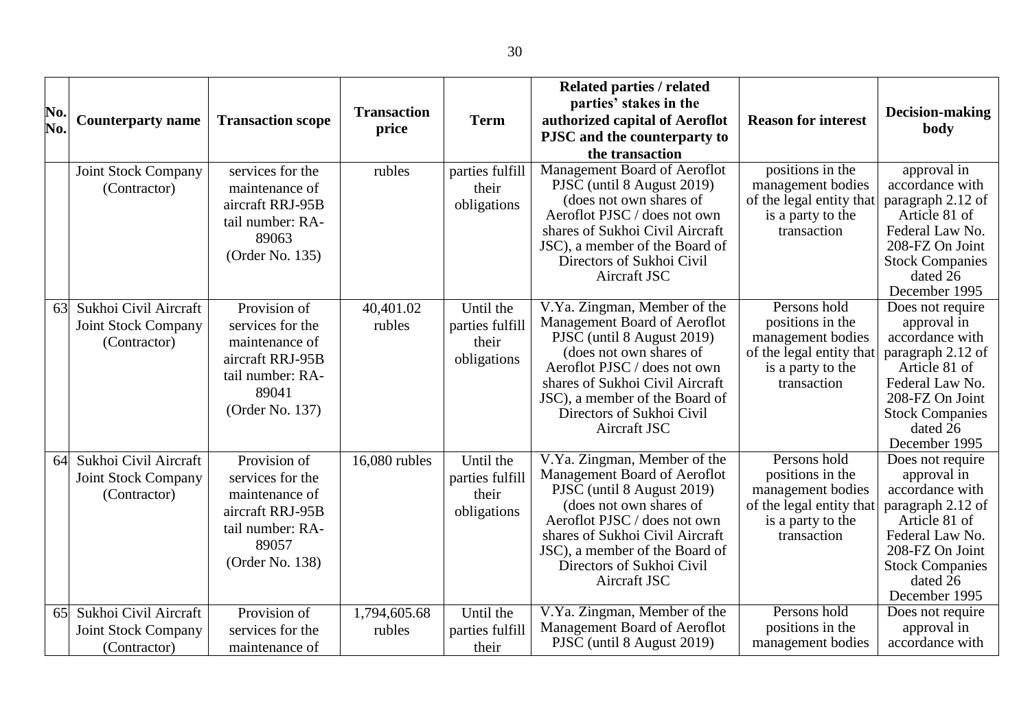| No. No. | Counterparty name | Transaction scope | Transaction price | Term | Related parties / related parties' stakes in the authorized capital of Aeroflot PJSC and the counterparty to the transaction | Reason for interest | Decision-making body |
|---|---|---|---|---|---|---|---|
| | Joint Stock Company (Contractor) | services for the maintenance of aircraft RRJ-95B tail number: RA-89063 (Order No. 135) | rubles | parties fulfill their obligations | Management Board of Aeroflot PJSC (until 8 August 2019) (does not own shares of Aeroflot PJSC / does not own shares of Sukhoi Civil Aircraft JSC), a member of the Board of Directors of Sukhoi Civil Aircraft JSC | positions in the management bodies of the legal entity that is a party to the transaction | approval in accordance with paragraph 2.12 of Article 81 of Federal Law No. 208-FZ On Joint Stock Companies dated 26 December 1995 |
| 63 | Sukhoi Civil Aircraft Joint Stock Company (Contractor) | Provision of services for the maintenance of aircraft RRJ-95B tail number: RA-89041 (Order No. 137) | 40,401.02 rubles | Until the parties fulfill their obligations | V.Ya. Zingman, Member of the Management Board of Aeroflot PJSC (until 8 August 2019) (does not own shares of Aeroflot PJSC / does not own shares of Sukhoi Civil Aircraft JSC), a member of the Board of Directors of Sukhoi Civil Aircraft JSC | Persons hold positions in the management bodies of the legal entity that is a party to the transaction | Does not require approval in accordance with paragraph 2.12 of Article 81 of Federal Law No. 208-FZ On Joint Stock Companies dated 26 December 1995 |
| 64 | Sukhoi Civil Aircraft Joint Stock Company (Contractor) | Provision of services for the maintenance of aircraft RRJ-95B tail number: RA-89057 (Order No. 138) | 16,080 rubles | Until the parties fulfill their obligations | V.Ya. Zingman, Member of the Management Board of Aeroflot PJSC (until 8 August 2019) (does not own shares of Aeroflot PJSC / does not own shares of Sukhoi Civil Aircraft JSC), a member of the Board of Directors of Sukhoi Civil Aircraft JSC | Persons hold positions in the management bodies of the legal entity that is a party to the transaction | Does not require approval in accordance with paragraph 2.12 of Article 81 of Federal Law No. 208-FZ On Joint Stock Companies dated 26 December 1995 |
| 65 | Sukhoi Civil Aircraft Joint Stock Company (Contractor) | Provision of services for the maintenance of | 1,794,605.68 rubles | Until the parties fulfill their | V.Ya. Zingman, Member of the Management Board of Aeroflot PJSC (until 8 August 2019) | Persons hold positions in the management bodies | Does not require approval in accordance with |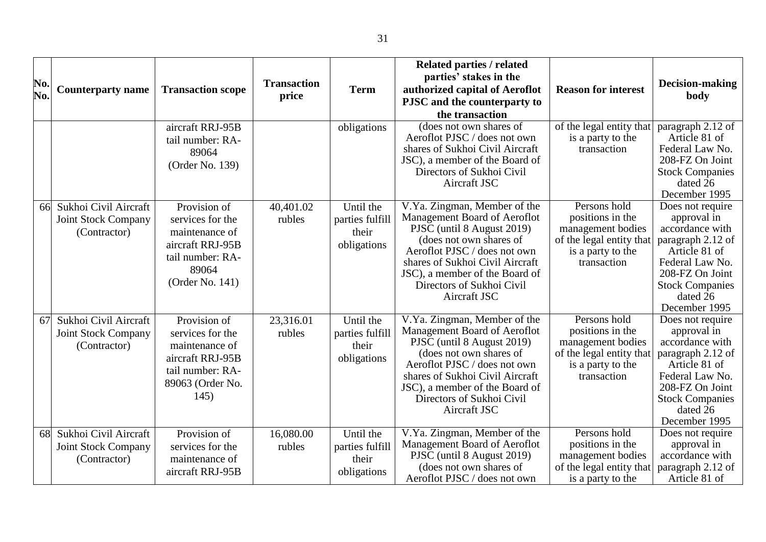| No. No. | Counterparty name | Transaction scope | Transaction price | Term | Related parties / related parties' stakes in the authorized capital of Aeroflot PJSC and the counterparty to the transaction | Reason for interest | Decision-making body |
|---|---|---|---|---|---|---|---|
| | | aircraft RRJ-95B tail number: RA-89064 (Order No. 139) | | obligations | (does not own shares of Aeroflot PJSC / does not own shares of Sukhoi Civil Aircraft JSC), a member of the Board of Directors of Sukhoi Civil Aircraft JSC | of the legal entity that is a party to the transaction | paragraph 2.12 of Article 81 of Federal Law No. 208-FZ On Joint Stock Companies dated 26 December 1995 |
| 66 | Sukhoi Civil Aircraft Joint Stock Company (Contractor) | Provision of services for the maintenance of aircraft RRJ-95B tail number: RA-89064 (Order No. 141) | 40,401.02 rubles | Until the parties fulfill their obligations | V.Ya. Zingman, Member of the Management Board of Aeroflot PJSC (until 8 August 2019) (does not own shares of Aeroflot PJSC / does not own shares of Sukhoi Civil Aircraft JSC), a member of the Board of Directors of Sukhoi Civil Aircraft JSC | Persons hold positions in the management bodies of the legal entity that is a party to the transaction | Does not require approval in accordance with paragraph 2.12 of Article 81 of Federal Law No. 208-FZ On Joint Stock Companies dated 26 December 1995 |
| 67 | Sukhoi Civil Aircraft Joint Stock Company (Contractor) | Provision of services for the maintenance of aircraft RRJ-95B tail number: RA-89063 (Order No. 145) | 23,316.01 rubles | Until the parties fulfill their obligations | V.Ya. Zingman, Member of the Management Board of Aeroflot PJSC (until 8 August 2019) (does not own shares of Aeroflot PJSC / does not own shares of Sukhoi Civil Aircraft JSC), a member of the Board of Directors of Sukhoi Civil Aircraft JSC | Persons hold positions in the management bodies of the legal entity that is a party to the transaction | Does not require approval in accordance with paragraph 2.12 of Article 81 of Federal Law No. 208-FZ On Joint Stock Companies dated 26 December 1995 |
| 68 | Sukhoi Civil Aircraft Joint Stock Company (Contractor) | Provision of services for the maintenance of aircraft RRJ-95B | 16,080.00 rubles | Until the parties fulfill their obligations | V.Ya. Zingman, Member of the Management Board of Aeroflot PJSC (until 8 August 2019) (does not own shares of Aeroflot PJSC / does not own | Persons hold positions in the management bodies of the legal entity that is a party to the | Does not require approval in accordance with paragraph 2.12 of Article 81 of |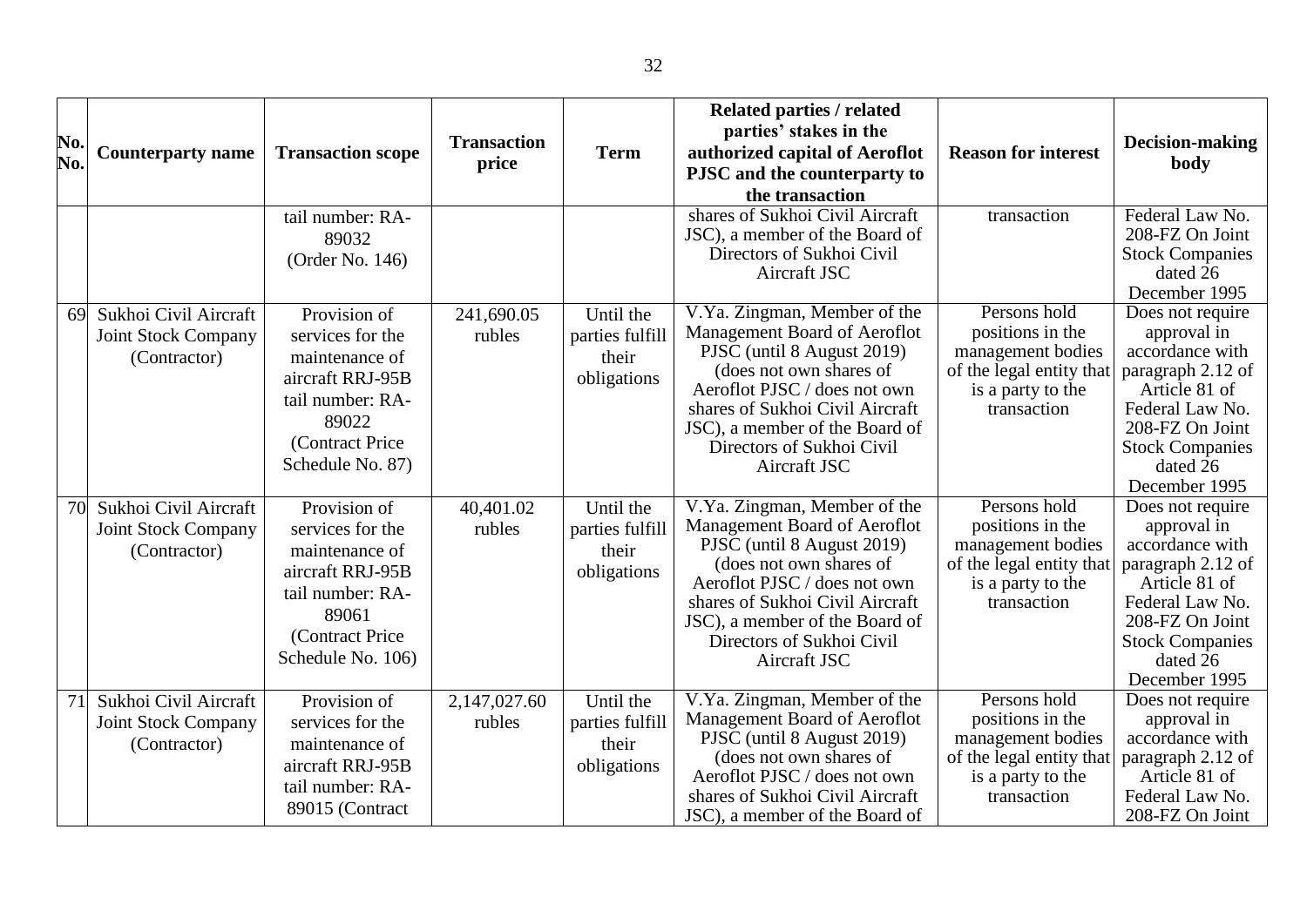| No. No. | Counterparty name | Transaction scope | Transaction price | Term | Related parties / related parties' stakes in the authorized capital of Aeroflot PJSC and the counterparty to the transaction | Reason for interest | Decision-making body |
|---|---|---|---|---|---|---|---|
| | | tail number: RA-89032 (Order No. 146) | | | shares of Sukhoi Civil Aircraft JSC), a member of the Board of Directors of Sukhoi Civil Aircraft JSC | transaction | Federal Law No. 208-FZ On Joint Stock Companies dated 26 December 1995 |
| 69 | Sukhoi Civil Aircraft Joint Stock Company (Contractor) | Provision of services for the maintenance of aircraft RRJ-95B tail number: RA-89022 (Contract Price Schedule No. 87) | 241,690.05 rubles | Until the parties fulfill their obligations | V.Ya. Zingman, Member of the Management Board of Aeroflot PJSC (until 8 August 2019) (does not own shares of Aeroflot PJSC / does not own shares of Sukhoi Civil Aircraft JSC), a member of the Board of Directors of Sukhoi Civil Aircraft JSC | Persons hold positions in the management bodies of the legal entity that is a party to the transaction | Does not require approval in accordance with paragraph 2.12 of Article 81 of Federal Law No. 208-FZ On Joint Stock Companies dated 26 December 1995 |
| 70 | Sukhoi Civil Aircraft Joint Stock Company (Contractor) | Provision of services for the maintenance of aircraft RRJ-95B tail number: RA-89061 (Contract Price Schedule No. 106) | 40,401.02 rubles | Until the parties fulfill their obligations | V.Ya. Zingman, Member of the Management Board of Aeroflot PJSC (until 8 August 2019) (does not own shares of Aeroflot PJSC / does not own shares of Sukhoi Civil Aircraft JSC), a member of the Board of Directors of Sukhoi Civil Aircraft JSC | Persons hold positions in the management bodies of the legal entity that is a party to the transaction | Does not require approval in accordance with paragraph 2.12 of Article 81 of Federal Law No. 208-FZ On Joint Stock Companies dated 26 December 1995 |
| 71 | Sukhoi Civil Aircraft Joint Stock Company (Contractor) | Provision of services for the maintenance of aircraft RRJ-95B tail number: RA-89015 (Contract | 2,147,027.60 rubles | Until the parties fulfill their obligations | V.Ya. Zingman, Member of the Management Board of Aeroflot PJSC (until 8 August 2019) (does not own shares of Aeroflot PJSC / does not own shares of Sukhoi Civil Aircraft JSC), a member of the Board of | Persons hold positions in the management bodies of the legal entity that is a party to the transaction | Does not require approval in accordance with paragraph 2.12 of Article 81 of Federal Law No. 208-FZ On Joint |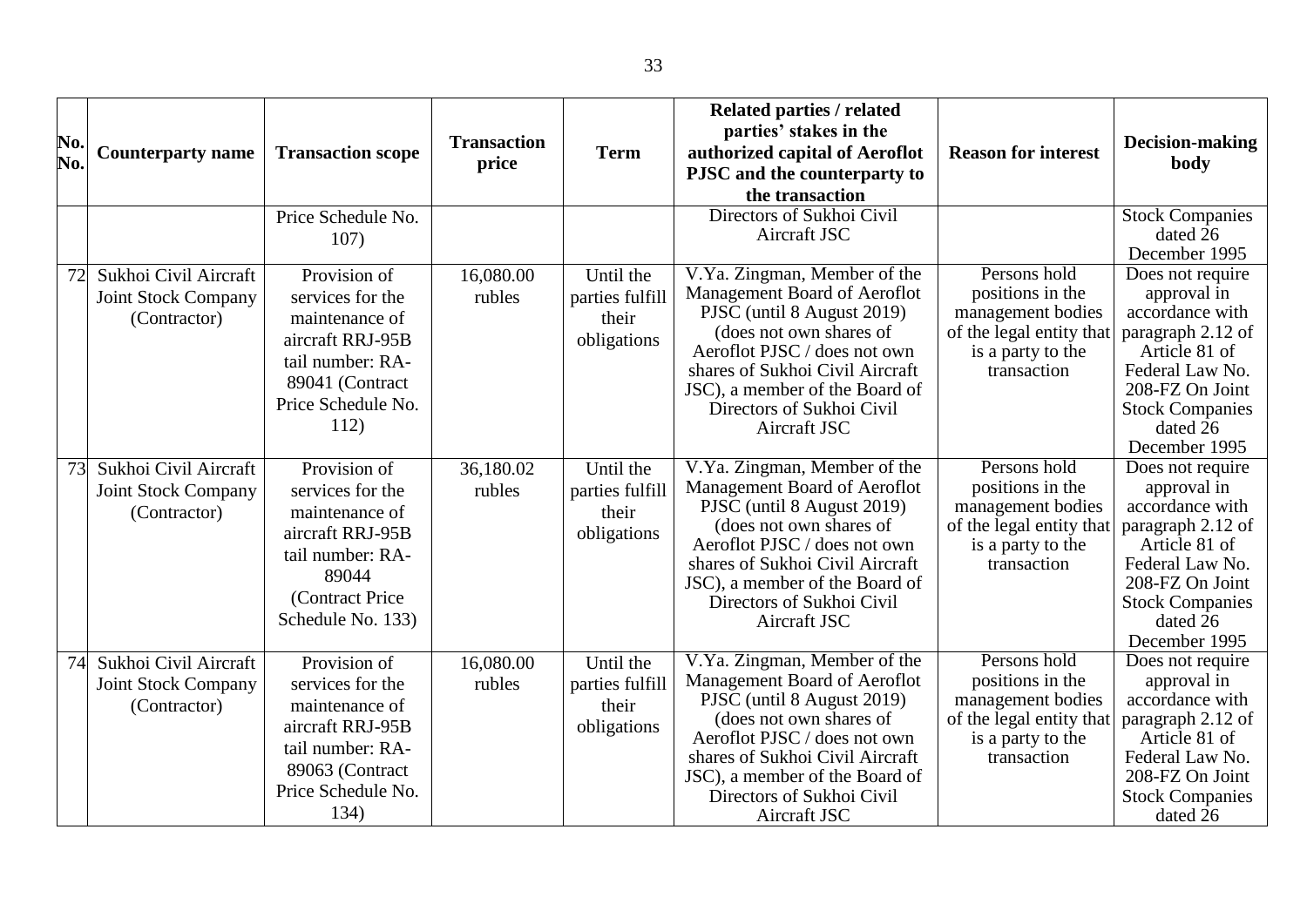| No. No. | Counterparty name | Transaction scope | Transaction price | Term | Related parties / related parties' stakes in the authorized capital of Aeroflot PJSC and the counterparty to the transaction | Reason for interest | Decision-making body |
|---|---|---|---|---|---|---|---|
| | | Price Schedule No. 107) | | | Directors of Sukhoi Civil Aircraft JSC | | Stock Companies dated 26 December 1995 |
| 72 | Sukhoi Civil Aircraft Joint Stock Company (Contractor) | Provision of services for the maintenance of aircraft RRJ-95B tail number: RA-89041 (Contract Price Schedule No. 112) | 16,080.00 rubles | Until the parties fulfill their obligations | V.Ya. Zingman, Member of the Management Board of Aeroflot PJSC (until 8 August 2019) (does not own shares of Aeroflot PJSC / does not own shares of Sukhoi Civil Aircraft JSC), a member of the Board of Directors of Sukhoi Civil Aircraft JSC | Persons hold positions in the management bodies of the legal entity that is a party to the transaction | Does not require approval in accordance with paragraph 2.12 of Article 81 of Federal Law No. 208-FZ On Joint Stock Companies dated 26 December 1995 |
| 73 | Sukhoi Civil Aircraft Joint Stock Company (Contractor) | Provision of services for the maintenance of aircraft RRJ-95B tail number: RA-89044 (Contract Price Schedule No. 133) | 36,180.02 rubles | Until the parties fulfill their obligations | V.Ya. Zingman, Member of the Management Board of Aeroflot PJSC (until 8 August 2019) (does not own shares of Aeroflot PJSC / does not own shares of Sukhoi Civil Aircraft JSC), a member of the Board of Directors of Sukhoi Civil Aircraft JSC | Persons hold positions in the management bodies of the legal entity that is a party to the transaction | Does not require approval in accordance with paragraph 2.12 of Article 81 of Federal Law No. 208-FZ On Joint Stock Companies dated 26 December 1995 |
| 74 | Sukhoi Civil Aircraft Joint Stock Company (Contractor) | Provision of services for the maintenance of aircraft RRJ-95B tail number: RA-89063 (Contract Price Schedule No. 134) | 16,080.00 rubles | Until the parties fulfill their obligations | V.Ya. Zingman, Member of the Management Board of Aeroflot PJSC (until 8 August 2019) (does not own shares of Aeroflot PJSC / does not own shares of Sukhoi Civil Aircraft JSC), a member of the Board of Directors of Sukhoi Civil Aircraft JSC | Persons hold positions in the management bodies of the legal entity that is a party to the transaction | Does not require approval in accordance with paragraph 2.12 of Article 81 of Federal Law No. 208-FZ On Joint Stock Companies dated 26 |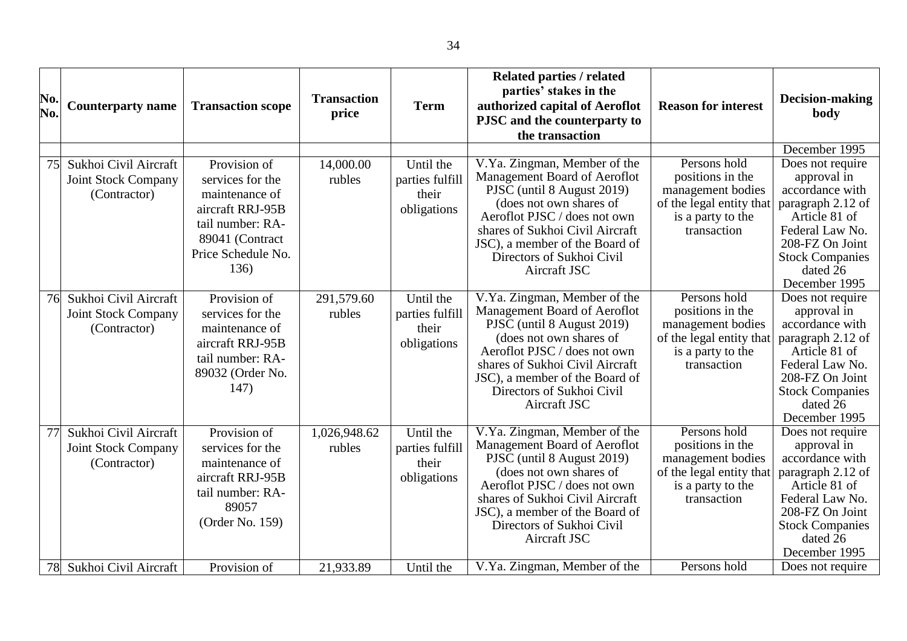| No. No. | Counterparty name | Transaction scope | Transaction price | Term | Related parties / related parties' stakes in the authorized capital of Aeroflot PJSC and the counterparty to the transaction | Reason for interest | Decision-making body |
|---|---|---|---|---|---|---|---|
| | | | | | | | December 1995 |
| 75 | Sukhoi Civil Aircraft Joint Stock Company (Contractor) | Provision of services for the maintenance of aircraft RRJ-95B tail number: RA-89041 (Contract Price Schedule No. 136) | 14,000.00 rubles | Until the parties fulfill their obligations | V.Ya. Zingman, Member of the Management Board of Aeroflot PJSC (until 8 August 2019) (does not own shares of Aeroflot PJSC / does not own shares of Sukhoi Civil Aircraft JSC), a member of the Board of Directors of Sukhoi Civil Aircraft JSC | Persons hold positions in the management bodies of the legal entity that is a party to the transaction | Does not require approval in accordance with paragraph 2.12 of Article 81 of Federal Law No. 208-FZ On Joint Stock Companies dated 26 December 1995 |
| 76 | Sukhoi Civil Aircraft Joint Stock Company (Contractor) | Provision of services for the maintenance of aircraft RRJ-95B tail number: RA-89032 (Order No. 147) | 291,579.60 rubles | Until the parties fulfill their obligations | V.Ya. Zingman, Member of the Management Board of Aeroflot PJSC (until 8 August 2019) (does not own shares of Aeroflot PJSC / does not own shares of Sukhoi Civil Aircraft JSC), a member of the Board of Directors of Sukhoi Civil Aircraft JSC | Persons hold positions in the management bodies of the legal entity that is a party to the transaction | Does not require approval in accordance with paragraph 2.12 of Article 81 of Federal Law No. 208-FZ On Joint Stock Companies dated 26 December 1995 |
| 77 | Sukhoi Civil Aircraft Joint Stock Company (Contractor) | Provision of services for the maintenance of aircraft RRJ-95B tail number: RA-89057 (Order No. 159) | 1,026,948.62 rubles | Until the parties fulfill their obligations | V.Ya. Zingman, Member of the Management Board of Aeroflot PJSC (until 8 August 2019) (does not own shares of Aeroflot PJSC / does not own shares of Sukhoi Civil Aircraft JSC), a member of the Board of Directors of Sukhoi Civil Aircraft JSC | Persons hold positions in the management bodies of the legal entity that is a party to the transaction | Does not require approval in accordance with paragraph 2.12 of Article 81 of Federal Law No. 208-FZ On Joint Stock Companies dated 26 December 1995 |
| 78 | Sukhoi Civil Aircraft | Provision of | 21,933.89 | Until the | V.Ya. Zingman, Member of the | Persons hold | Does not require |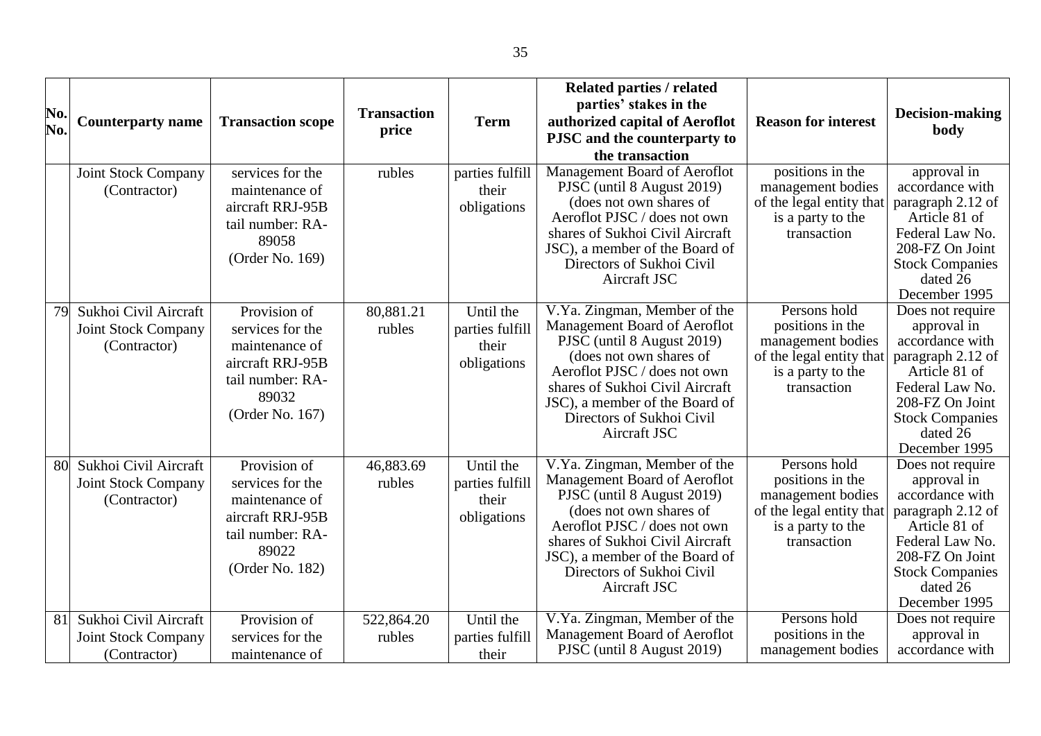| No. No. | Counterparty name | Transaction scope | Transaction price | Term | Related parties / related parties' stakes in the authorized capital of Aeroflot PJSC and the counterparty to the transaction | Reason for interest | Decision-making body |
|---|---|---|---|---|---|---|---|
| | Joint Stock Company (Contractor) | services for the maintenance of aircraft RRJ-95B tail number: RA-89058 (Order No. 169) | rubles | parties fulfill their obligations | Management Board of Aeroflot PJSC (until 8 August 2019) (does not own shares of Aeroflot PJSC / does not own shares of Sukhoi Civil Aircraft JSC), a member of the Board of Directors of Sukhoi Civil Aircraft JSC | positions in the management bodies of the legal entity that is a party to the transaction | approval in accordance with paragraph 2.12 of Article 81 of Federal Law No. 208-FZ On Joint Stock Companies dated 26 December 1995 |
| 79 | Sukhoi Civil Aircraft Joint Stock Company (Contractor) | Provision of services for the maintenance of aircraft RRJ-95B tail number: RA-89032 (Order No. 167) | 80,881.21 rubles | Until the parties fulfill their obligations | V.Ya. Zingman, Member of the Management Board of Aeroflot PJSC (until 8 August 2019) (does not own shares of Aeroflot PJSC / does not own shares of Sukhoi Civil Aircraft JSC), a member of the Board of Directors of Sukhoi Civil Aircraft JSC | Persons hold positions in the management bodies of the legal entity that is a party to the transaction | Does not require approval in accordance with paragraph 2.12 of Article 81 of Federal Law No. 208-FZ On Joint Stock Companies dated 26 December 1995 |
| 80 | Sukhoi Civil Aircraft Joint Stock Company (Contractor) | Provision of services for the maintenance of aircraft RRJ-95B tail number: RA-89022 (Order No. 182) | 46,883.69 rubles | Until the parties fulfill their obligations | V.Ya. Zingman, Member of the Management Board of Aeroflot PJSC (until 8 August 2019) (does not own shares of Aeroflot PJSC / does not own shares of Sukhoi Civil Aircraft JSC), a member of the Board of Directors of Sukhoi Civil Aircraft JSC | Persons hold positions in the management bodies of the legal entity that is a party to the transaction | Does not require approval in accordance with paragraph 2.12 of Article 81 of Federal Law No. 208-FZ On Joint Stock Companies dated 26 December 1995 |
| 81 | Sukhoi Civil Aircraft Joint Stock Company (Contractor) | Provision of services for the maintenance of | 522,864.20 rubles | Until the parties fulfill their | V.Ya. Zingman, Member of the Management Board of Aeroflot PJSC (until 8 August 2019) | Persons hold positions in the management bodies | Does not require approval in accordance with |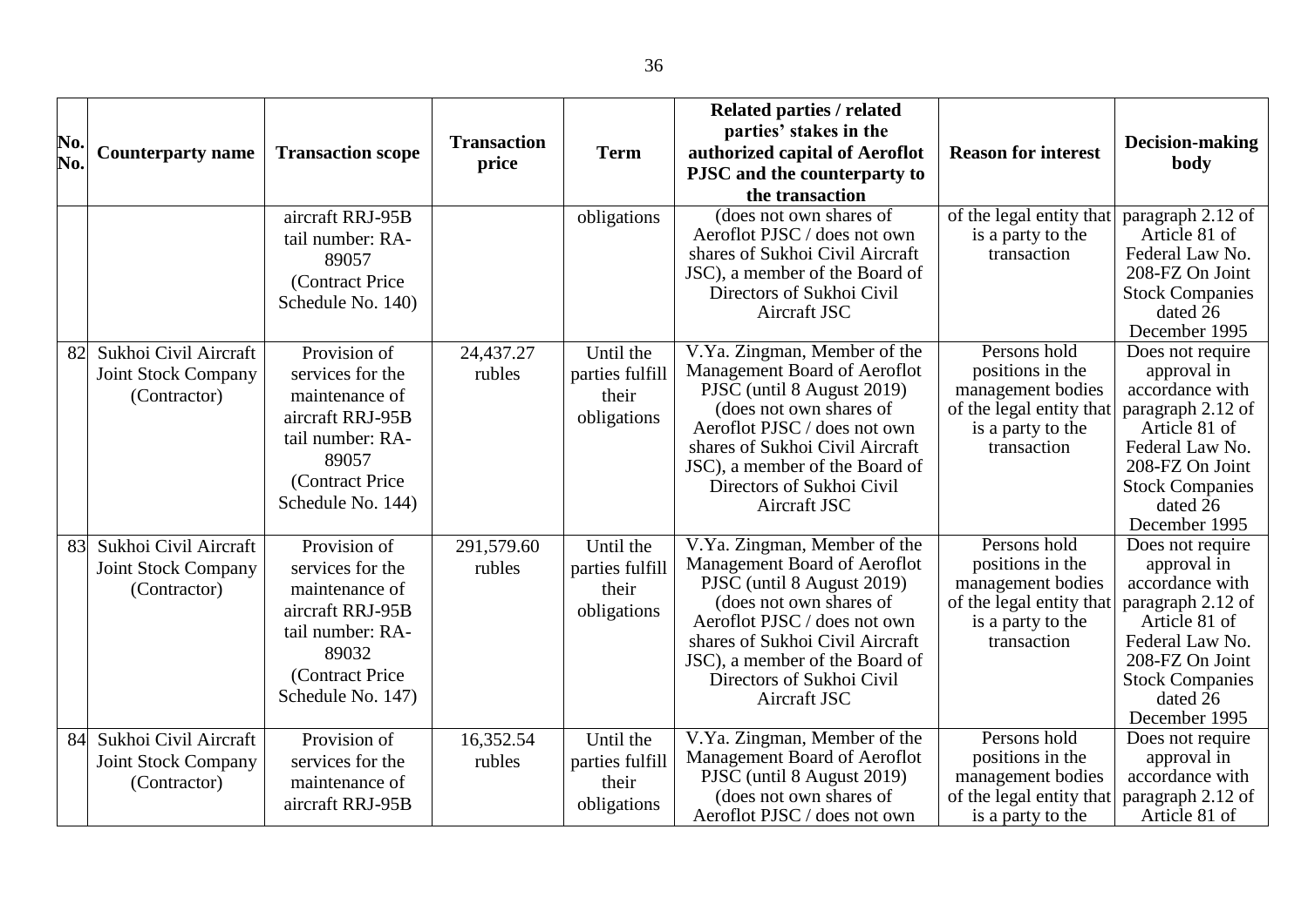| No. No. | Counterparty name | Transaction scope | Transaction price | Term | Related parties / related parties' stakes in the authorized capital of Aeroflot PJSC and the counterparty to the transaction | Reason for interest | Decision-making body |
|---|---|---|---|---|---|---|---|
| | | aircraft RRJ-95B tail number: RA-89057 (Contract Price Schedule No. 140) | | obligations | (does not own shares of Aeroflot PJSC / does not own shares of Sukhoi Civil Aircraft JSC), a member of the Board of Directors of Sukhoi Civil Aircraft JSC | of the legal entity that is a party to the transaction | paragraph 2.12 of Article 81 of Federal Law No. 208-FZ On Joint Stock Companies dated 26 December 1995 |
| 82 | Sukhoi Civil Aircraft Joint Stock Company (Contractor) | Provision of services for the maintenance of aircraft RRJ-95B tail number: RA-89057 (Contract Price Schedule No. 144) | 24,437.27 rubles | Until the parties fulfill their obligations | V.Ya. Zingman, Member of the Management Board of Aeroflot PJSC (until 8 August 2019) (does not own shares of Aeroflot PJSC / does not own shares of Sukhoi Civil Aircraft JSC), a member of the Board of Directors of Sukhoi Civil Aircraft JSC | Persons hold positions in the management bodies of the legal entity that is a party to the transaction | Does not require approval in accordance with paragraph 2.12 of Article 81 of Federal Law No. 208-FZ On Joint Stock Companies dated 26 December 1995 |
| 83 | Sukhoi Civil Aircraft Joint Stock Company (Contractor) | Provision of services for the maintenance of aircraft RRJ-95B tail number: RA-89032 (Contract Price Schedule No. 147) | 291,579.60 rubles | Until the parties fulfill their obligations | V.Ya. Zingman, Member of the Management Board of Aeroflot PJSC (until 8 August 2019) (does not own shares of Aeroflot PJSC / does not own shares of Sukhoi Civil Aircraft JSC), a member of the Board of Directors of Sukhoi Civil Aircraft JSC | Persons hold positions in the management bodies of the legal entity that is a party to the transaction | Does not require approval in accordance with paragraph 2.12 of Article 81 of Federal Law No. 208-FZ On Joint Stock Companies dated 26 December 1995 |
| 84 | Sukhoi Civil Aircraft Joint Stock Company (Contractor) | Provision of services for the maintenance of aircraft RRJ-95B | 16,352.54 rubles | Until the parties fulfill their obligations | V.Ya. Zingman, Member of the Management Board of Aeroflot PJSC (until 8 August 2019) (does not own shares of Aeroflot PJSC / does not own | Persons hold positions in the management bodies of the legal entity that is a party to the | Does not require approval in accordance with paragraph 2.12 of Article 81 of |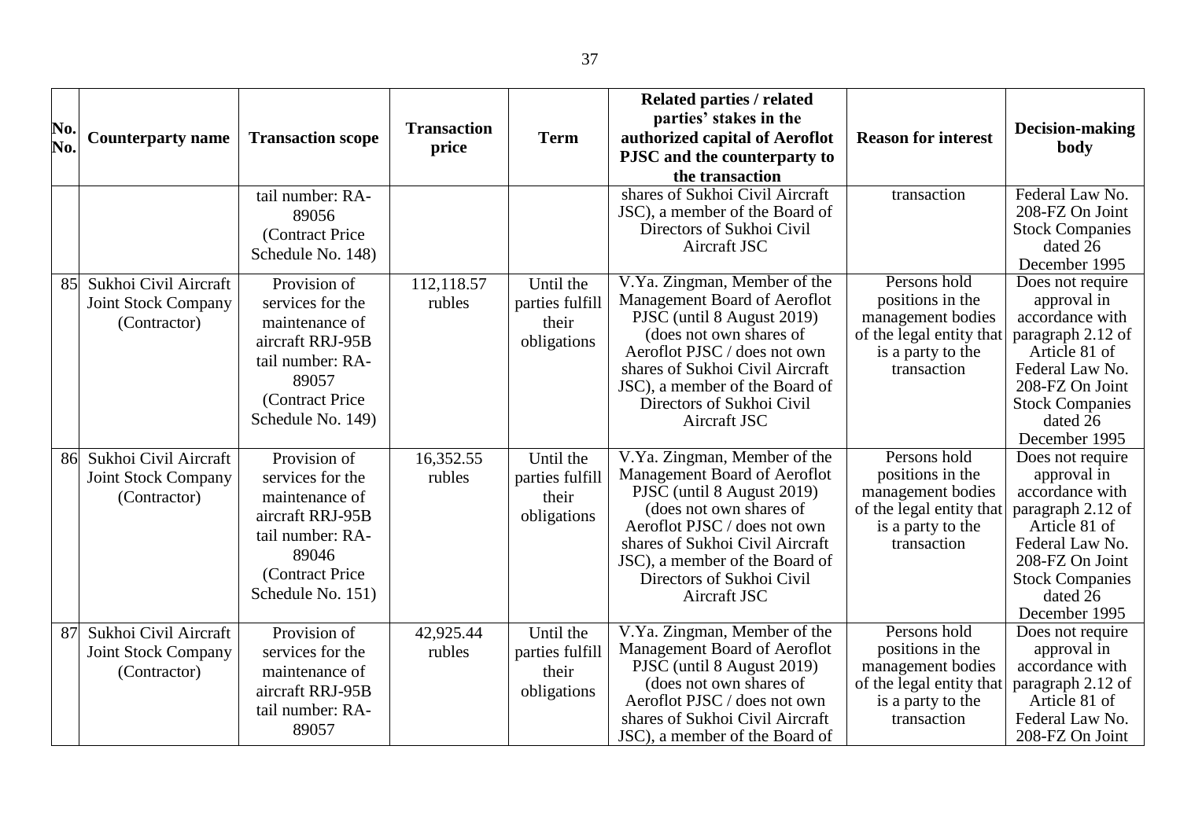| No. No. | Counterparty name | Transaction scope | Transaction price | Term | Related parties / related parties' stakes in the authorized capital of Aeroflot PJSC and the counterparty to the transaction | Reason for interest | Decision-making body |
|---|---|---|---|---|---|---|---|
| | | tail number: RA-89056 (Contract Price Schedule No. 148) | | | shares of Sukhoi Civil Aircraft JSC), a member of the Board of Directors of Sukhoi Civil Aircraft JSC | transaction | Federal Law No. 208-FZ On Joint Stock Companies dated 26 December 1995 |
| 85 | Sukhoi Civil Aircraft Joint Stock Company (Contractor) | Provision of services for the maintenance of aircraft RRJ-95B tail number: RA-89057 (Contract Price Schedule No. 149) | 112,118.57 rubles | Until the parties fulfill their obligations | V.Ya. Zingman, Member of the Management Board of Aeroflot PJSC (until 8 August 2019) (does not own shares of Aeroflot PJSC / does not own shares of Sukhoi Civil Aircraft JSC), a member of the Board of Directors of Sukhoi Civil Aircraft JSC | Persons hold positions in the management bodies of the legal entity that is a party to the transaction | Does not require approval in accordance with paragraph 2.12 of Article 81 of Federal Law No. 208-FZ On Joint Stock Companies dated 26 December 1995 |
| 86 | Sukhoi Civil Aircraft Joint Stock Company (Contractor) | Provision of services for the maintenance of aircraft RRJ-95B tail number: RA-89046 (Contract Price Schedule No. 151) | 16,352.55 rubles | Until the parties fulfill their obligations | V.Ya. Zingman, Member of the Management Board of Aeroflot PJSC (until 8 August 2019) (does not own shares of Aeroflot PJSC / does not own shares of Sukhoi Civil Aircraft JSC), a member of the Board of Directors of Sukhoi Civil Aircraft JSC | Persons hold positions in the management bodies of the legal entity that is a party to the transaction | Does not require approval in accordance with paragraph 2.12 of Article 81 of Federal Law No. 208-FZ On Joint Stock Companies dated 26 December 1995 |
| 87 | Sukhoi Civil Aircraft Joint Stock Company (Contractor) | Provision of services for the maintenance of aircraft RRJ-95B tail number: RA-89057 | 42,925.44 rubles | Until the parties fulfill their obligations | V.Ya. Zingman, Member of the Management Board of Aeroflot PJSC (until 8 August 2019) (does not own shares of Aeroflot PJSC / does not own shares of Sukhoi Civil Aircraft JSC), a member of the Board of | Persons hold positions in the management bodies of the legal entity that is a party to the transaction | Does not require approval in accordance with paragraph 2.12 of Article 81 of Federal Law No. 208-FZ On Joint |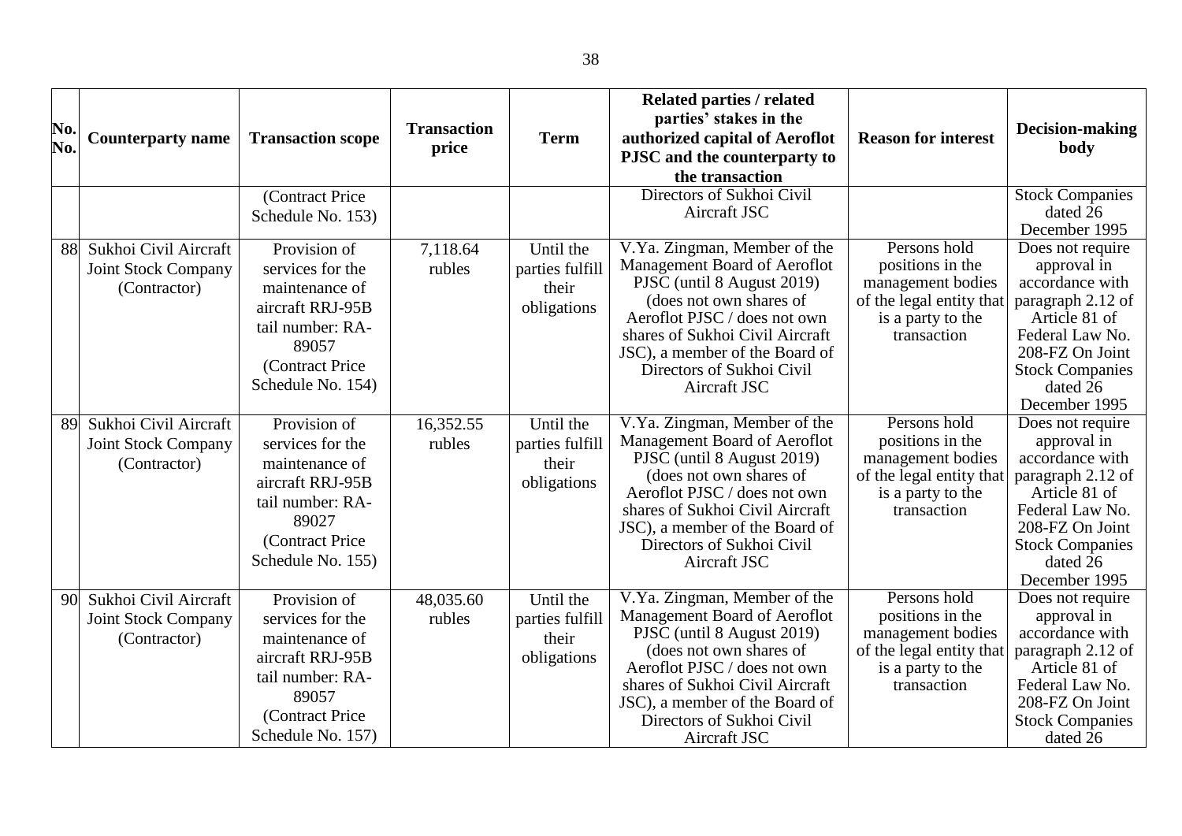| No. No. | Counterparty name | Transaction scope | Transaction price | Term | Related parties / related parties' stakes in the authorized capital of Aeroflot PJSC and the counterparty to the transaction | Reason for interest | Decision-making body |
|---|---|---|---|---|---|---|---|
| | | (Contract Price Schedule No. 153) | | | Directors of Sukhoi Civil Aircraft JSC | | Stock Companies dated 26 December 1995 |
| 88 | Sukhoi Civil Aircraft Joint Stock Company (Contractor) | Provision of services for the maintenance of aircraft RRJ-95B tail number: RA-89057 (Contract Price Schedule No. 154) | 7,118.64 rubles | Until the parties fulfill their obligations | V.Ya. Zingman, Member of the Management Board of Aeroflot PJSC (until 8 August 2019) (does not own shares of Aeroflot PJSC / does not own shares of Sukhoi Civil Aircraft JSC), a member of the Board of Directors of Sukhoi Civil Aircraft JSC | Persons hold positions in the management bodies of the legal entity that is a party to the transaction | Does not require approval in accordance with paragraph 2.12 of Article 81 of Federal Law No. 208-FZ On Joint Stock Companies dated 26 December 1995 |
| 89 | Sukhoi Civil Aircraft Joint Stock Company (Contractor) | Provision of services for the maintenance of aircraft RRJ-95B tail number: RA-89027 (Contract Price Schedule No. 155) | 16,352.55 rubles | Until the parties fulfill their obligations | V.Ya. Zingman, Member of the Management Board of Aeroflot PJSC (until 8 August 2019) (does not own shares of Aeroflot PJSC / does not own shares of Sukhoi Civil Aircraft JSC), a member of the Board of Directors of Sukhoi Civil Aircraft JSC | Persons hold positions in the management bodies of the legal entity that is a party to the transaction | Does not require approval in accordance with paragraph 2.12 of Article 81 of Federal Law No. 208-FZ On Joint Stock Companies dated 26 December 1995 |
| 90 | Sukhoi Civil Aircraft Joint Stock Company (Contractor) | Provision of services for the maintenance of aircraft RRJ-95B tail number: RA-89057 (Contract Price Schedule No. 157) | 48,035.60 rubles | Until the parties fulfill their obligations | V.Ya. Zingman, Member of the Management Board of Aeroflot PJSC (until 8 August 2019) (does not own shares of Aeroflot PJSC / does not own shares of Sukhoi Civil Aircraft JSC), a member of the Board of Directors of Sukhoi Civil Aircraft JSC | Persons hold positions in the management bodies of the legal entity that is a party to the transaction | Does not require approval in accordance with paragraph 2.12 of Article 81 of Federal Law No. 208-FZ On Joint Stock Companies dated 26 |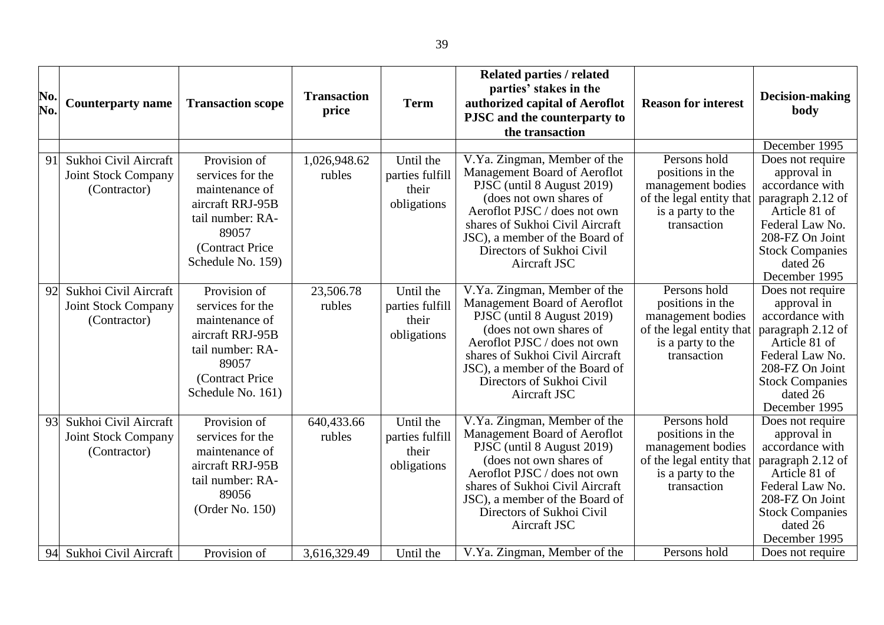| No. No. | Counterparty name | Transaction scope | Transaction price | Term | Related parties / related parties' stakes in the authorized capital of Aeroflot PJSC and the counterparty to the transaction | Reason for interest | Decision-making body |
|---|---|---|---|---|---|---|---|
| | | | | | | | December 1995 |
| 91 | Sukhoi Civil Aircraft Joint Stock Company (Contractor) | Provision of services for the maintenance of aircraft RRJ-95B tail number: RA-89057 (Contract Price Schedule No. 159) | 1,026,948.62 rubles | Until the parties fulfill their obligations | V.Ya. Zingman, Member of the Management Board of Aeroflot PJSC (until 8 August 2019) (does not own shares of Aeroflot PJSC / does not own shares of Sukhoi Civil Aircraft JSC), a member of the Board of Directors of Sukhoi Civil Aircraft JSC | Persons hold positions in the management bodies of the legal entity that is a party to the transaction | Does not require approval in accordance with paragraph 2.12 of Article 81 of Federal Law No. 208-FZ On Joint Stock Companies dated 26 December 1995 |
| 92 | Sukhoi Civil Aircraft Joint Stock Company (Contractor) | Provision of services for the maintenance of aircraft RRJ-95B tail number: RA-89057 (Contract Price Schedule No. 161) | 23,506.78 rubles | Until the parties fulfill their obligations | V.Ya. Zingman, Member of the Management Board of Aeroflot PJSC (until 8 August 2019) (does not own shares of Aeroflot PJSC / does not own shares of Sukhoi Civil Aircraft JSC), a member of the Board of Directors of Sukhoi Civil Aircraft JSC | Persons hold positions in the management bodies of the legal entity that is a party to the transaction | Does not require approval in accordance with paragraph 2.12 of Article 81 of Federal Law No. 208-FZ On Joint Stock Companies dated 26 December 1995 |
| 93 | Sukhoi Civil Aircraft Joint Stock Company (Contractor) | Provision of services for the maintenance of aircraft RRJ-95B tail number: RA-89056 (Order No. 150) | 640,433.66 rubles | Until the parties fulfill their obligations | V.Ya. Zingman, Member of the Management Board of Aeroflot PJSC (until 8 August 2019) (does not own shares of Aeroflot PJSC / does not own shares of Sukhoi Civil Aircraft JSC), a member of the Board of Directors of Sukhoi Civil Aircraft JSC | Persons hold positions in the management bodies of the legal entity that is a party to the transaction | Does not require approval in accordance with paragraph 2.12 of Article 81 of Federal Law No. 208-FZ On Joint Stock Companies dated 26 December 1995 |
| 94 | Sukhoi Civil Aircraft | Provision of | 3,616,329.49 | Until the | V.Ya. Zingman, Member of the | Persons hold | Does not require |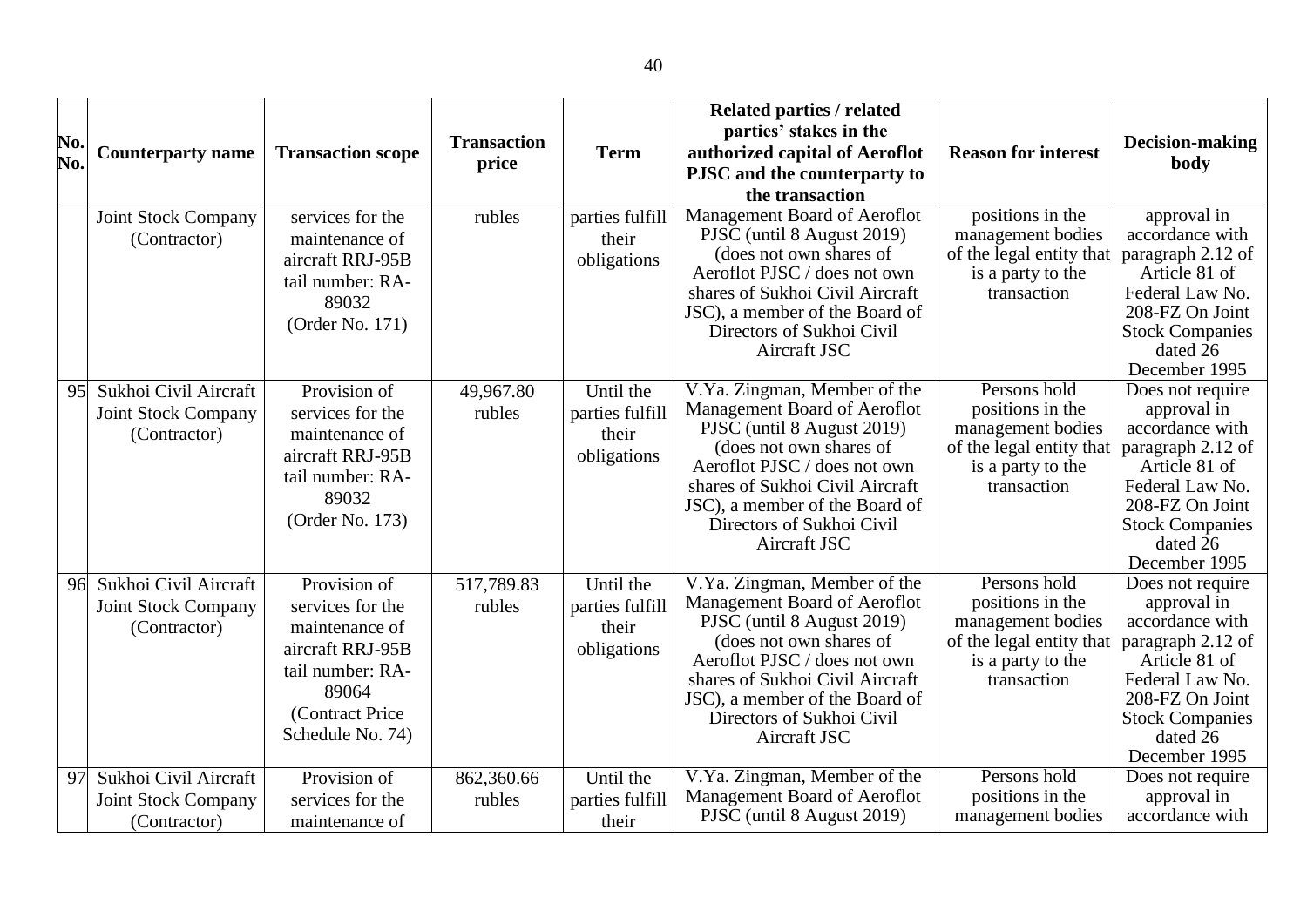| No. No. | Counterparty name | Transaction scope | Transaction price | Term | Related parties / related parties' stakes in the authorized capital of Aeroflot PJSC and the counterparty to the transaction | Reason for interest | Decision-making body |
|---|---|---|---|---|---|---|---|
| | Joint Stock Company (Contractor) | services for the maintenance of aircraft RRJ-95B tail number: RA-89032 (Order No. 171) | rubles | parties fulfill their obligations | Management Board of Aeroflot PJSC (until 8 August 2019) (does not own shares of Aeroflot PJSC / does not own shares of Sukhoi Civil Aircraft JSC), a member of the Board of Directors of Sukhoi Civil Aircraft JSC | positions in the management bodies of the legal entity that is a party to the transaction | approval in accordance with paragraph 2.12 of Article 81 of Federal Law No. 208-FZ On Joint Stock Companies dated 26 December 1995 |
| 95 | Sukhoi Civil Aircraft Joint Stock Company (Contractor) | Provision of services for the maintenance of aircraft RRJ-95B tail number: RA-89032 (Order No. 173) | 49,967.80 rubles | Until the parties fulfill their obligations | V.Ya. Zingman, Member of the Management Board of Aeroflot PJSC (until 8 August 2019) (does not own shares of Aeroflot PJSC / does not own shares of Sukhoi Civil Aircraft JSC), a member of the Board of Directors of Sukhoi Civil Aircraft JSC | Persons hold positions in the management bodies of the legal entity that is a party to the transaction | Does not require approval in accordance with paragraph 2.12 of Article 81 of Federal Law No. 208-FZ On Joint Stock Companies dated 26 December 1995 |
| 96 | Sukhoi Civil Aircraft Joint Stock Company (Contractor) | Provision of services for the maintenance of aircraft RRJ-95B tail number: RA-89064 (Contract Price Schedule No. 74) | 517,789.83 rubles | Until the parties fulfill their obligations | V.Ya. Zingman, Member of the Management Board of Aeroflot PJSC (until 8 August 2019) (does not own shares of Aeroflot PJSC / does not own shares of Sukhoi Civil Aircraft JSC), a member of the Board of Directors of Sukhoi Civil Aircraft JSC | Persons hold positions in the management bodies of the legal entity that is a party to the transaction | Does not require approval in accordance with paragraph 2.12 of Article 81 of Federal Law No. 208-FZ On Joint Stock Companies dated 26 December 1995 |
| 97 | Sukhoi Civil Aircraft Joint Stock Company (Contractor) | Provision of services for the maintenance of | 862,360.66 rubles | Until the parties fulfill their | V.Ya. Zingman, Member of the Management Board of Aeroflot PJSC (until 8 August 2019) | Persons hold positions in the management bodies | Does not require approval in accordance with |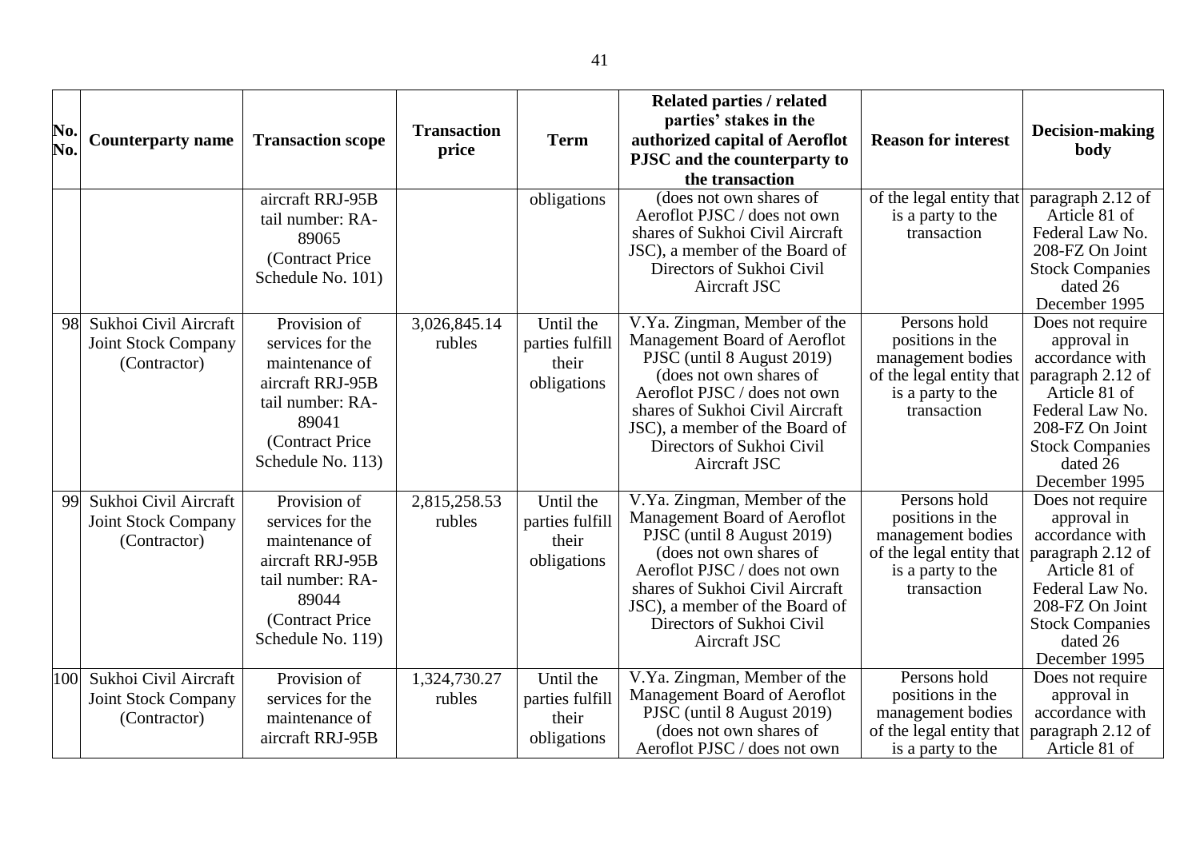| No. No. | Counterparty name | Transaction scope | Transaction price | Term | Related parties / related parties' stakes in the authorized capital of Aeroflot PJSC and the counterparty to the transaction | Reason for interest | Decision-making body |
|---|---|---|---|---|---|---|---|
| | | aircraft RRJ-95B tail number: RA-89065 (Contract Price Schedule No. 101) | | obligations | (does not own shares of Aeroflot PJSC / does not own shares of Sukhoi Civil Aircraft JSC), a member of the Board of Directors of Sukhoi Civil Aircraft JSC | of the legal entity that is a party to the transaction | paragraph 2.12 of Article 81 of Federal Law No. 208-FZ On Joint Stock Companies dated 26 December 1995 |
| 98 | Sukhoi Civil Aircraft Joint Stock Company (Contractor) | Provision of services for the maintenance of aircraft RRJ-95B tail number: RA-89041 (Contract Price Schedule No. 113) | 3,026,845.14 rubles | Until the parties fulfill their obligations | V.Ya. Zingman, Member of the Management Board of Aeroflot PJSC (until 8 August 2019) (does not own shares of Aeroflot PJSC / does not own shares of Sukhoi Civil Aircraft JSC), a member of the Board of Directors of Sukhoi Civil Aircraft JSC | Persons hold positions in the management bodies of the legal entity that is a party to the transaction | Does not require approval in accordance with paragraph 2.12 of Article 81 of Federal Law No. 208-FZ On Joint Stock Companies dated 26 December 1995 |
| 99 | Sukhoi Civil Aircraft Joint Stock Company (Contractor) | Provision of services for the maintenance of aircraft RRJ-95B tail number: RA-89044 (Contract Price Schedule No. 119) | 2,815,258.53 rubles | Until the parties fulfill their obligations | V.Ya. Zingman, Member of the Management Board of Aeroflot PJSC (until 8 August 2019) (does not own shares of Aeroflot PJSC / does not own shares of Sukhoi Civil Aircraft JSC), a member of the Board of Directors of Sukhoi Civil Aircraft JSC | Persons hold positions in the management bodies of the legal entity that is a party to the transaction | Does not require approval in accordance with paragraph 2.12 of Article 81 of Federal Law No. 208-FZ On Joint Stock Companies dated 26 December 1995 |
| 100 | Sukhoi Civil Aircraft Joint Stock Company (Contractor) | Provision of services for the maintenance of aircraft RRJ-95B | 1,324,730.27 rubles | Until the parties fulfill their obligations | V.Ya. Zingman, Member of the Management Board of Aeroflot PJSC (until 8 August 2019) (does not own shares of Aeroflot PJSC / does not own | Persons hold positions in the management bodies of the legal entity that is a party to the | Does not require approval in accordance with paragraph 2.12 of Article 81 of |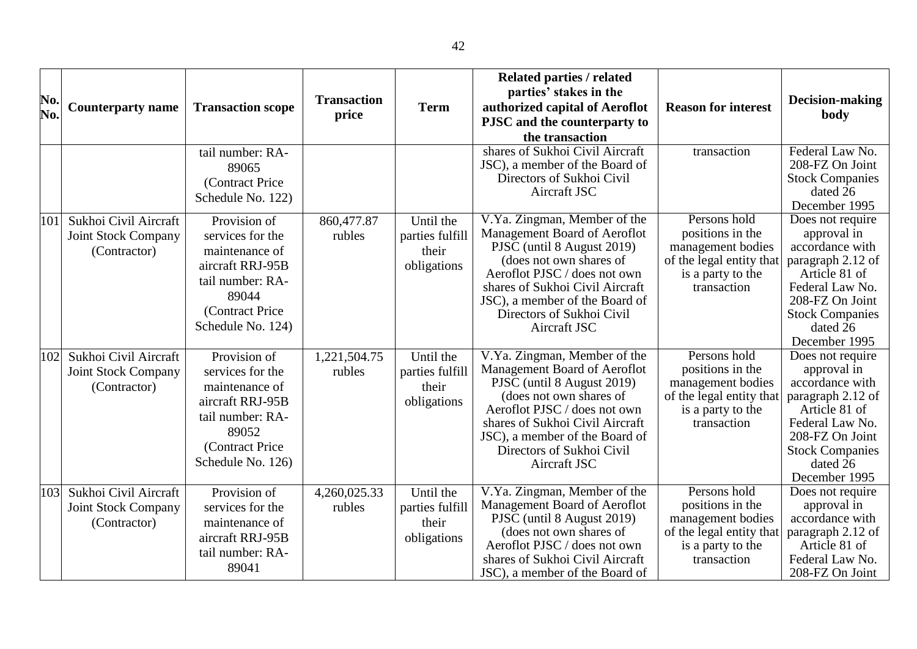| No. No. | Counterparty name | Transaction scope | Transaction price | Term | Related parties / related parties' stakes in the authorized capital of Aeroflot PJSC and the counterparty to the transaction | Reason for interest | Decision-making body |
|---|---|---|---|---|---|---|---|
| | | tail number: RA-89065 (Contract Price Schedule No. 122) | | | shares of Sukhoi Civil Aircraft JSC), a member of the Board of Directors of Sukhoi Civil Aircraft JSC | transaction | Federal Law No. 208-FZ On Joint Stock Companies dated 26 December 1995 |
| 101 | Sukhoi Civil Aircraft Joint Stock Company (Contractor) | Provision of services for the maintenance of aircraft RRJ-95B tail number: RA-89044 (Contract Price Schedule No. 124) | 860,477.87 rubles | Until the parties fulfill their obligations | V.Ya. Zingman, Member of the Management Board of Aeroflot PJSC (until 8 August 2019) (does not own shares of Aeroflot PJSC / does not own shares of Sukhoi Civil Aircraft JSC), a member of the Board of Directors of Sukhoi Civil Aircraft JSC | Persons hold positions in the management bodies of the legal entity that is a party to the transaction | Does not require approval in accordance with paragraph 2.12 of Article 81 of Federal Law No. 208-FZ On Joint Stock Companies dated 26 December 1995 |
| 102 | Sukhoi Civil Aircraft Joint Stock Company (Contractor) | Provision of services for the maintenance of aircraft RRJ-95B tail number: RA-89052 (Contract Price Schedule No. 126) | 1,221,504.75 rubles | Until the parties fulfill their obligations | V.Ya. Zingman, Member of the Management Board of Aeroflot PJSC (until 8 August 2019) (does not own shares of Aeroflot PJSC / does not own shares of Sukhoi Civil Aircraft JSC), a member of the Board of Directors of Sukhoi Civil Aircraft JSC | Persons hold positions in the management bodies of the legal entity that is a party to the transaction | Does not require approval in accordance with paragraph 2.12 of Article 81 of Federal Law No. 208-FZ On Joint Stock Companies dated 26 December 1995 |
| 103 | Sukhoi Civil Aircraft Joint Stock Company (Contractor) | Provision of services for the maintenance of aircraft RRJ-95B tail number: RA-89041 | 4,260,025.33 rubles | Until the parties fulfill their obligations | V.Ya. Zingman, Member of the Management Board of Aeroflot PJSC (until 8 August 2019) (does not own shares of Aeroflot PJSC / does not own shares of Sukhoi Civil Aircraft JSC), a member of the Board of | Persons hold positions in the management bodies of the legal entity that is a party to the transaction | Does not require approval in accordance with paragraph 2.12 of Article 81 of Federal Law No. 208-FZ On Joint |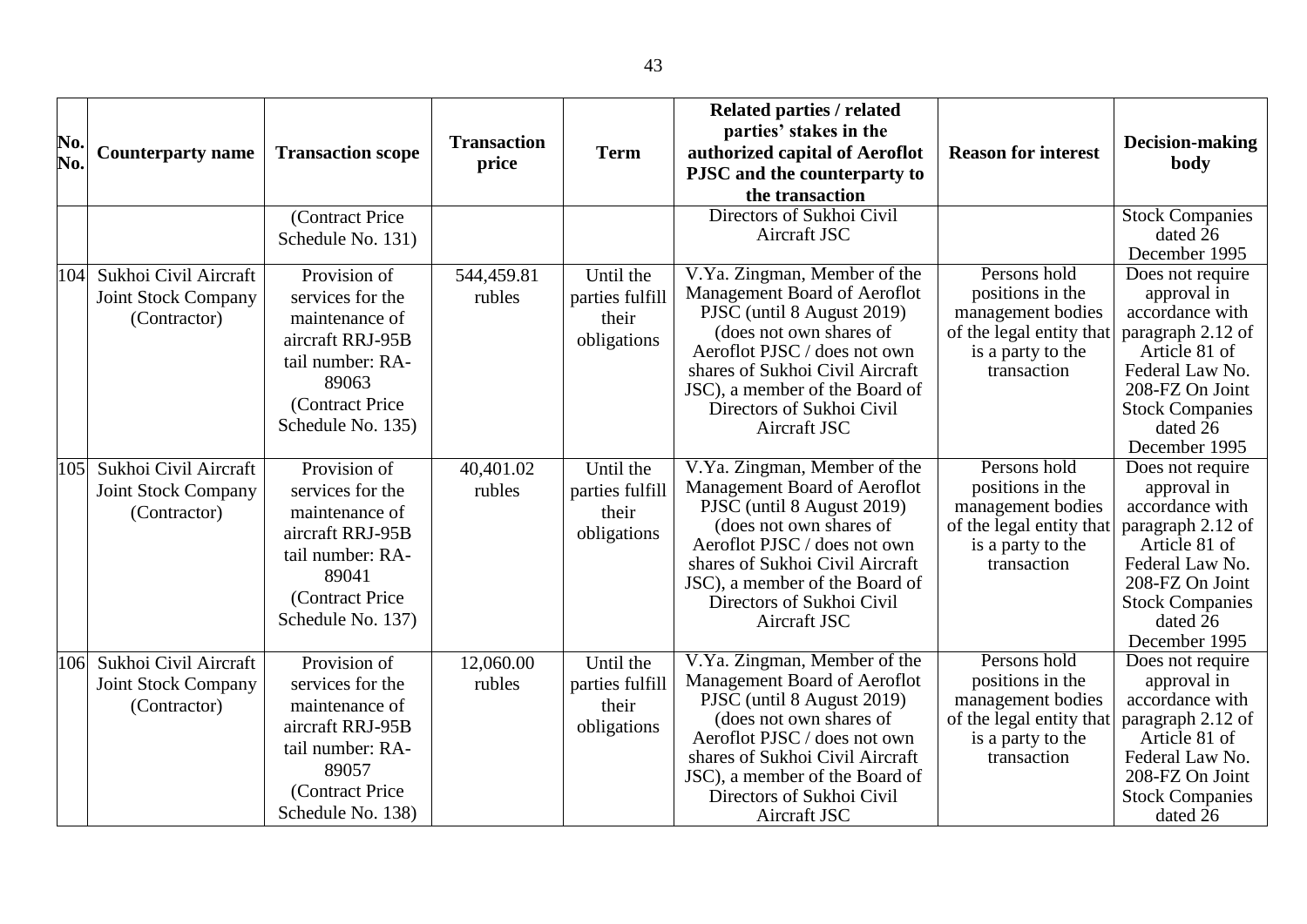| No. No. | Counterparty name | Transaction scope | Transaction price | Term | Related parties / related parties' stakes in the authorized capital of Aeroflot PJSC and the counterparty to the transaction | Reason for interest | Decision-making body |
|---|---|---|---|---|---|---|---|
| | | (Contract Price Schedule No. 131) | | | Directors of Sukhoi Civil Aircraft JSC | | Stock Companies dated 26 December 1995 |
| 104 | Sukhoi Civil Aircraft Joint Stock Company (Contractor) | Provision of services for the maintenance of aircraft RRJ-95B tail number: RA-89063 (Contract Price Schedule No. 135) | 544,459.81 rubles | Until the parties fulfill their obligations | V.Ya. Zingman, Member of the Management Board of Aeroflot PJSC (until 8 August 2019) (does not own shares of Aeroflot PJSC / does not own shares of Sukhoi Civil Aircraft JSC), a member of the Board of Directors of Sukhoi Civil Aircraft JSC | Persons hold positions in the management bodies of the legal entity that is a party to the transaction | Does not require approval in accordance with paragraph 2.12 of Article 81 of Federal Law No. 208-FZ On Joint Stock Companies dated 26 December 1995 |
| 105 | Sukhoi Civil Aircraft Joint Stock Company (Contractor) | Provision of services for the maintenance of aircraft RRJ-95B tail number: RA-89041 (Contract Price Schedule No. 137) | 40,401.02 rubles | Until the parties fulfill their obligations | V.Ya. Zingman, Member of the Management Board of Aeroflot PJSC (until 8 August 2019) (does not own shares of Aeroflot PJSC / does not own shares of Sukhoi Civil Aircraft JSC), a member of the Board of Directors of Sukhoi Civil Aircraft JSC | Persons hold positions in the management bodies of the legal entity that is a party to the transaction | Does not require approval in accordance with paragraph 2.12 of Article 81 of Federal Law No. 208-FZ On Joint Stock Companies dated 26 December 1995 |
| 106 | Sukhoi Civil Aircraft Joint Stock Company (Contractor) | Provision of services for the maintenance of aircraft RRJ-95B tail number: RA-89057 (Contract Price Schedule No. 138) | 12,060.00 rubles | Until the parties fulfill their obligations | V.Ya. Zingman, Member of the Management Board of Aeroflot PJSC (until 8 August 2019) (does not own shares of Aeroflot PJSC / does not own shares of Sukhoi Civil Aircraft JSC), a member of the Board of Directors of Sukhoi Civil Aircraft JSC | Persons hold positions in the management bodies of the legal entity that is a party to the transaction | Does not require approval in accordance with paragraph 2.12 of Article 81 of Federal Law No. 208-FZ On Joint Stock Companies dated 26 |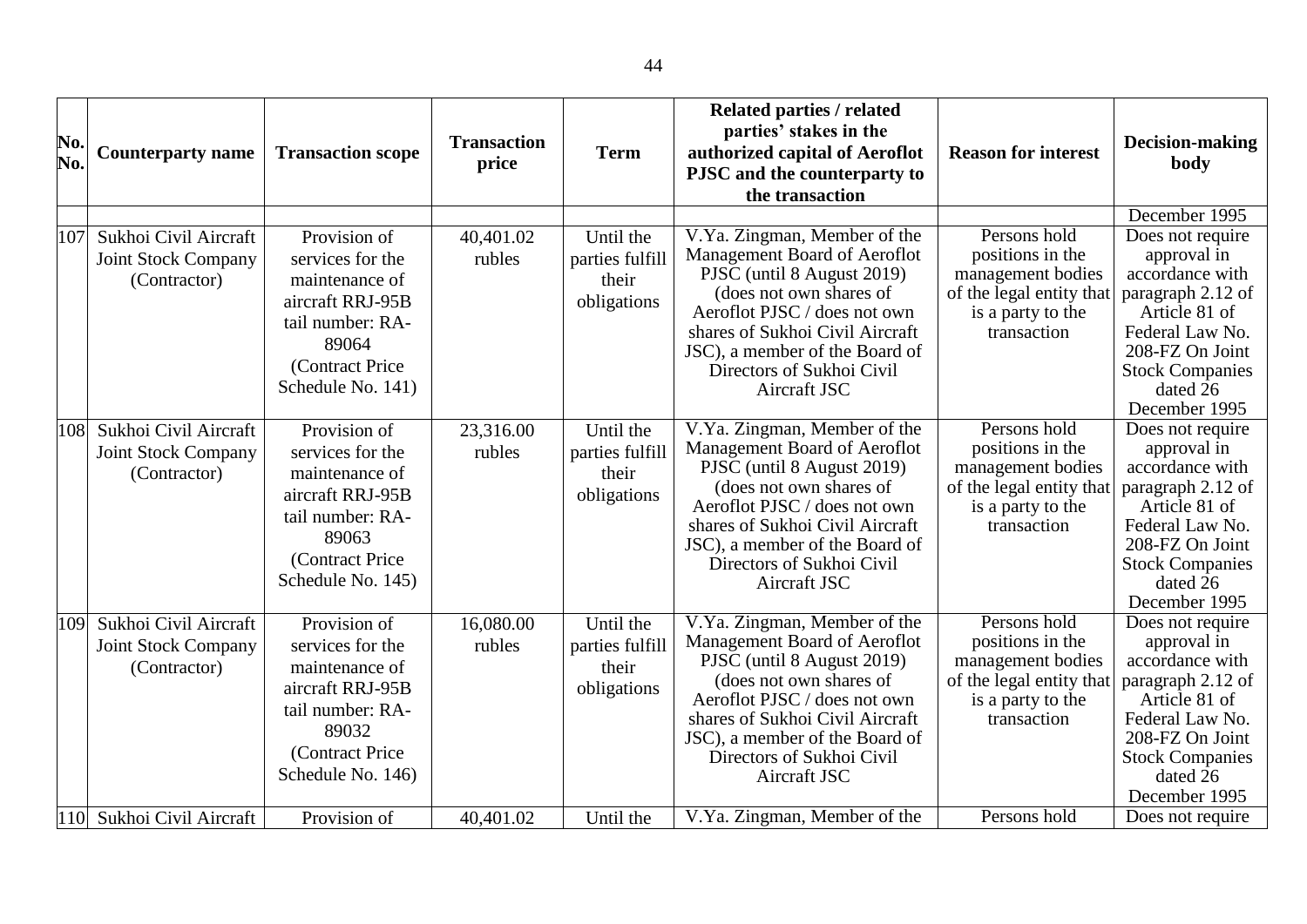| No. No. | Counterparty name | Transaction scope | Transaction price | Term | Related parties / related parties' stakes in the authorized capital of Aeroflot PJSC and the counterparty to the transaction | Reason for interest | Decision-making body |
|---|---|---|---|---|---|---|---|
| | | | | | | | December 1995 |
| 107 | Sukhoi Civil Aircraft Joint Stock Company (Contractor) | Provision of services for the maintenance of aircraft RRJ-95B tail number: RA-89064 (Contract Price Schedule No. 141) | 40,401.02 rubles | Until the parties fulfill their obligations | V.Ya. Zingman, Member of the Management Board of Aeroflot PJSC (until 8 August 2019) (does not own shares of Aeroflot PJSC / does not own shares of Sukhoi Civil Aircraft JSC), a member of the Board of Directors of Sukhoi Civil Aircraft JSC | Persons hold positions in the management bodies of the legal entity that is a party to the transaction | Does not require approval in accordance with paragraph 2.12 of Article 81 of Federal Law No. 208-FZ On Joint Stock Companies dated 26 December 1995 |
| 108 | Sukhoi Civil Aircraft Joint Stock Company (Contractor) | Provision of services for the maintenance of aircraft RRJ-95B tail number: RA-89063 (Contract Price Schedule No. 145) | 23,316.00 rubles | Until the parties fulfill their obligations | V.Ya. Zingman, Member of the Management Board of Aeroflot PJSC (until 8 August 2019) (does not own shares of Aeroflot PJSC / does not own shares of Sukhoi Civil Aircraft JSC), a member of the Board of Directors of Sukhoi Civil Aircraft JSC | Persons hold positions in the management bodies of the legal entity that is a party to the transaction | Does not require approval in accordance with paragraph 2.12 of Article 81 of Federal Law No. 208-FZ On Joint Stock Companies dated 26 December 1995 |
| 109 | Sukhoi Civil Aircraft Joint Stock Company (Contractor) | Provision of services for the maintenance of aircraft RRJ-95B tail number: RA-89032 (Contract Price Schedule No. 146) | 16,080.00 rubles | Until the parties fulfill their obligations | V.Ya. Zingman, Member of the Management Board of Aeroflot PJSC (until 8 August 2019) (does not own shares of Aeroflot PJSC / does not own shares of Sukhoi Civil Aircraft JSC), a member of the Board of Directors of Sukhoi Civil Aircraft JSC | Persons hold positions in the management bodies of the legal entity that is a party to the transaction | Does not require approval in accordance with paragraph 2.12 of Article 81 of Federal Law No. 208-FZ On Joint Stock Companies dated 26 December 1995 |
| 110 | Sukhoi Civil Aircraft | Provision of | 40,401.02 | Until the | V.Ya. Zingman, Member of the | Persons hold | Does not require |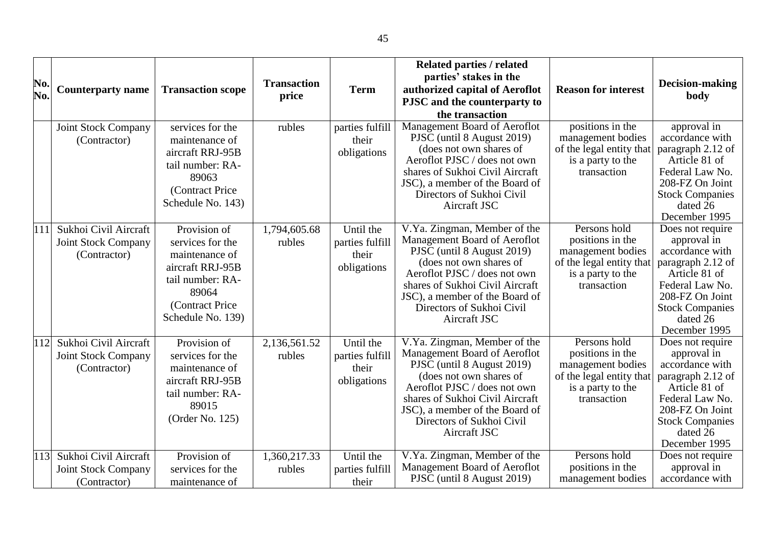| No. No. | Counterparty name | Transaction scope | Transaction price | Term | Related parties / related parties' stakes in the authorized capital of Aeroflot PJSC and the counterparty to the transaction | Reason for interest | Decision-making body |
|---|---|---|---|---|---|---|---|
| | Joint Stock Company (Contractor) | services for the maintenance of aircraft RRJ-95B tail number: RA-89063 (Contract Price Schedule No. 143) | rubles | parties fulfill their obligations | Management Board of Aeroflot PJSC (until 8 August 2019) (does not own shares of Aeroflot PJSC / does not own shares of Sukhoi Civil Aircraft JSC), a member of the Board of Directors of Sukhoi Civil Aircraft JSC | positions in the management bodies of the legal entity that is a party to the transaction | approval in accordance with paragraph 2.12 of Article 81 of Federal Law No. 208-FZ On Joint Stock Companies dated 26 December 1995 |
| 111 | Sukhoi Civil Aircraft Joint Stock Company (Contractor) | Provision of services for the maintenance of aircraft RRJ-95B tail number: RA-89064 (Contract Price Schedule No. 139) | 1,794,605.68 rubles | Until the parties fulfill their obligations | V.Ya. Zingman, Member of the Management Board of Aeroflot PJSC (until 8 August 2019) (does not own shares of Aeroflot PJSC / does not own shares of Sukhoi Civil Aircraft JSC), a member of the Board of Directors of Sukhoi Civil Aircraft JSC | Persons hold positions in the management bodies of the legal entity that is a party to the transaction | Does not require approval in accordance with paragraph 2.12 of Article 81 of Federal Law No. 208-FZ On Joint Stock Companies dated 26 December 1995 |
| 112 | Sukhoi Civil Aircraft Joint Stock Company (Contractor) | Provision of services for the maintenance of aircraft RRJ-95B tail number: RA-89015 (Order No. 125) | 2,136,561.52 rubles | Until the parties fulfill their obligations | V.Ya. Zingman, Member of the Management Board of Aeroflot PJSC (until 8 August 2019) (does not own shares of Aeroflot PJSC / does not own shares of Sukhoi Civil Aircraft JSC), a member of the Board of Directors of Sukhoi Civil Aircraft JSC | Persons hold positions in the management bodies of the legal entity that is a party to the transaction | Does not require approval in accordance with paragraph 2.12 of Article 81 of Federal Law No. 208-FZ On Joint Stock Companies dated 26 December 1995 |
| 113 | Sukhoi Civil Aircraft Joint Stock Company (Contractor) | Provision of services for the maintenance of | 1,360,217.33 rubles | Until the parties fulfill their | V.Ya. Zingman, Member of the Management Board of Aeroflot PJSC (until 8 August 2019) | Persons hold positions in the management bodies | Does not require approval in accordance with |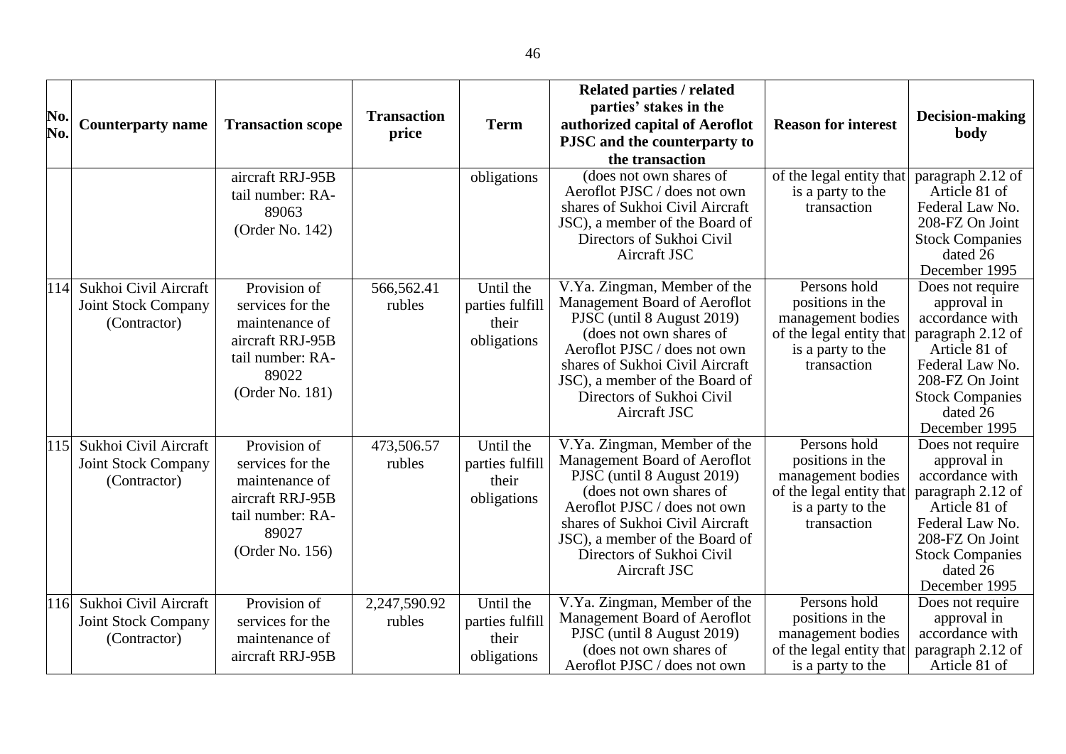| No. No. | Counterparty name | Transaction scope | Transaction price | Term | Related parties / related parties' stakes in the authorized capital of Aeroflot PJSC and the counterparty to the transaction | Reason for interest | Decision-making body |
|---|---|---|---|---|---|---|---|
| | | aircraft RRJ-95B tail number: RA-89063 (Order No. 142) | | obligations | (does not own shares of Aeroflot PJSC / does not own shares of Sukhoi Civil Aircraft JSC), a member of the Board of Directors of Sukhoi Civil Aircraft JSC | of the legal entity that is a party to the transaction | paragraph 2.12 of Article 81 of Federal Law No. 208-FZ On Joint Stock Companies dated 26 December 1995 |
| 114 | Sukhoi Civil Aircraft Joint Stock Company (Contractor) | Provision of services for the maintenance of aircraft RRJ-95B tail number: RA-89022 (Order No. 181) | 566,562.41 rubles | Until the parties fulfill their obligations | V.Ya. Zingman, Member of the Management Board of Aeroflot PJSC (until 8 August 2019) (does not own shares of Aeroflot PJSC / does not own shares of Sukhoi Civil Aircraft JSC), a member of the Board of Directors of Sukhoi Civil Aircraft JSC | Persons hold positions in the management bodies of the legal entity that is a party to the transaction | Does not require approval in accordance with paragraph 2.12 of Article 81 of Federal Law No. 208-FZ On Joint Stock Companies dated 26 December 1995 |
| 115 | Sukhoi Civil Aircraft Joint Stock Company (Contractor) | Provision of services for the maintenance of aircraft RRJ-95B tail number: RA-89027 (Order No. 156) | 473,506.57 rubles | Until the parties fulfill their obligations | V.Ya. Zingman, Member of the Management Board of Aeroflot PJSC (until 8 August 2019) (does not own shares of Aeroflot PJSC / does not own shares of Sukhoi Civil Aircraft JSC), a member of the Board of Directors of Sukhoi Civil Aircraft JSC | Persons hold positions in the management bodies of the legal entity that is a party to the transaction | Does not require approval in accordance with paragraph 2.12 of Article 81 of Federal Law No. 208-FZ On Joint Stock Companies dated 26 December 1995 |
| 116 | Sukhoi Civil Aircraft Joint Stock Company (Contractor) | Provision of services for the maintenance of aircraft RRJ-95B | 2,247,590.92 rubles | Until the parties fulfill their obligations | V.Ya. Zingman, Member of the Management Board of Aeroflot PJSC (until 8 August 2019) (does not own shares of Aeroflot PJSC / does not own | Persons hold positions in the management bodies of the legal entity that is a party to the | Does not require approval in accordance with paragraph 2.12 of Article 81 of |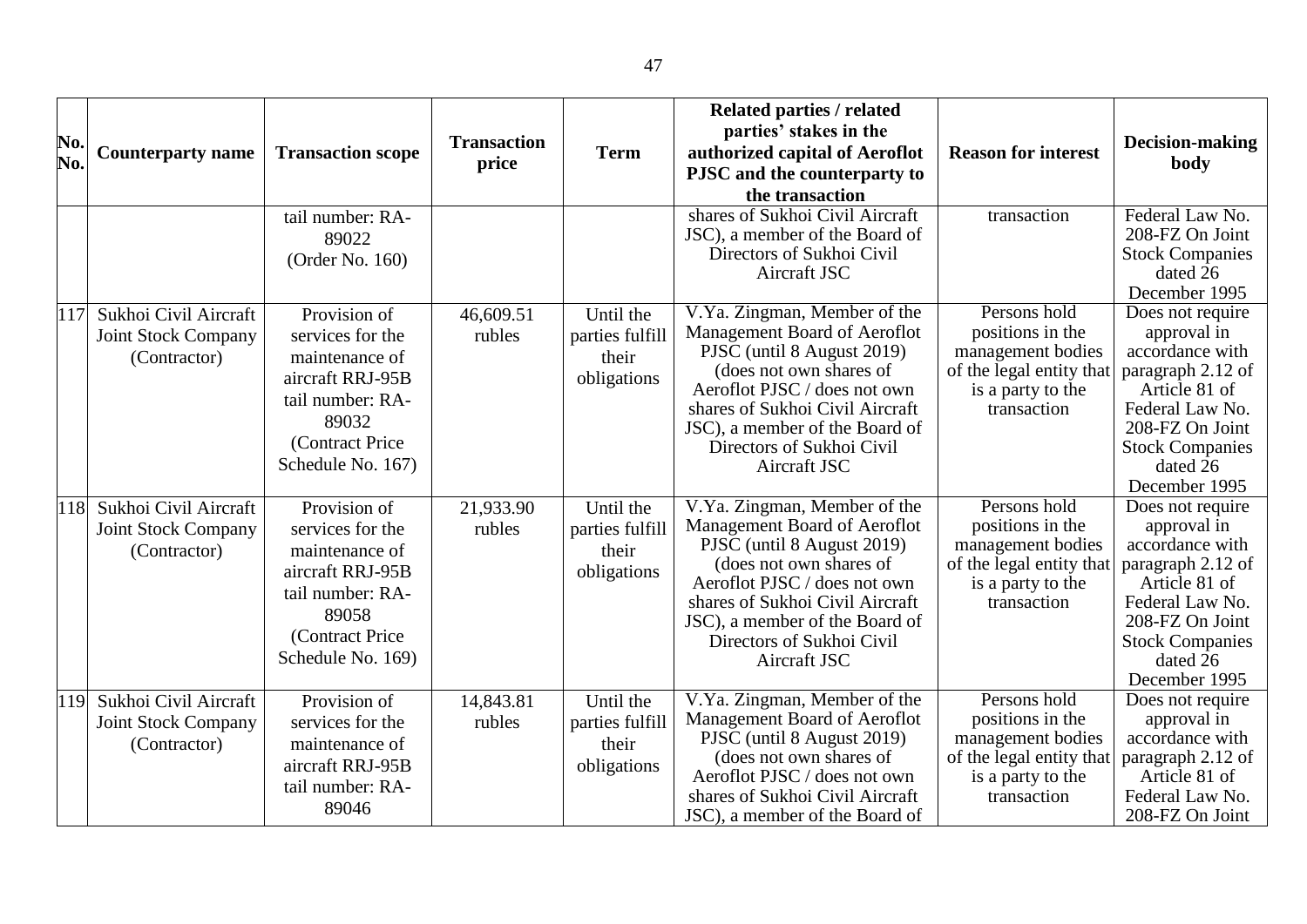| No. No. | Counterparty name | Transaction scope | Transaction price | Term | Related parties / related parties' stakes in the authorized capital of Aeroflot PJSC and the counterparty to the transaction | Reason for interest | Decision-making body |
|---|---|---|---|---|---|---|---|
| | | tail number: RA-89022 (Order No. 160) | | | shares of Sukhoi Civil Aircraft JSC), a member of the Board of Directors of Sukhoi Civil Aircraft JSC | transaction | Federal Law No. 208-FZ On Joint Stock Companies dated 26 December 1995 |
| 117 | Sukhoi Civil Aircraft Joint Stock Company (Contractor) | Provision of services for the maintenance of aircraft RRJ-95B tail number: RA-89032 (Contract Price Schedule No. 167) | 46,609.51 rubles | Until the parties fulfill their obligations | V.Ya. Zingman, Member of the Management Board of Aeroflot PJSC (until 8 August 2019) (does not own shares of Aeroflot PJSC / does not own shares of Sukhoi Civil Aircraft JSC), a member of the Board of Directors of Sukhoi Civil Aircraft JSC | Persons hold positions in the management bodies of the legal entity that is a party to the transaction | Does not require approval in accordance with paragraph 2.12 of Article 81 of Federal Law No. 208-FZ On Joint Stock Companies dated 26 December 1995 |
| 118 | Sukhoi Civil Aircraft Joint Stock Company (Contractor) | Provision of services for the maintenance of aircraft RRJ-95B tail number: RA-89058 (Contract Price Schedule No. 169) | 21,933.90 rubles | Until the parties fulfill their obligations | V.Ya. Zingman, Member of the Management Board of Aeroflot PJSC (until 8 August 2019) (does not own shares of Aeroflot PJSC / does not own shares of Sukhoi Civil Aircraft JSC), a member of the Board of Directors of Sukhoi Civil Aircraft JSC | Persons hold positions in the management bodies of the legal entity that is a party to the transaction | Does not require approval in accordance with paragraph 2.12 of Article 81 of Federal Law No. 208-FZ On Joint Stock Companies dated 26 December 1995 |
| 119 | Sukhoi Civil Aircraft Joint Stock Company (Contractor) | Provision of services for the maintenance of aircraft RRJ-95B tail number: RA-89046 | 14,843.81 rubles | Until the parties fulfill their obligations | V.Ya. Zingman, Member of the Management Board of Aeroflot PJSC (until 8 August 2019) (does not own shares of Aeroflot PJSC / does not own shares of Sukhoi Civil Aircraft JSC), a member of the Board of | Persons hold positions in the management bodies of the legal entity that is a party to the transaction | Does not require approval in accordance with paragraph 2.12 of Article 81 of Federal Law No. 208-FZ On Joint |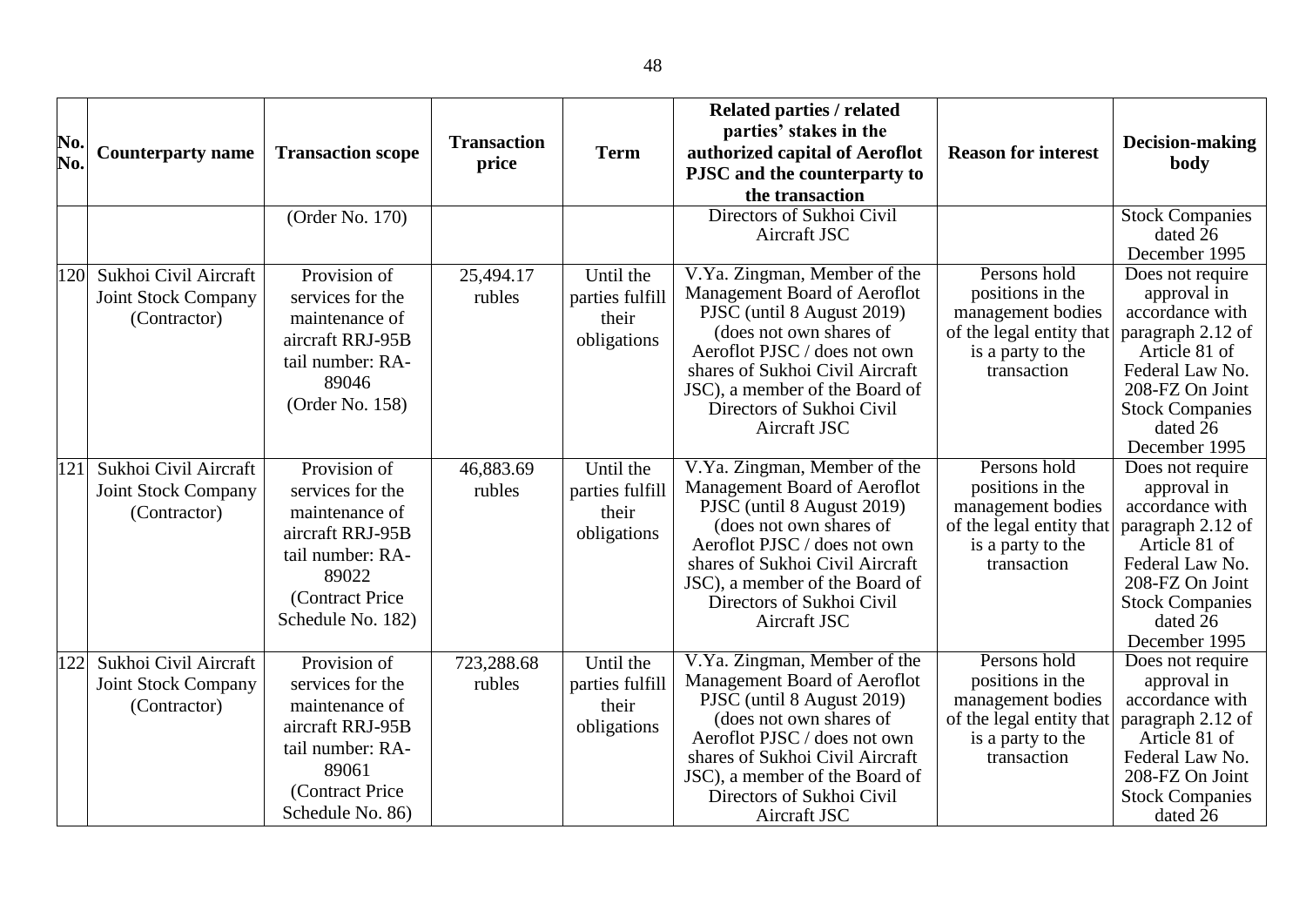| No. No. | Counterparty name | Transaction scope | Transaction price | Term | Related parties / related parties' stakes in the authorized capital of Aeroflot PJSC and the counterparty to the transaction | Reason for interest | Decision-making body |
|---|---|---|---|---|---|---|---|
| | | (Order No. 170) | | | Directors of Sukhoi Civil Aircraft JSC | | Stock Companies dated 26 December 1995 |
| 120 | Sukhoi Civil Aircraft Joint Stock Company (Contractor) | Provision of services for the maintenance of aircraft RRJ-95B tail number: RA-89046 (Order No. 158) | 25,494.17 rubles | Until the parties fulfill their obligations | V.Ya. Zingman, Member of the Management Board of Aeroflot PJSC (until 8 August 2019) (does not own shares of Aeroflot PJSC / does not own shares of Sukhoi Civil Aircraft JSC), a member of the Board of Directors of Sukhoi Civil Aircraft JSC | Persons hold positions in the management bodies of the legal entity that is a party to the transaction | Does not require approval in accordance with paragraph 2.12 of Article 81 of Federal Law No. 208-FZ On Joint Stock Companies dated 26 December 1995 |
| 121 | Sukhoi Civil Aircraft Joint Stock Company (Contractor) | Provision of services for the maintenance of aircraft RRJ-95B tail number: RA-89022 (Contract Price Schedule No. 182) | 46,883.69 rubles | Until the parties fulfill their obligations | V.Ya. Zingman, Member of the Management Board of Aeroflot PJSC (until 8 August 2019) (does not own shares of Aeroflot PJSC / does not own shares of Sukhoi Civil Aircraft JSC), a member of the Board of Directors of Sukhoi Civil Aircraft JSC | Persons hold positions in the management bodies of the legal entity that is a party to the transaction | Does not require approval in accordance with paragraph 2.12 of Article 81 of Federal Law No. 208-FZ On Joint Stock Companies dated 26 December 1995 |
| 122 | Sukhoi Civil Aircraft Joint Stock Company (Contractor) | Provision of services for the maintenance of aircraft RRJ-95B tail number: RA-89061 (Contract Price Schedule No. 86) | 723,288.68 rubles | Until the parties fulfill their obligations | V.Ya. Zingman, Member of the Management Board of Aeroflot PJSC (until 8 August 2019) (does not own shares of Aeroflot PJSC / does not own shares of Sukhoi Civil Aircraft JSC), a member of the Board of Directors of Sukhoi Civil Aircraft JSC | Persons hold positions in the management bodies of the legal entity that is a party to the transaction | Does not require approval in accordance with paragraph 2.12 of Article 81 of Federal Law No. 208-FZ On Joint Stock Companies dated 26 |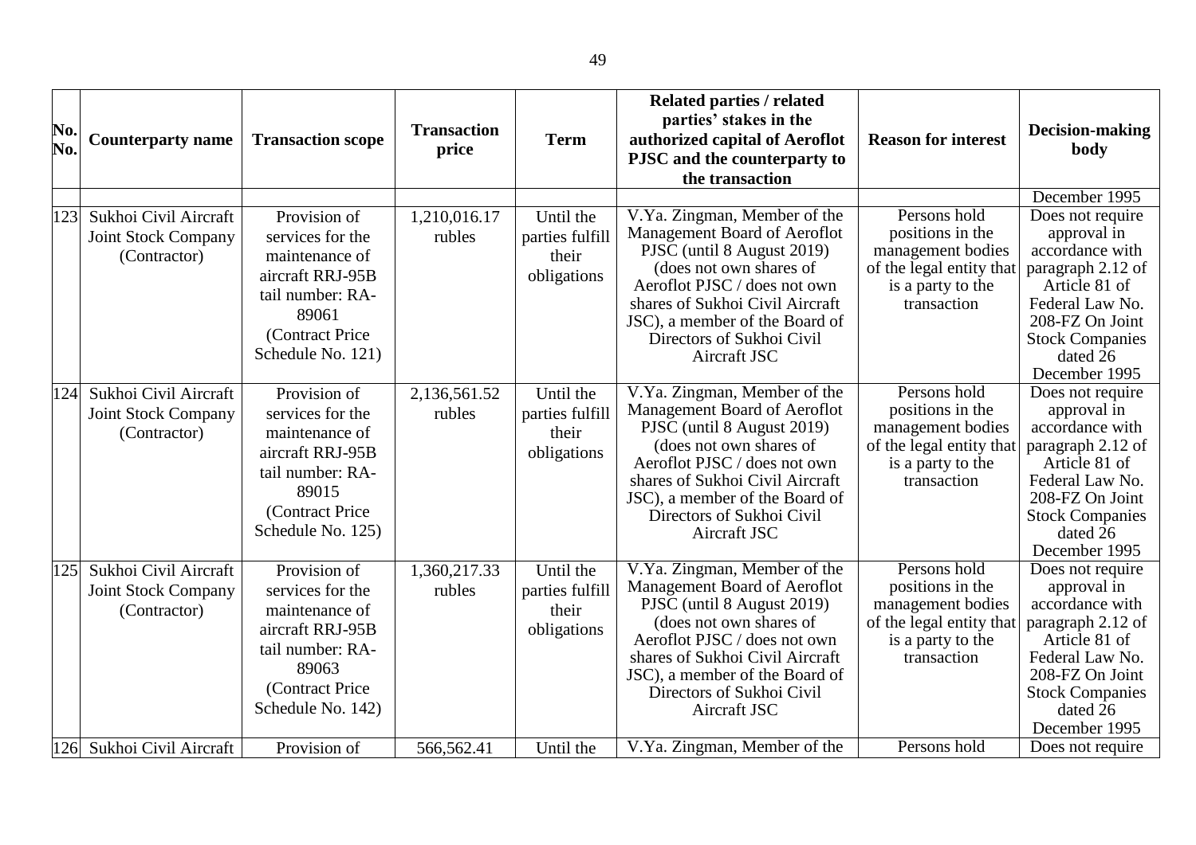| No. No. | Counterparty name | Transaction scope | Transaction price | Term | Related parties / related parties' stakes in the authorized capital of Aeroflot PJSC and the counterparty to the transaction | Reason for interest | Decision-making body |
|---|---|---|---|---|---|---|---|
| | | | | | | | December 1995 |
| 123 | Sukhoi Civil Aircraft Joint Stock Company (Contractor) | Provision of services for the maintenance of aircraft RRJ-95B tail number: RA-89061 (Contract Price Schedule No. 121) | 1,210,016.17 rubles | Until the parties fulfill their obligations | V.Ya. Zingman, Member of the Management Board of Aeroflot PJSC (until 8 August 2019) (does not own shares of Aeroflot PJSC / does not own shares of Sukhoi Civil Aircraft JSC), a member of the Board of Directors of Sukhoi Civil Aircraft JSC | Persons hold positions in the management bodies of the legal entity that is a party to the transaction | Does not require approval in accordance with paragraph 2.12 of Article 81 of Federal Law No. 208-FZ On Joint Stock Companies dated 26 December 1995 |
| 124 | Sukhoi Civil Aircraft Joint Stock Company (Contractor) | Provision of services for the maintenance of aircraft RRJ-95B tail number: RA-89015 (Contract Price Schedule No. 125) | 2,136,561.52 rubles | Until the parties fulfill their obligations | V.Ya. Zingman, Member of the Management Board of Aeroflot PJSC (until 8 August 2019) (does not own shares of Aeroflot PJSC / does not own shares of Sukhoi Civil Aircraft JSC), a member of the Board of Directors of Sukhoi Civil Aircraft JSC | Persons hold positions in the management bodies of the legal entity that is a party to the transaction | Does not require approval in accordance with paragraph 2.12 of Article 81 of Federal Law No. 208-FZ On Joint Stock Companies dated 26 December 1995 |
| 125 | Sukhoi Civil Aircraft Joint Stock Company (Contractor) | Provision of services for the maintenance of aircraft RRJ-95B tail number: RA-89063 (Contract Price Schedule No. 142) | 1,360,217.33 rubles | Until the parties fulfill their obligations | V.Ya. Zingman, Member of the Management Board of Aeroflot PJSC (until 8 August 2019) (does not own shares of Aeroflot PJSC / does not own shares of Sukhoi Civil Aircraft JSC), a member of the Board of Directors of Sukhoi Civil Aircraft JSC | Persons hold positions in the management bodies of the legal entity that is a party to the transaction | Does not require approval in accordance with paragraph 2.12 of Article 81 of Federal Law No. 208-FZ On Joint Stock Companies dated 26 December 1995 |
| 126 | Sukhoi Civil Aircraft | Provision of | 566,562.41 | Until the | V.Ya. Zingman, Member of the | Persons hold | Does not require |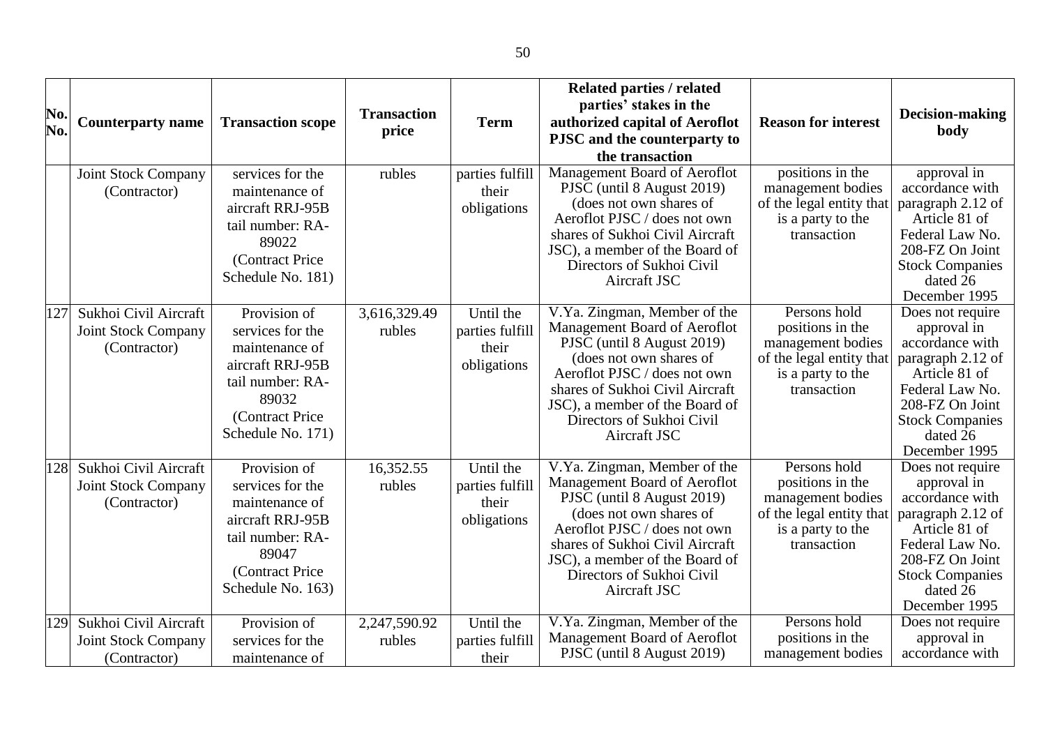| No. No. | Counterparty name | Transaction scope | Transaction price | Term | Related parties / related parties' stakes in the authorized capital of Aeroflot PJSC and the counterparty to the transaction | Reason for interest | Decision-making body |
|---|---|---|---|---|---|---|---|
| | Joint Stock Company (Contractor) | services for the maintenance of aircraft RRJ-95B tail number: RA-89022 (Contract Price Schedule No. 181) | rubles | parties fulfill their obligations | Management Board of Aeroflot PJSC (until 8 August 2019) (does not own shares of Aeroflot PJSC / does not own shares of Sukhoi Civil Aircraft JSC), a member of the Board of Directors of Sukhoi Civil Aircraft JSC | positions in the management bodies of the legal entity that is a party to the transaction | approval in accordance with paragraph 2.12 of Article 81 of Federal Law No. 208-FZ On Joint Stock Companies dated 26 December 1995 |
| 127 | Sukhoi Civil Aircraft Joint Stock Company (Contractor) | Provision of services for the maintenance of aircraft RRJ-95B tail number: RA-89032 (Contract Price Schedule No. 171) | 3,616,329.49 rubles | Until the parties fulfill their obligations | V.Ya. Zingman, Member of the Management Board of Aeroflot PJSC (until 8 August 2019) (does not own shares of Aeroflot PJSC / does not own shares of Sukhoi Civil Aircraft JSC), a member of the Board of Directors of Sukhoi Civil Aircraft JSC | Persons hold positions in the management bodies of the legal entity that is a party to the transaction | Does not require approval in accordance with paragraph 2.12 of Article 81 of Federal Law No. 208-FZ On Joint Stock Companies dated 26 December 1995 |
| 128 | Sukhoi Civil Aircraft Joint Stock Company (Contractor) | Provision of services for the maintenance of aircraft RRJ-95B tail number: RA-89047 (Contract Price Schedule No. 163) | 16,352.55 rubles | Until the parties fulfill their obligations | V.Ya. Zingman, Member of the Management Board of Aeroflot PJSC (until 8 August 2019) (does not own shares of Aeroflot PJSC / does not own shares of Sukhoi Civil Aircraft JSC), a member of the Board of Directors of Sukhoi Civil Aircraft JSC | Persons hold positions in the management bodies of the legal entity that is a party to the transaction | Does not require approval in accordance with paragraph 2.12 of Article 81 of Federal Law No. 208-FZ On Joint Stock Companies dated 26 December 1995 |
| 129 | Sukhoi Civil Aircraft Joint Stock Company (Contractor) | Provision of services for the maintenance of | 2,247,590.92 rubles | Until the parties fulfill their | V.Ya. Zingman, Member of the Management Board of Aeroflot PJSC (until 8 August 2019) | Persons hold positions in the management bodies | Does not require approval in accordance with |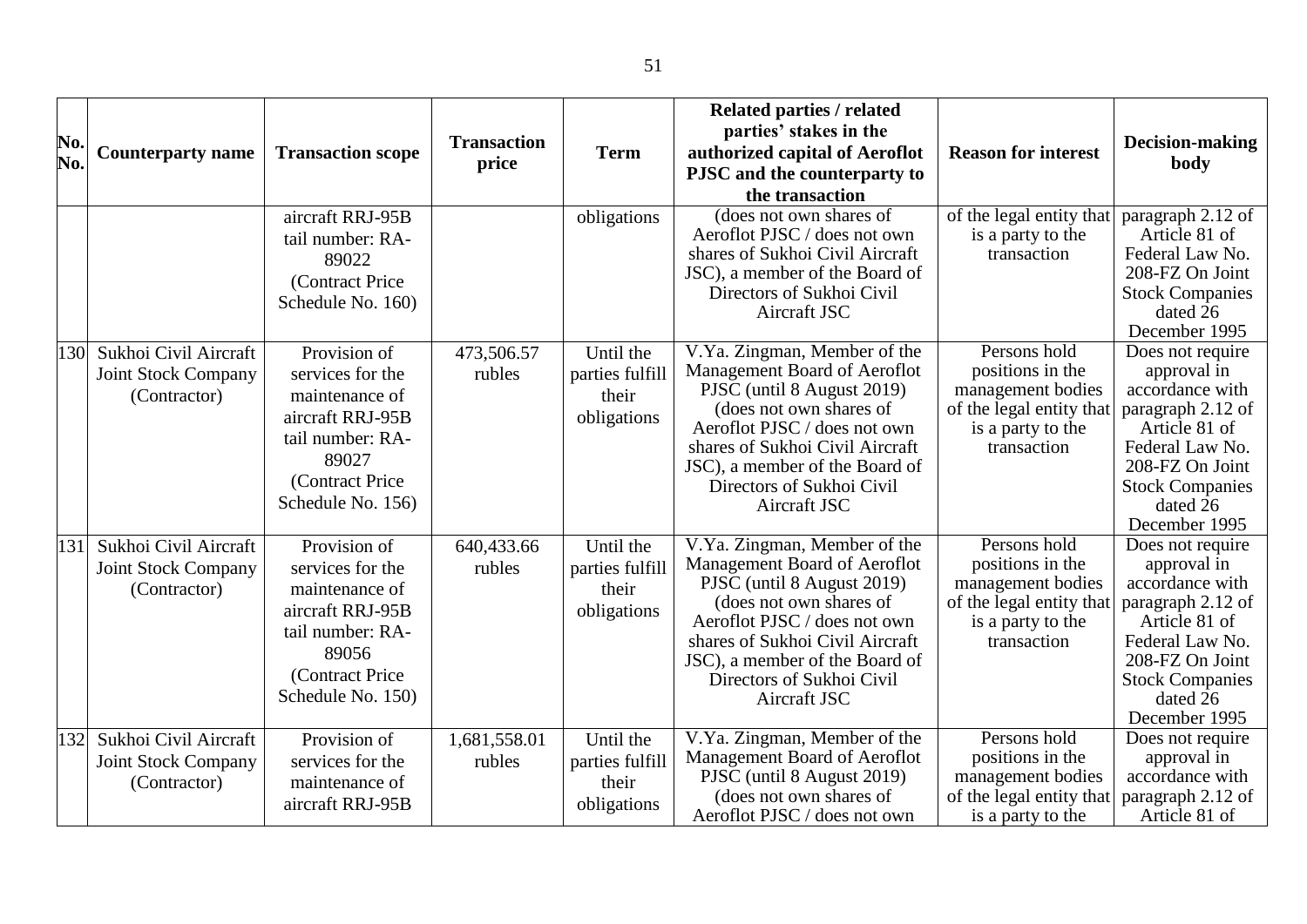| No. No. | Counterparty name | Transaction scope | Transaction price | Term | Related parties / related parties' stakes in the authorized capital of Aeroflot PJSC and the counterparty to the transaction | Reason for interest | Decision-making body |
|---|---|---|---|---|---|---|---|
| | | aircraft RRJ-95B tail number: RA-89022 (Contract Price Schedule No. 160) | | obligations | (does not own shares of Aeroflot PJSC / does not own shares of Sukhoi Civil Aircraft JSC), a member of the Board of Directors of Sukhoi Civil Aircraft JSC | of the legal entity that is a party to the transaction | paragraph 2.12 of Article 81 of Federal Law No. 208-FZ On Joint Stock Companies dated 26 December 1995 |
| 130 | Sukhoi Civil Aircraft Joint Stock Company (Contractor) | Provision of services for the maintenance of aircraft RRJ-95B tail number: RA-89027 (Contract Price Schedule No. 156) | 473,506.57 rubles | Until the parties fulfill their obligations | V.Ya. Zingman, Member of the Management Board of Aeroflot PJSC (until 8 August 2019) (does not own shares of Aeroflot PJSC / does not own shares of Sukhoi Civil Aircraft JSC), a member of the Board of Directors of Sukhoi Civil Aircraft JSC | Persons hold positions in the management bodies of the legal entity that is a party to the transaction | Does not require approval in accordance with paragraph 2.12 of Article 81 of Federal Law No. 208-FZ On Joint Stock Companies dated 26 December 1995 |
| 131 | Sukhoi Civil Aircraft Joint Stock Company (Contractor) | Provision of services for the maintenance of aircraft RRJ-95B tail number: RA-89056 (Contract Price Schedule No. 150) | 640,433.66 rubles | Until the parties fulfill their obligations | V.Ya. Zingman, Member of the Management Board of Aeroflot PJSC (until 8 August 2019) (does not own shares of Aeroflot PJSC / does not own shares of Sukhoi Civil Aircraft JSC), a member of the Board of Directors of Sukhoi Civil Aircraft JSC | Persons hold positions in the management bodies of the legal entity that is a party to the transaction | Does not require approval in accordance with paragraph 2.12 of Article 81 of Federal Law No. 208-FZ On Joint Stock Companies dated 26 December 1995 |
| 132 | Sukhoi Civil Aircraft Joint Stock Company (Contractor) | Provision of services for the maintenance of aircraft RRJ-95B | 1,681,558.01 rubles | Until the parties fulfill their obligations | V.Ya. Zingman, Member of the Management Board of Aeroflot PJSC (until 8 August 2019) (does not own shares of Aeroflot PJSC / does not own | Persons hold positions in the management bodies of the legal entity that is a party to the | Does not require approval in accordance with paragraph 2.12 of Article 81 of |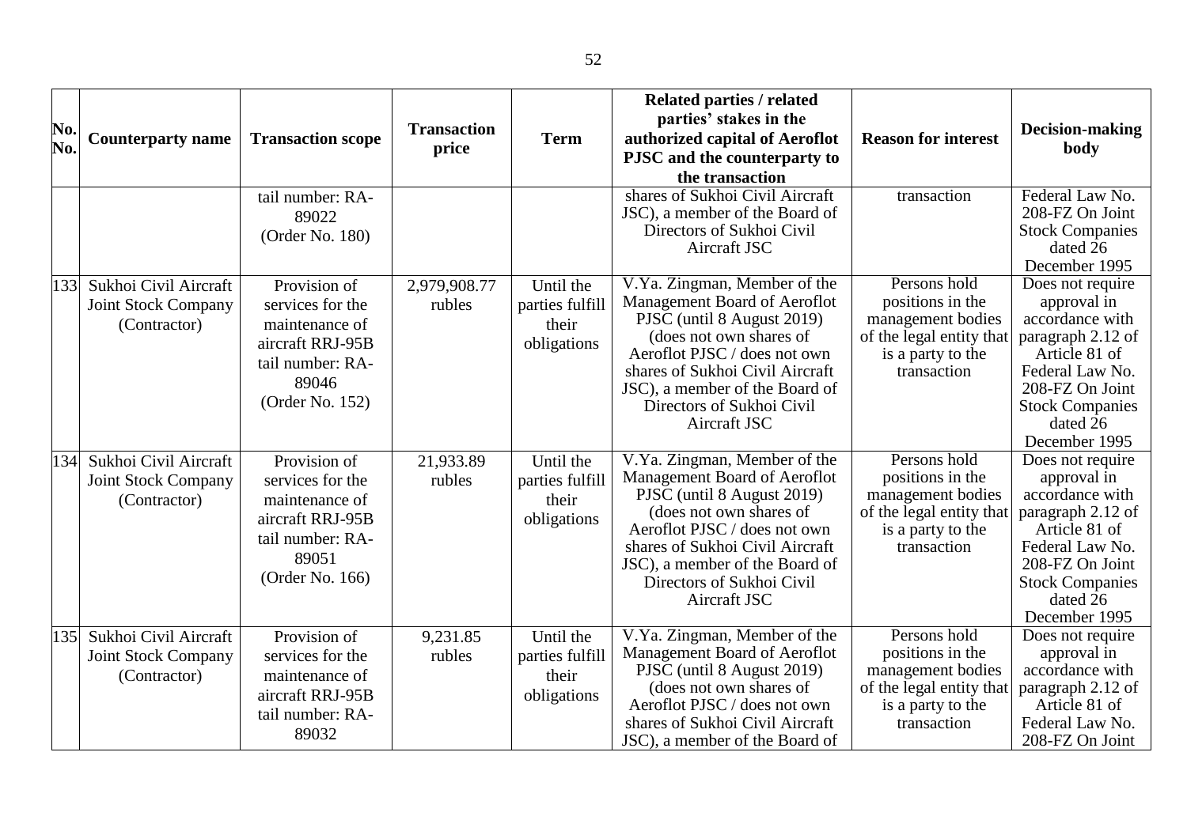| No. No. | Counterparty name | Transaction scope | Transaction price | Term | Related parties / related parties' stakes in the authorized capital of Aeroflot PJSC and the counterparty to the transaction | Reason for interest | Decision-making body |
|---|---|---|---|---|---|---|---|
| | | tail number: RA-89022 (Order No. 180) | | | shares of Sukhoi Civil Aircraft JSC), a member of the Board of Directors of Sukhoi Civil Aircraft JSC | transaction | Federal Law No. 208-FZ On Joint Stock Companies dated 26 December 1995 |
| 133 | Sukhoi Civil Aircraft Joint Stock Company (Contractor) | Provision of services for the maintenance of aircraft RRJ-95B tail number: RA-89046 (Order No. 152) | 2,979,908.77 rubles | Until the parties fulfill their obligations | V.Ya. Zingman, Member of the Management Board of Aeroflot PJSC (until 8 August 2019) (does not own shares of Aeroflot PJSC / does not own shares of Sukhoi Civil Aircraft JSC), a member of the Board of Directors of Sukhoi Civil Aircraft JSC | Persons hold positions in the management bodies of the legal entity that is a party to the transaction | Does not require approval in accordance with paragraph 2.12 of Article 81 of Federal Law No. 208-FZ On Joint Stock Companies dated 26 December 1995 |
| 134 | Sukhoi Civil Aircraft Joint Stock Company (Contractor) | Provision of services for the maintenance of aircraft RRJ-95B tail number: RA-89051 (Order No. 166) | 21,933.89 rubles | Until the parties fulfill their obligations | V.Ya. Zingman, Member of the Management Board of Aeroflot PJSC (until 8 August 2019) (does not own shares of Aeroflot PJSC / does not own shares of Sukhoi Civil Aircraft JSC), a member of the Board of Directors of Sukhoi Civil Aircraft JSC | Persons hold positions in the management bodies of the legal entity that is a party to the transaction | Does not require approval in accordance with paragraph 2.12 of Article 81 of Federal Law No. 208-FZ On Joint Stock Companies dated 26 December 1995 |
| 135 | Sukhoi Civil Aircraft Joint Stock Company (Contractor) | Provision of services for the maintenance of aircraft RRJ-95B tail number: RA-89032 | 9,231.85 rubles | Until the parties fulfill their obligations | V.Ya. Zingman, Member of the Management Board of Aeroflot PJSC (until 8 August 2019) (does not own shares of Aeroflot PJSC / does not own shares of Sukhoi Civil Aircraft JSC), a member of the Board of | Persons hold positions in the management bodies of the legal entity that is a party to the transaction | Does not require approval in accordance with paragraph 2.12 of Article 81 of Federal Law No. 208-FZ On Joint |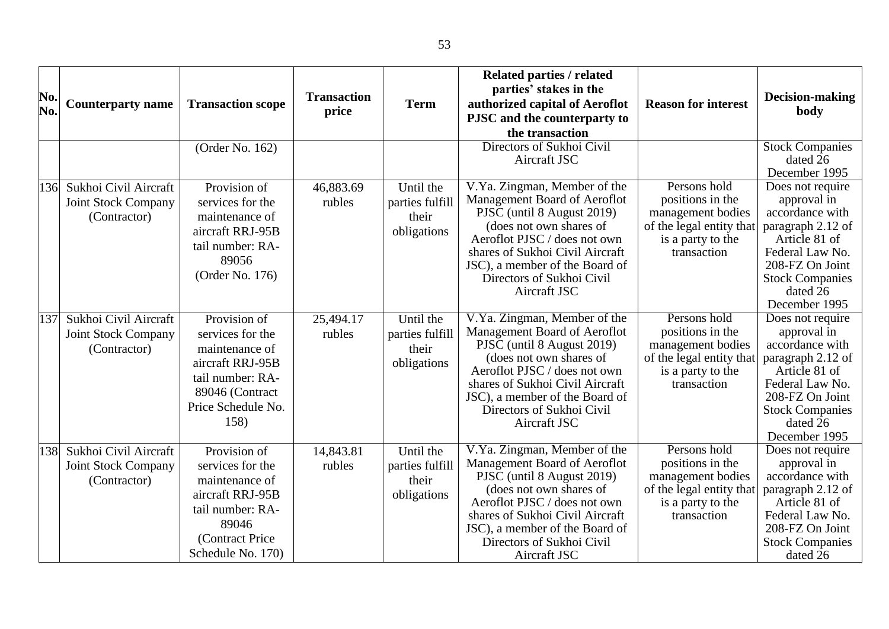| No. No. | Counterparty name | Transaction scope | Transaction price | Term | Related parties / related parties' stakes in the authorized capital of Aeroflot PJSC and the counterparty to the transaction | Reason for interest | Decision-making body |
|---|---|---|---|---|---|---|---|
| | | (Order No. 162) | | | Directors of Sukhoi Civil Aircraft JSC | | Stock Companies dated 26 December 1995 |
| 136 | Sukhoi Civil Aircraft Joint Stock Company (Contractor) | Provision of services for the maintenance of aircraft RRJ-95B tail number: RA-89056 (Order No. 176) | 46,883.69 rubles | Until the parties fulfill their obligations | V.Ya. Zingman, Member of the Management Board of Aeroflot PJSC (until 8 August 2019) (does not own shares of Aeroflot PJSC / does not own shares of Sukhoi Civil Aircraft JSC), a member of the Board of Directors of Sukhoi Civil Aircraft JSC | Persons hold positions in the management bodies of the legal entity that is a party to the transaction | Does not require approval in accordance with paragraph 2.12 of Article 81 of Federal Law No. 208-FZ On Joint Stock Companies dated 26 December 1995 |
| 137 | Sukhoi Civil Aircraft Joint Stock Company (Contractor) | Provision of services for the maintenance of aircraft RRJ-95B tail number: RA-89046 (Contract Price Schedule No. 158) | 25,494.17 rubles | Until the parties fulfill their obligations | V.Ya. Zingman, Member of the Management Board of Aeroflot PJSC (until 8 August 2019) (does not own shares of Aeroflot PJSC / does not own shares of Sukhoi Civil Aircraft JSC), a member of the Board of Directors of Sukhoi Civil Aircraft JSC | Persons hold positions in the management bodies of the legal entity that is a party to the transaction | Does not require approval in accordance with paragraph 2.12 of Article 81 of Federal Law No. 208-FZ On Joint Stock Companies dated 26 December 1995 |
| 138 | Sukhoi Civil Aircraft Joint Stock Company (Contractor) | Provision of services for the maintenance of aircraft RRJ-95B tail number: RA-89046 (Contract Price Schedule No. 170) | 14,843.81 rubles | Until the parties fulfill their obligations | V.Ya. Zingman, Member of the Management Board of Aeroflot PJSC (until 8 August 2019) (does not own shares of Aeroflot PJSC / does not own shares of Sukhoi Civil Aircraft JSC), a member of the Board of Directors of Sukhoi Civil Aircraft JSC | Persons hold positions in the management bodies of the legal entity that is a party to the transaction | Does not require approval in accordance with paragraph 2.12 of Article 81 of Federal Law No. 208-FZ On Joint Stock Companies dated 26 |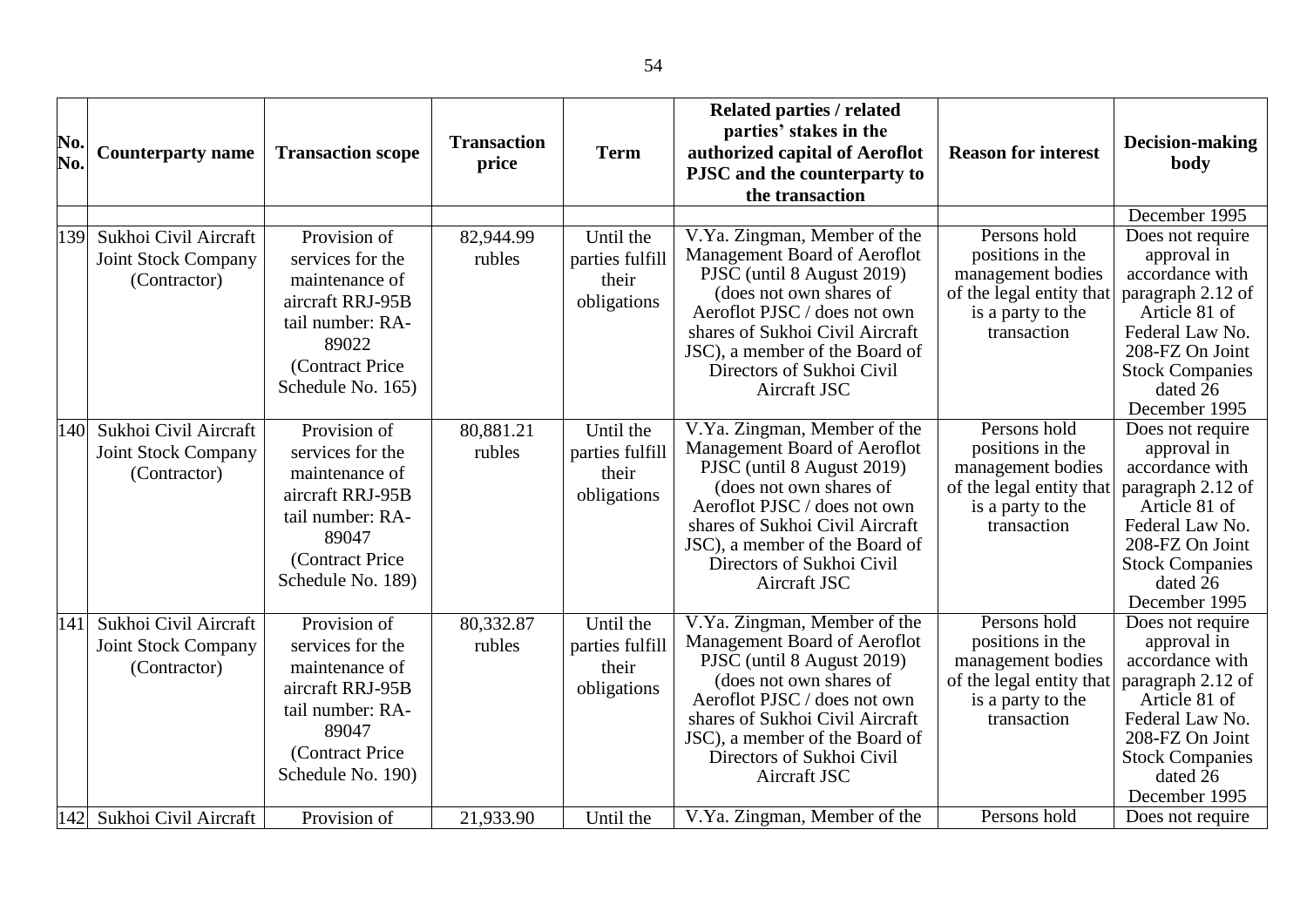| No. No. | Counterparty name | Transaction scope | Transaction price | Term | Related parties / related parties' stakes in the authorized capital of Aeroflot PJSC and the counterparty to the transaction | Reason for interest | Decision-making body |
|---|---|---|---|---|---|---|---|
| | | | | | | | December 1995 |
| 139 | Sukhoi Civil Aircraft Joint Stock Company (Contractor) | Provision of services for the maintenance of aircraft RRJ-95B tail number: RA-89022 (Contract Price Schedule No. 165) | 82,944.99 rubles | Until the parties fulfill their obligations | V.Ya. Zingman, Member of the Management Board of Aeroflot PJSC (until 8 August 2019) (does not own shares of Aeroflot PJSC / does not own shares of Sukhoi Civil Aircraft JSC), a member of the Board of Directors of Sukhoi Civil Aircraft JSC | Persons hold positions in the management bodies of the legal entity that is a party to the transaction | Does not require approval in accordance with paragraph 2.12 of Article 81 of Federal Law No. 208-FZ On Joint Stock Companies dated 26 December 1995 |
| 140 | Sukhoi Civil Aircraft Joint Stock Company (Contractor) | Provision of services for the maintenance of aircraft RRJ-95B tail number: RA-89047 (Contract Price Schedule No. 189) | 80,881.21 rubles | Until the parties fulfill their obligations | V.Ya. Zingman, Member of the Management Board of Aeroflot PJSC (until 8 August 2019) (does not own shares of Aeroflot PJSC / does not own shares of Sukhoi Civil Aircraft JSC), a member of the Board of Directors of Sukhoi Civil Aircraft JSC | Persons hold positions in the management bodies of the legal entity that is a party to the transaction | Does not require approval in accordance with paragraph 2.12 of Article 81 of Federal Law No. 208-FZ On Joint Stock Companies dated 26 December 1995 |
| 141 | Sukhoi Civil Aircraft Joint Stock Company (Contractor) | Provision of services for the maintenance of aircraft RRJ-95B tail number: RA-89047 (Contract Price Schedule No. 190) | 80,332.87 rubles | Until the parties fulfill their obligations | V.Ya. Zingman, Member of the Management Board of Aeroflot PJSC (until 8 August 2019) (does not own shares of Aeroflot PJSC / does not own shares of Sukhoi Civil Aircraft JSC), a member of the Board of Directors of Sukhoi Civil Aircraft JSC | Persons hold positions in the management bodies of the legal entity that is a party to the transaction | Does not require approval in accordance with paragraph 2.12 of Article 81 of Federal Law No. 208-FZ On Joint Stock Companies dated 26 December 1995 |
| 142 | Sukhoi Civil Aircraft | Provision of | 21,933.90 | Until the | V.Ya. Zingman, Member of the | Persons hold | Does not require |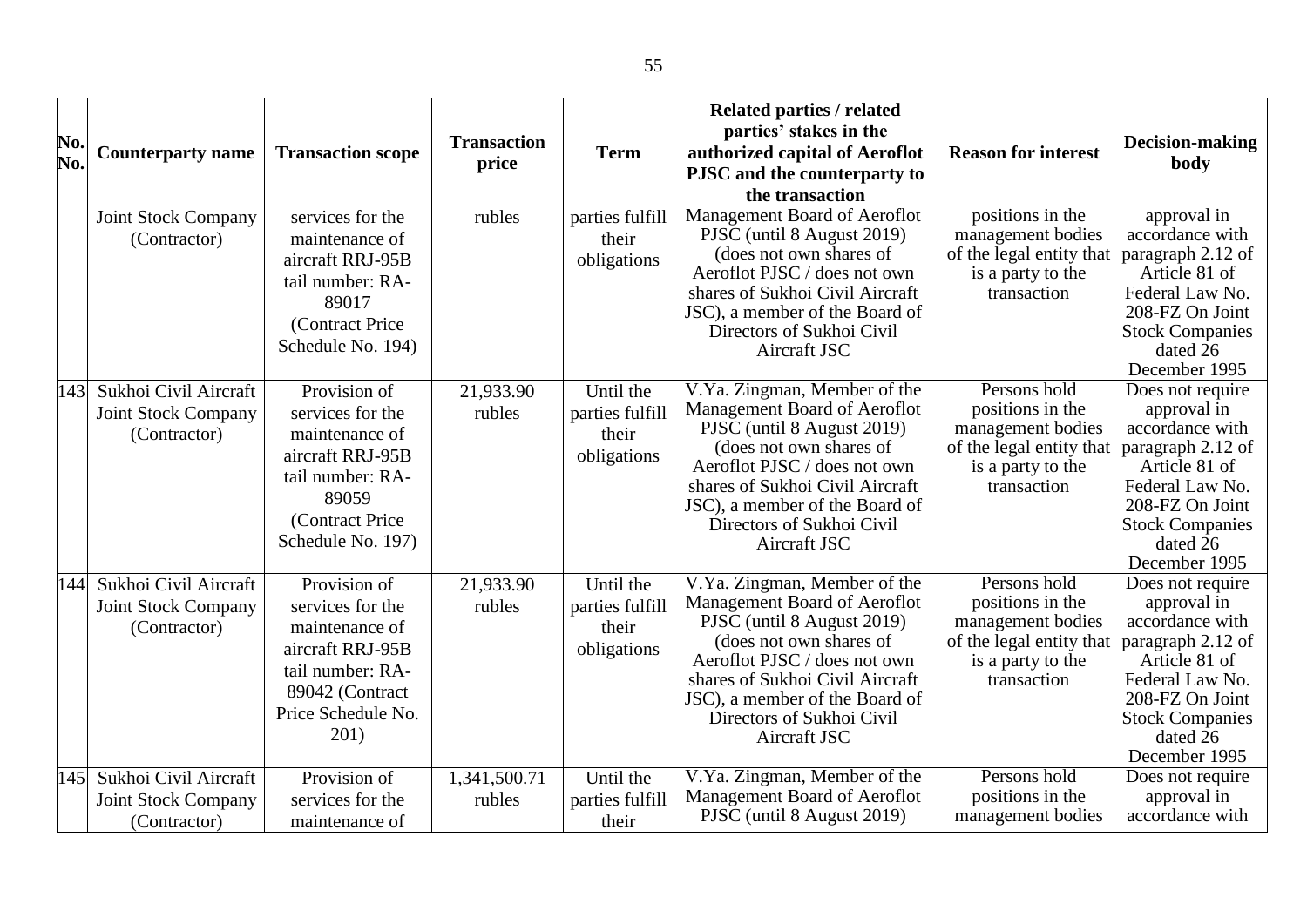| No. No. | Counterparty name | Transaction scope | Transaction price | Term | Related parties / related parties' stakes in the authorized capital of Aeroflot PJSC and the counterparty to the transaction | Reason for interest | Decision-making body |
|---|---|---|---|---|---|---|---|
| | Joint Stock Company (Contractor) | services for the maintenance of aircraft RRJ-95B tail number: RA-89017 (Contract Price Schedule No. 194) | rubles | parties fulfill their obligations | Management Board of Aeroflot PJSC (until 8 August 2019) (does not own shares of Aeroflot PJSC / does not own shares of Sukhoi Civil Aircraft JSC), a member of the Board of Directors of Sukhoi Civil Aircraft JSC | positions in the management bodies of the legal entity that is a party to the transaction | approval in accordance with paragraph 2.12 of Article 81 of Federal Law No. 208-FZ On Joint Stock Companies dated 26 December 1995 |
| 143 | Sukhoi Civil Aircraft Joint Stock Company (Contractor) | Provision of services for the maintenance of aircraft RRJ-95B tail number: RA-89059 (Contract Price Schedule No. 197) | 21,933.90 rubles | Until the parties fulfill their obligations | V.Ya. Zingman, Member of the Management Board of Aeroflot PJSC (until 8 August 2019) (does not own shares of Aeroflot PJSC / does not own shares of Sukhoi Civil Aircraft JSC), a member of the Board of Directors of Sukhoi Civil Aircraft JSC | Persons hold positions in the management bodies of the legal entity that is a party to the transaction | Does not require approval in accordance with paragraph 2.12 of Article 81 of Federal Law No. 208-FZ On Joint Stock Companies dated 26 December 1995 |
| 144 | Sukhoi Civil Aircraft Joint Stock Company (Contractor) | Provision of services for the maintenance of aircraft RRJ-95B tail number: RA-89042 (Contract Price Schedule No. 201) | 21,933.90 rubles | Until the parties fulfill their obligations | V.Ya. Zingman, Member of the Management Board of Aeroflot PJSC (until 8 August 2019) (does not own shares of Aeroflot PJSC / does not own shares of Sukhoi Civil Aircraft JSC), a member of the Board of Directors of Sukhoi Civil Aircraft JSC | Persons hold positions in the management bodies of the legal entity that is a party to the transaction | Does not require approval in accordance with paragraph 2.12 of Article 81 of Federal Law No. 208-FZ On Joint Stock Companies dated 26 December 1995 |
| 145 | Sukhoi Civil Aircraft Joint Stock Company (Contractor) | Provision of services for the maintenance of | 1,341,500.71 rubles | Until the parties fulfill their | V.Ya. Zingman, Member of the Management Board of Aeroflot PJSC (until 8 August 2019) | Persons hold positions in the management bodies | Does not require approval in accordance with |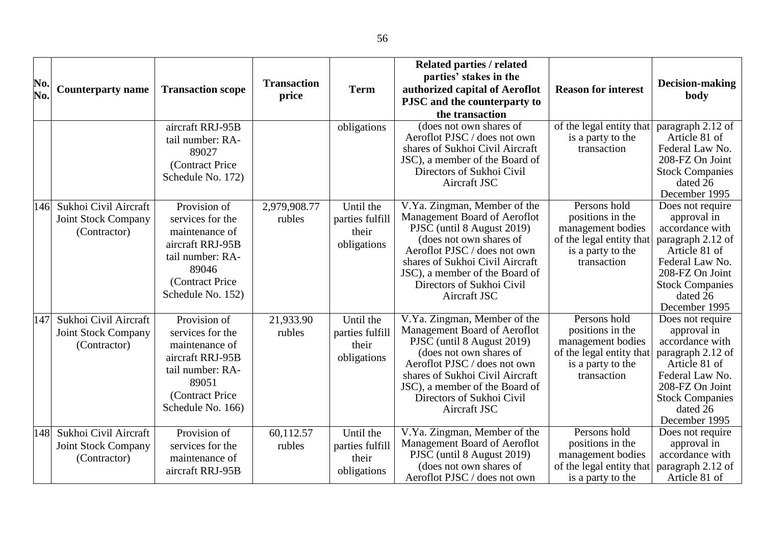| No. No. | Counterparty name | Transaction scope | Transaction price | Term | Related parties / related parties' stakes in the authorized capital of Aeroflot PJSC and the counterparty to the transaction | Reason for interest | Decision-making body |
|---|---|---|---|---|---|---|---|
| | | aircraft RRJ-95B tail number: RA-89027 (Contract Price Schedule No. 172) | | obligations | (does not own shares of Aeroflot PJSC / does not own shares of Sukhoi Civil Aircraft JSC), a member of the Board of Directors of Sukhoi Civil Aircraft JSC | of the legal entity that is a party to the transaction | paragraph 2.12 of Article 81 of Federal Law No. 208-FZ On Joint Stock Companies dated 26 December 1995 |
| 146 | Sukhoi Civil Aircraft Joint Stock Company (Contractor) | Provision of services for the maintenance of aircraft RRJ-95B tail number: RA-89046 (Contract Price Schedule No. 152) | 2,979,908.77 rubles | Until the parties fulfill their obligations | V.Ya. Zingman, Member of the Management Board of Aeroflot PJSC (until 8 August 2019) (does not own shares of Aeroflot PJSC / does not own shares of Sukhoi Civil Aircraft JSC), a member of the Board of Directors of Sukhoi Civil Aircraft JSC | Persons hold positions in the management bodies of the legal entity that is a party to the transaction | Does not require approval in accordance with paragraph 2.12 of Article 81 of Federal Law No. 208-FZ On Joint Stock Companies dated 26 December 1995 |
| 147 | Sukhoi Civil Aircraft Joint Stock Company (Contractor) | Provision of services for the maintenance of aircraft RRJ-95B tail number: RA-89051 (Contract Price Schedule No. 166) | 21,933.90 rubles | Until the parties fulfill their obligations | V.Ya. Zingman, Member of the Management Board of Aeroflot PJSC (until 8 August 2019) (does not own shares of Aeroflot PJSC / does not own shares of Sukhoi Civil Aircraft JSC), a member of the Board of Directors of Sukhoi Civil Aircraft JSC | Persons hold positions in the management bodies of the legal entity that is a party to the transaction | Does not require approval in accordance with paragraph 2.12 of Article 81 of Federal Law No. 208-FZ On Joint Stock Companies dated 26 December 1995 |
| 148 | Sukhoi Civil Aircraft Joint Stock Company (Contractor) | Provision of services for the maintenance of aircraft RRJ-95B | 60,112.57 rubles | Until the parties fulfill their obligations | V.Ya. Zingman, Member of the Management Board of Aeroflot PJSC (until 8 August 2019) (does not own shares of Aeroflot PJSC / does not own | Persons hold positions in the management bodies of the legal entity that is a party to the | Does not require approval in accordance with paragraph 2.12 of Article 81 of |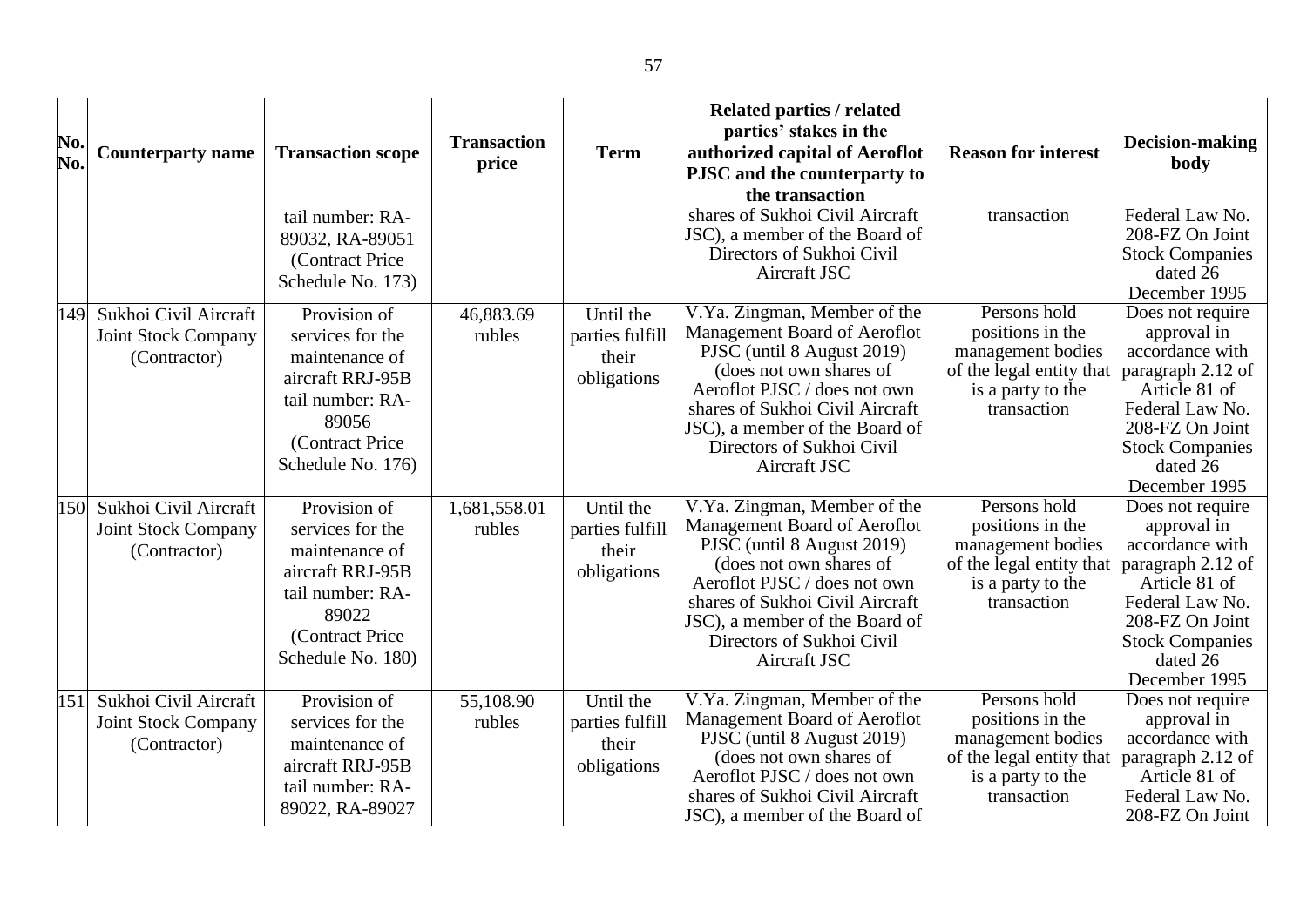| No. No. | Counterparty name | Transaction scope | Transaction price | Term | Related parties / related parties' stakes in the authorized capital of Aeroflot PJSC and the counterparty to the transaction | Reason for interest | Decision-making body |
|---|---|---|---|---|---|---|---|
| | | tail number: RA-89032, RA-89051 (Contract Price Schedule No. 173) | | | shares of Sukhoi Civil Aircraft JSC), a member of the Board of Directors of Sukhoi Civil Aircraft JSC | transaction | Federal Law No. 208-FZ On Joint Stock Companies dated 26 December 1995 |
| 149 | Sukhoi Civil Aircraft Joint Stock Company (Contractor) | Provision of services for the maintenance of aircraft RRJ-95B tail number: RA-89056 (Contract Price Schedule No. 176) | 46,883.69 rubles | Until the parties fulfill their obligations | V.Ya. Zingman, Member of the Management Board of Aeroflot PJSC (until 8 August 2019) (does not own shares of Aeroflot PJSC / does not own shares of Sukhoi Civil Aircraft JSC), a member of the Board of Directors of Sukhoi Civil Aircraft JSC | Persons hold positions in the management bodies of the legal entity that is a party to the transaction | Does not require approval in accordance with paragraph 2.12 of Article 81 of Federal Law No. 208-FZ On Joint Stock Companies dated 26 December 1995 |
| 150 | Sukhoi Civil Aircraft Joint Stock Company (Contractor) | Provision of services for the maintenance of aircraft RRJ-95B tail number: RA-89022 (Contract Price Schedule No. 180) | 1,681,558.01 rubles | Until the parties fulfill their obligations | V.Ya. Zingman, Member of the Management Board of Aeroflot PJSC (until 8 August 2019) (does not own shares of Aeroflot PJSC / does not own shares of Sukhoi Civil Aircraft JSC), a member of the Board of Directors of Sukhoi Civil Aircraft JSC | Persons hold positions in the management bodies of the legal entity that is a party to the transaction | Does not require approval in accordance with paragraph 2.12 of Article 81 of Federal Law No. 208-FZ On Joint Stock Companies dated 26 December 1995 |
| 151 | Sukhoi Civil Aircraft Joint Stock Company (Contractor) | Provision of services for the maintenance of aircraft RRJ-95B tail number: RA-89022, RA-89027 | 55,108.90 rubles | Until the parties fulfill their obligations | V.Ya. Zingman, Member of the Management Board of Aeroflot PJSC (until 8 August 2019) (does not own shares of Aeroflot PJSC / does not own shares of Sukhoi Civil Aircraft JSC), a member of the Board of | Persons hold positions in the management bodies of the legal entity that is a party to the transaction | Does not require approval in accordance with paragraph 2.12 of Article 81 of Federal Law No. 208-FZ On Joint |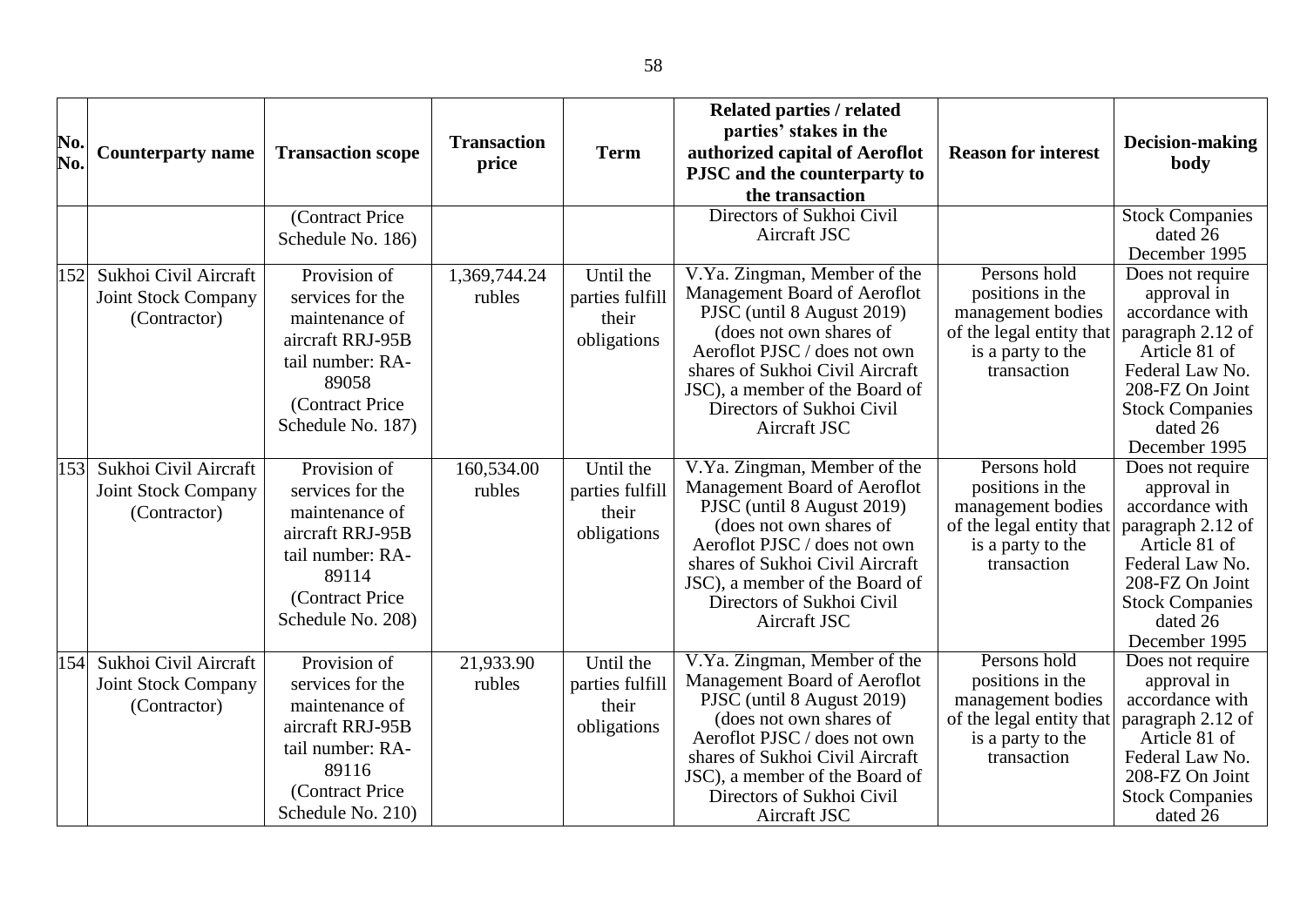| No. No. | Counterparty name | Transaction scope | Transaction price | Term | Related parties / related parties' stakes in the authorized capital of Aeroflot PJSC and the counterparty to the transaction | Reason for interest | Decision-making body |
|---|---|---|---|---|---|---|---|
| | | (Contract Price Schedule No. 186) | | | Directors of Sukhoi Civil Aircraft JSC | | Stock Companies dated 26 December 1995 |
| 152 | Sukhoi Civil Aircraft Joint Stock Company (Contractor) | Provision of services for the maintenance of aircraft RRJ-95B tail number: RA-89058 (Contract Price Schedule No. 187) | 1,369,744.24 rubles | Until the parties fulfill their obligations | V.Ya. Zingman, Member of the Management Board of Aeroflot PJSC (until 8 August 2019) (does not own shares of Aeroflot PJSC / does not own shares of Sukhoi Civil Aircraft JSC), a member of the Board of Directors of Sukhoi Civil Aircraft JSC | Persons hold positions in the management bodies of the legal entity that is a party to the transaction | Does not require approval in accordance with paragraph 2.12 of Article 81 of Federal Law No. 208-FZ On Joint Stock Companies dated 26 December 1995 |
| 153 | Sukhoi Civil Aircraft Joint Stock Company (Contractor) | Provision of services for the maintenance of aircraft RRJ-95B tail number: RA-89114 (Contract Price Schedule No. 208) | 160,534.00 rubles | Until the parties fulfill their obligations | V.Ya. Zingman, Member of the Management Board of Aeroflot PJSC (until 8 August 2019) (does not own shares of Aeroflot PJSC / does not own shares of Sukhoi Civil Aircraft JSC), a member of the Board of Directors of Sukhoi Civil Aircraft JSC | Persons hold positions in the management bodies of the legal entity that is a party to the transaction | Does not require approval in accordance with paragraph 2.12 of Article 81 of Federal Law No. 208-FZ On Joint Stock Companies dated 26 December 1995 |
| 154 | Sukhoi Civil Aircraft Joint Stock Company (Contractor) | Provision of services for the maintenance of aircraft RRJ-95B tail number: RA-89116 (Contract Price Schedule No. 210) | 21,933.90 rubles | Until the parties fulfill their obligations | V.Ya. Zingman, Member of the Management Board of Aeroflot PJSC (until 8 August 2019) (does not own shares of Aeroflot PJSC / does not own shares of Sukhoi Civil Aircraft JSC), a member of the Board of Directors of Sukhoi Civil Aircraft JSC | Persons hold positions in the management bodies of the legal entity that is a party to the transaction | Does not require approval in accordance with paragraph 2.12 of Article 81 of Federal Law No. 208-FZ On Joint Stock Companies dated 26 |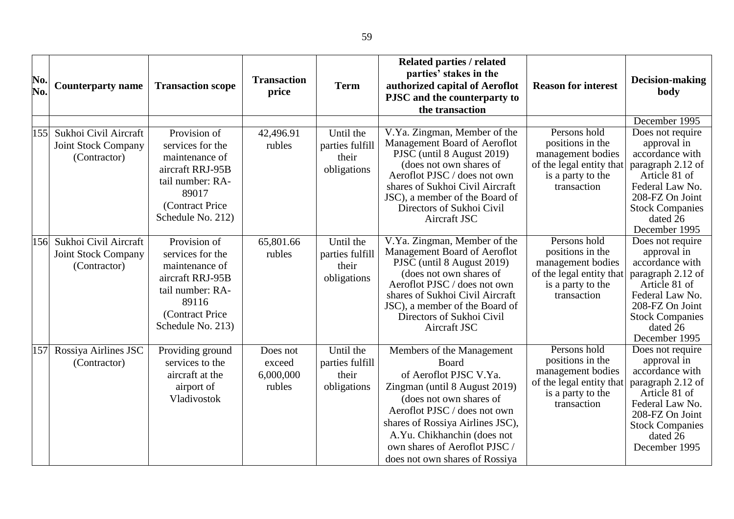| No. No. | Counterparty name | Transaction scope | Transaction price | Term | Related parties / related parties' stakes in the authorized capital of Aeroflot PJSC and the counterparty to the transaction | Reason for interest | Decision-making body |
|---|---|---|---|---|---|---|---|
| | | | | | | | December 1995 |
| 155 | Sukhoi Civil Aircraft Joint Stock Company (Contractor) | Provision of services for the maintenance of aircraft RRJ-95B tail number: RA-89017 (Contract Price Schedule No. 212) | 42,496.91 rubles | Until the parties fulfill their obligations | V.Ya. Zingman, Member of the Management Board of Aeroflot PJSC (until 8 August 2019) (does not own shares of Aeroflot PJSC / does not own shares of Sukhoi Civil Aircraft JSC), a member of the Board of Directors of Sukhoi Civil Aircraft JSC | Persons hold positions in the management bodies of the legal entity that is a party to the transaction | Does not require approval in accordance with paragraph 2.12 of Article 81 of Federal Law No. 208-FZ On Joint Stock Companies dated 26 December 1995 |
| 156 | Sukhoi Civil Aircraft Joint Stock Company (Contractor) | Provision of services for the maintenance of aircraft RRJ-95B tail number: RA-89116 (Contract Price Schedule No. 213) | 65,801.66 rubles | Until the parties fulfill their obligations | V.Ya. Zingman, Member of the Management Board of Aeroflot PJSC (until 8 August 2019) (does not own shares of Aeroflot PJSC / does not own shares of Sukhoi Civil Aircraft JSC), a member of the Board of Directors of Sukhoi Civil Aircraft JSC | Persons hold positions in the management bodies of the legal entity that is a party to the transaction | Does not require approval in accordance with paragraph 2.12 of Article 81 of Federal Law No. 208-FZ On Joint Stock Companies dated 26 December 1995 |
| 157 | Rossiya Airlines JSC (Contractor) | Providing ground services to the aircraft at the airport of Vladivostok | Does not exceed 6,000,000 rubles | Until the parties fulfill their obligations | Members of the Management Board of Aeroflot PJSC V.Ya. Zingman (until 8 August 2019) (does not own shares of Aeroflot PJSC / does not own shares of Rossiya Airlines JSC), A.Yu. Chikhanchin (does not own shares of Aeroflot PJSC / does not own shares of Rossiya | Persons hold positions in the management bodies of the legal entity that is a party to the transaction | Does not require approval in accordance with paragraph 2.12 of Article 81 of Federal Law No. 208-FZ On Joint Stock Companies dated 26 December 1995 |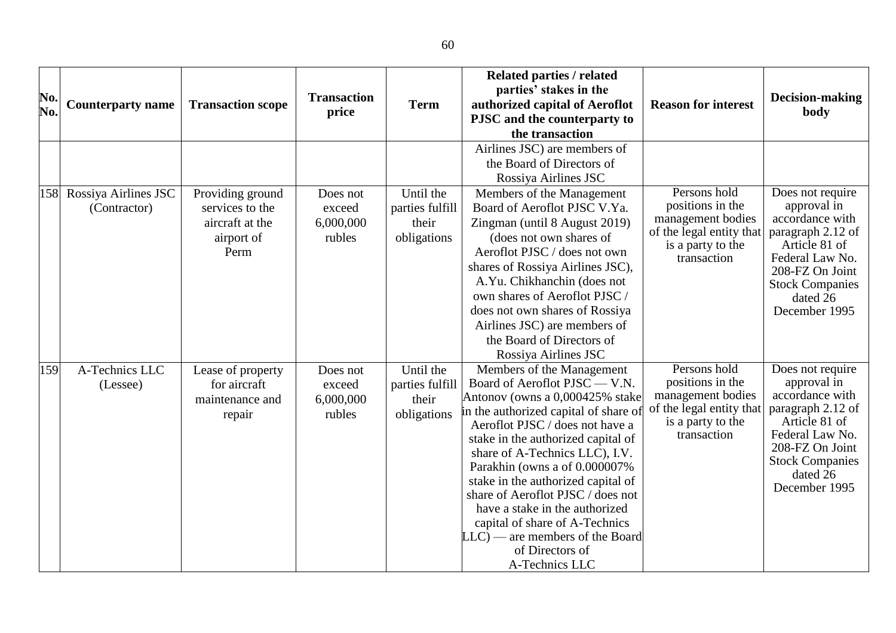| No. No. | Counterparty name | Transaction scope | Transaction price | Term | Related parties / related parties' stakes in the authorized capital of Aeroflot PJSC and the counterparty to the transaction | Reason for interest | Decision-making body |
|---|---|---|---|---|---|---|---|
| | | | | | Airlines JSC) are members of the Board of Directors of Rossiya Airlines JSC | | |
| 158 | Rossiya Airlines JSC (Contractor) | Providing ground services to the aircraft at the airport of Perm | Does not exceed 6,000,000 rubles | Until the parties fulfill their obligations | Members of the Management Board of Aeroflot PJSC V.Ya. Zingman (until 8 August 2019) (does not own shares of Aeroflot PJSC / does not own shares of Rossiya Airlines JSC), A.Yu. Chikhanchin (does not own shares of Aeroflot PJSC / does not own shares of Rossiya Airlines JSC) are members of the Board of Directors of Rossiya Airlines JSC | Persons hold positions in the management bodies of the legal entity that is a party to the transaction | Does not require approval in accordance with paragraph 2.12 of Article 81 of Federal Law No. 208-FZ On Joint Stock Companies dated 26 December 1995 |
| 159 | A-Technics LLC (Lessee) | Lease of property for aircraft maintenance and repair | Does not exceed 6,000,000 rubles | Until the parties fulfill their obligations | Members of the Management Board of Aeroflot PJSC — V.N. Antonov (owns a 0,000425% stake in the authorized capital of share of Aeroflot PJSC / does not have a stake in the authorized capital of share of A-Technics LLC), I.V. Parakhin (owns a of 0.000007% stake in the authorized capital of share of Aeroflot PJSC / does not have a stake in the authorized capital of share of A-Technics LLC) — are members of the Board of Directors of A-Technics LLC | Persons hold positions in the management bodies of the legal entity that is a party to the transaction | Does not require approval in accordance with paragraph 2.12 of Article 81 of Federal Law No. 208-FZ On Joint Stock Companies dated 26 December 1995 |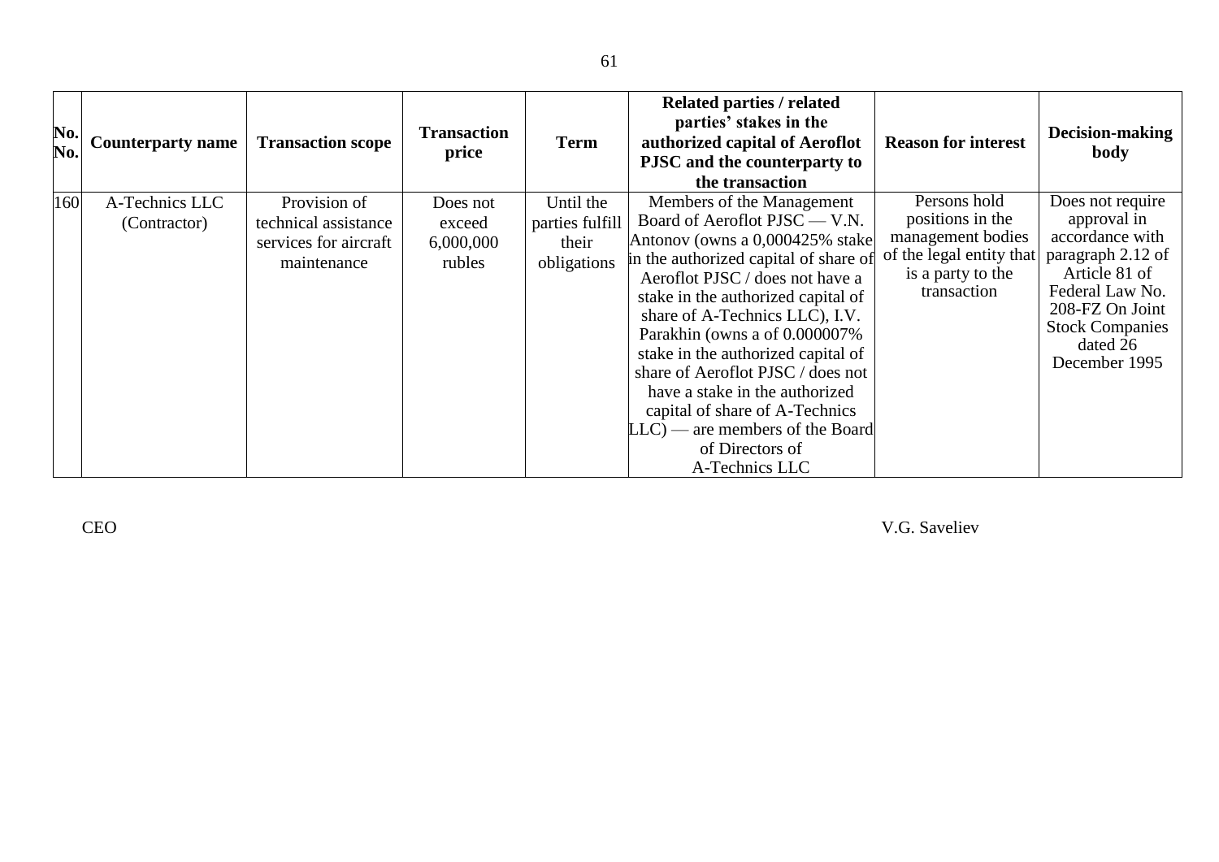| No. No. | Counterparty name | Transaction scope | Transaction price | Term | Related parties / related parties' stakes in the authorized capital of Aeroflot PJSC and the counterparty to the transaction | Reason for interest | Decision-making body |
|---|---|---|---|---|---|---|---|
| 160 | A-Technics LLC (Contractor) | Provision of technical assistance services for aircraft maintenance | Does not exceed 6,000,000 rubles | Until the parties fulfill their obligations | Members of the Management Board of Aeroflot PJSC — V.N. Antonov (owns a 0,000425% stake in the authorized capital of share of Aeroflot PJSC / does not have a stake in the authorized capital of share of A-Technics LLC), I.V. Parakhin (owns a of 0.000007% stake in the authorized capital of share of Aeroflot PJSC / does not have a stake in the authorized capital of share of A-Technics LLC) — are members of the Board of Directors of A-Technics LLC | Persons hold positions in the management bodies of the legal entity that is a party to the transaction | Does not require approval in accordance with paragraph 2.12 of Article 81 of Federal Law No. 208-FZ On Joint Stock Companies dated 26 December 1995 |

CEO V.G. Saveliev